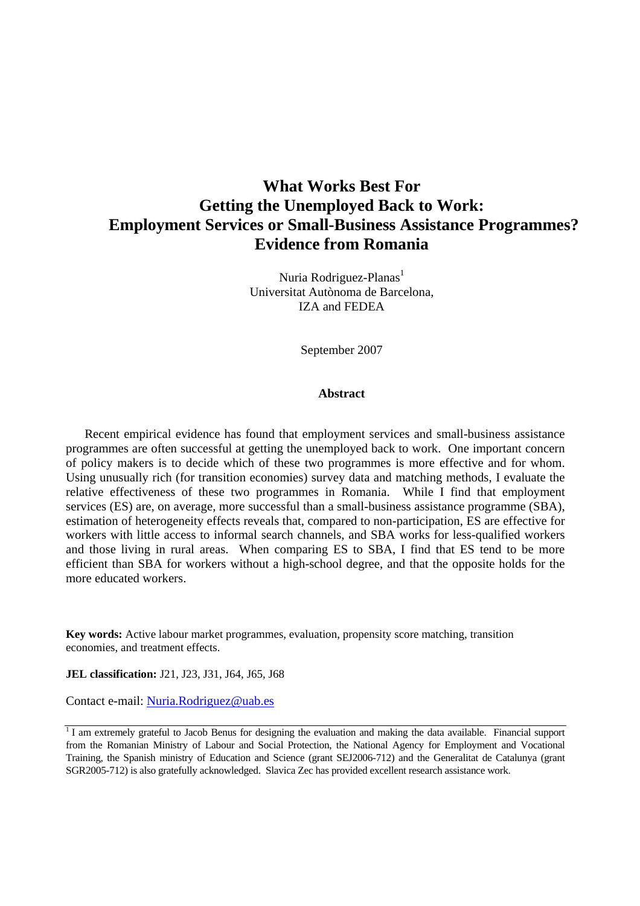# What Works Best For Getting the Unemployed Back to Work: Employment Services or Small-Business Assistance Programmes? Evidence from Romania

Nuria Rodriguez-Planas[1]
Universitat Autònoma de Barcelona,
IZA and FEDEA

September 2007

## Abstract

Recent empirical evidence has found that employment services and small-business assistance programmes are often successful at getting the unemployed back to work. One important concern of policy makers is to decide which of these two programmes is more effective and for whom. Using unusually rich (for transition economies) survey data and matching methods, I evaluate the relative effectiveness of these two programmes in Romania. While I find that employment services (ES) are, on average, more successful than a small-business assistance programme (SBA), estimation of heterogeneity effects reveals that, compared to non-participation, ES are effective for workers with little access to informal search channels, and SBA works for less-qualified workers and those living in rural areas. When comparing ES to SBA, I find that ES tend to be more efficient than SBA for workers without a high-school degree, and that the opposite holds for the more educated workers.

**Key words:** Active labour market programmes, evaluation, propensity score matching, transition economies, and treatment effects.

**JEL classification:** J21, J23, J31, J64, J65, J68

Contact e-mail: Nuria.Rodriguez@uab.es

[1] I am extremely grateful to Jacob Benus for designing the evaluation and making the data available. Financial support from the Romanian Ministry of Labour and Social Protection, the National Agency for Employment and Vocational Training, the Spanish ministry of Education and Science (grant SEJ2006-712) and the Generalitat de Catalunya (grant SGR2005-712) is also gratefully acknowledged. Slavica Zec has provided excellent research assistance work.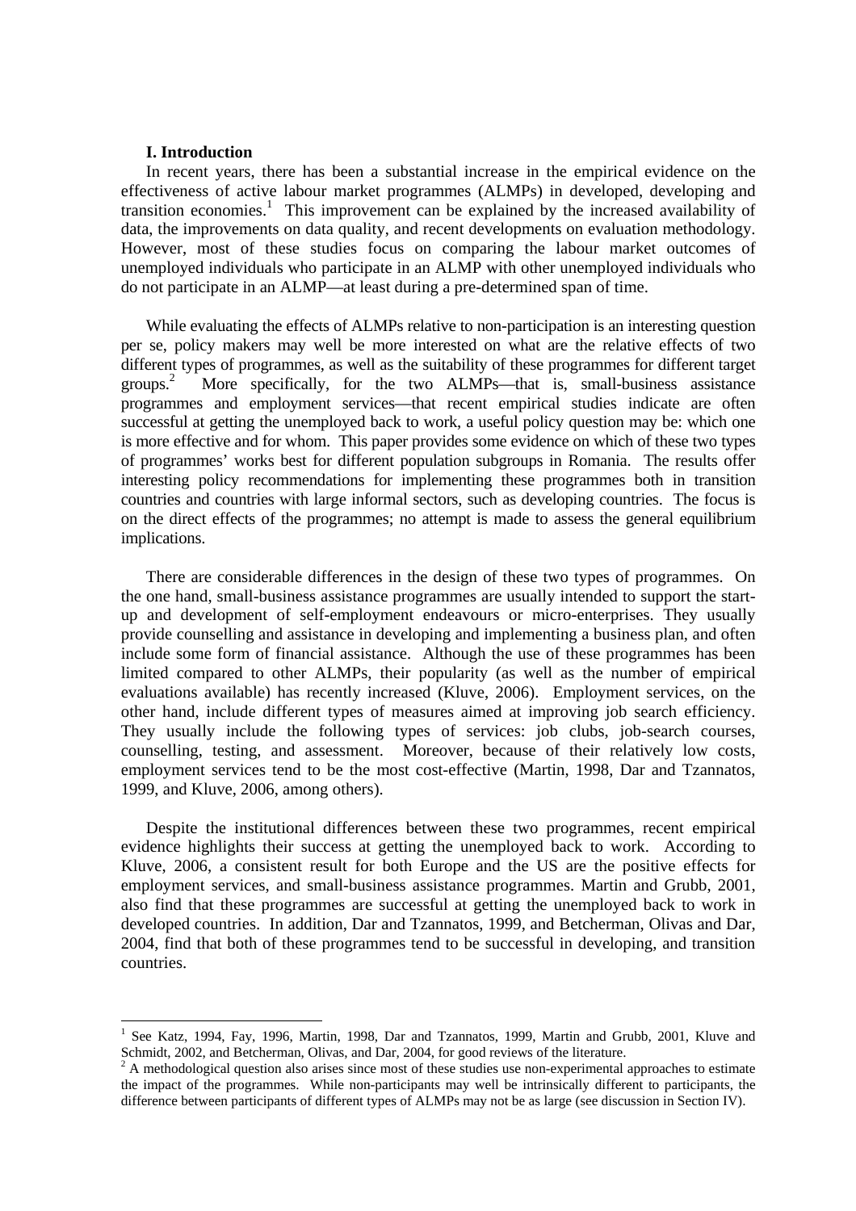## I. Introduction

In recent years, there has been a substantial increase in the empirical evidence on the effectiveness of active labour market programmes (ALMPs) in developed, developing and transition economies.[1] This improvement can be explained by the increased availability of data, the improvements on data quality, and recent developments on evaluation methodology. However, most of these studies focus on comparing the labour market outcomes of unemployed individuals who participate in an ALMP with other unemployed individuals who do not participate in an ALMP—at least during a pre-determined span of time.

While evaluating the effects of ALMPs relative to non-participation is an interesting question per se, policy makers may well be more interested on what are the relative effects of two different types of programmes, as well as the suitability of these programmes for different target groups.[2] More specifically, for the two ALMPs—that is, small-business assistance programmes and employment services—that recent empirical studies indicate are often successful at getting the unemployed back to work, a useful policy question may be: which one is more effective and for whom. This paper provides some evidence on which of these two types of programmes' works best for different population subgroups in Romania. The results offer interesting policy recommendations for implementing these programmes both in transition countries and countries with large informal sectors, such as developing countries. The focus is on the direct effects of the programmes; no attempt is made to assess the general equilibrium implications.

There are considerable differences in the design of these two types of programmes. On the one hand, small-business assistance programmes are usually intended to support the start-up and development of self-employment endeavours or micro-enterprises. They usually provide counselling and assistance in developing and implementing a business plan, and often include some form of financial assistance. Although the use of these programmes has been limited compared to other ALMPs, their popularity (as well as the number of empirical evaluations available) has recently increased (Kluve, 2006). Employment services, on the other hand, include different types of measures aimed at improving job search efficiency. They usually include the following types of services: job clubs, job-search courses, counselling, testing, and assessment. Moreover, because of their relatively low costs, employment services tend to be the most cost-effective (Martin, 1998, Dar and Tzannatos, 1999, and Kluve, 2006, among others).

Despite the institutional differences between these two programmes, recent empirical evidence highlights their success at getting the unemployed back to work. According to Kluve, 2006, a consistent result for both Europe and the US are the positive effects for employment services, and small-business assistance programmes. Martin and Grubb, 2001, also find that these programmes are successful at getting the unemployed back to work in developed countries. In addition, Dar and Tzannatos, 1999, and Betcherman, Olivas and Dar, 2004, find that both of these programmes tend to be successful in developing, and transition countries.

---

[1] See Katz, 1994, Fay, 1996, Martin, 1998, Dar and Tzannatos, 1999, Martin and Grubb, 2001, Kluve and Schmidt, 2002, and Betcherman, Olivas, and Dar, 2004, for good reviews of the literature.

[2] A methodological question also arises since most of these studies use non-experimental approaches to estimate the impact of the programmes. While non-participants may well be intrinsically different to participants, the difference between participants of different types of ALMPs may not be as large (see discussion in Section IV).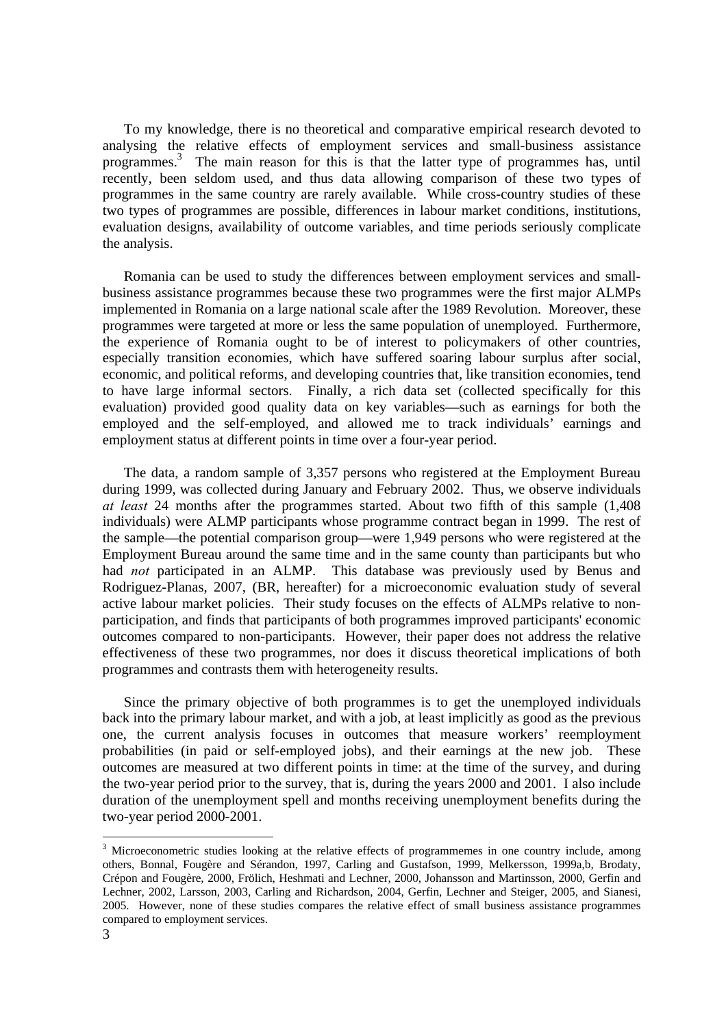To my knowledge, there is no theoretical and comparative empirical research devoted to analysing the relative effects of employment services and small-business assistance programmes.[3] The main reason for this is that the latter type of programmes has, until recently, been seldom used, and thus data allowing comparison of these two types of programmes in the same country are rarely available. While cross-country studies of these two types of programmes are possible, differences in labour market conditions, institutions, evaluation designs, availability of outcome variables, and time periods seriously complicate the analysis.

Romania can be used to study the differences between employment services and small-business assistance programmes because these two programmes were the first major ALMPs implemented in Romania on a large national scale after the 1989 Revolution. Moreover, these programmes were targeted at more or less the same population of unemployed. Furthermore, the experience of Romania ought to be of interest to policymakers of other countries, especially transition economies, which have suffered soaring labour surplus after social, economic, and political reforms, and developing countries that, like transition economies, tend to have large informal sectors. Finally, a rich data set (collected specifically for this evaluation) provided good quality data on key variables—such as earnings for both the employed and the self-employed, and allowed me to track individuals' earnings and employment status at different points in time over a four-year period.

The data, a random sample of 3,357 persons who registered at the Employment Bureau during 1999, was collected during January and February 2002. Thus, we observe individuals *at least* 24 months after the programmes started. About two fifth of this sample (1,408 individuals) were ALMP participants whose programme contract began in 1999. The rest of the sample—the potential comparison group—were 1,949 persons who were registered at the Employment Bureau around the same time and in the same county than participants but who had *not* participated in an ALMP. This database was previously used by Benus and Rodriguez-Planas, 2007, (BR, hereafter) for a microeconomic evaluation study of several active labour market policies. Their study focuses on the effects of ALMPs relative to non-participation, and finds that participants of both programmes improved participants' economic outcomes compared to non-participants. However, their paper does not address the relative effectiveness of these two programmes, nor does it discuss theoretical implications of both programmes and contrasts them with heterogeneity results.

Since the primary objective of both programmes is to get the unemployed individuals back into the primary labour market, and with a job, at least implicitly as good as the previous one, the current analysis focuses in outcomes that measure workers' reemployment probabilities (in paid or self-employed jobs), and their earnings at the new job. These outcomes are measured at two different points in time: at the time of the survey, and during the two-year period prior to the survey, that is, during the years 2000 and 2001. I also include duration of the unemployment spell and months receiving unemployment benefits during the two-year period 2000-2001.

[3] Microeconometric studies looking at the relative effects of programmemes in one country include, among others, Bonnal, Fougère and Sérandon, 1997, Carling and Gustafson, 1999, Melkersson, 1999a,b, Brodaty, Crépon and Fougère, 2000, Frölich, Heshmati and Lechner, 2000, Johansson and Martinsson, 2000, Gerfin and Lechner, 2002, Larsson, 2003, Carling and Richardson, 2004, Gerfin, Lechner and Steiger, 2005, and Sianesi, 2005. However, none of these studies compares the relative effect of small business assistance programmes compared to employment services.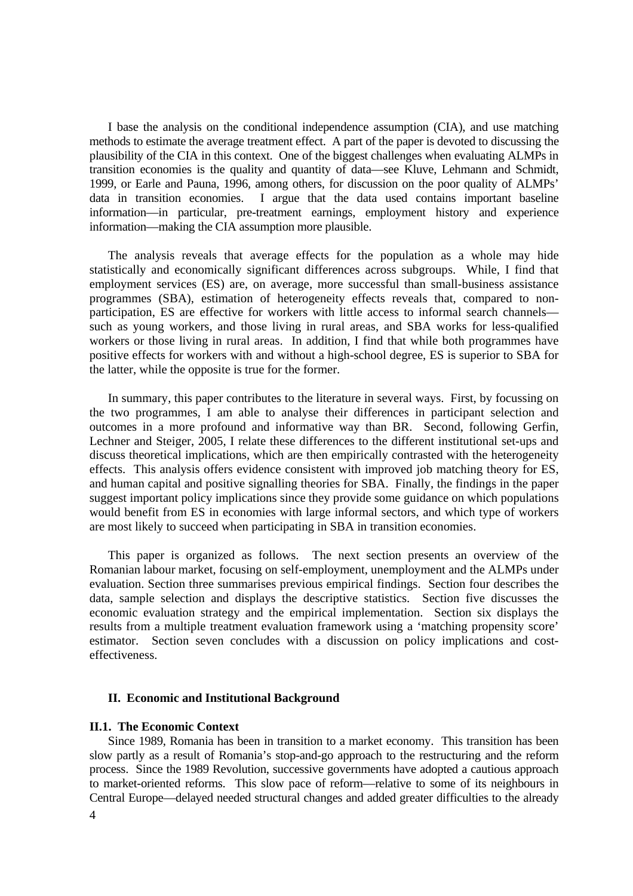I base the analysis on the conditional independence assumption (CIA), and use matching methods to estimate the average treatment effect. A part of the paper is devoted to discussing the plausibility of the CIA in this context. One of the biggest challenges when evaluating ALMPs in transition economies is the quality and quantity of data—see Kluve, Lehmann and Schmidt, 1999, or Earle and Pauna, 1996, among others, for discussion on the poor quality of ALMPs' data in transition economies. I argue that the data used contains important baseline information—in particular, pre-treatment earnings, employment history and experience information—making the CIA assumption more plausible.

The analysis reveals that average effects for the population as a whole may hide statistically and economically significant differences across subgroups. While, I find that employment services (ES) are, on average, more successful than small-business assistance programmes (SBA), estimation of heterogeneity effects reveals that, compared to non-participation, ES are effective for workers with little access to informal search channels—such as young workers, and those living in rural areas, and SBA works for less-qualified workers or those living in rural areas. In addition, I find that while both programmes have positive effects for workers with and without a high-school degree, ES is superior to SBA for the latter, while the opposite is true for the former.

In summary, this paper contributes to the literature in several ways. First, by focussing on the two programmes, I am able to analyse their differences in participant selection and outcomes in a more profound and informative way than BR. Second, following Gerfin, Lechner and Steiger, 2005, I relate these differences to the different institutional set-ups and discuss theoretical implications, which are then empirically contrasted with the heterogeneity effects. This analysis offers evidence consistent with improved job matching theory for ES, and human capital and positive signalling theories for SBA. Finally, the findings in the paper suggest important policy implications since they provide some guidance on which populations would benefit from ES in economies with large informal sectors, and which type of workers are most likely to succeed when participating in SBA in transition economies.

This paper is organized as follows. The next section presents an overview of the Romanian labour market, focusing on self-employment, unemployment and the ALMPs under evaluation. Section three summarises previous empirical findings. Section four describes the data, sample selection and displays the descriptive statistics. Section five discusses the economic evaluation strategy and the empirical implementation. Section six displays the results from a multiple treatment evaluation framework using a 'matching propensity score' estimator. Section seven concludes with a discussion on policy implications and cost-effectiveness.

## II. Economic and Institutional Background

### II.1. The Economic Context

Since 1989, Romania has been in transition to a market economy. This transition has been slow partly as a result of Romania's stop-and-go approach to the restructuring and the reform process. Since the 1989 Revolution, successive governments have adopted a cautious approach to market-oriented reforms. This slow pace of reform—relative to some of its neighbours in Central Europe—delayed needed structural changes and added greater difficulties to the already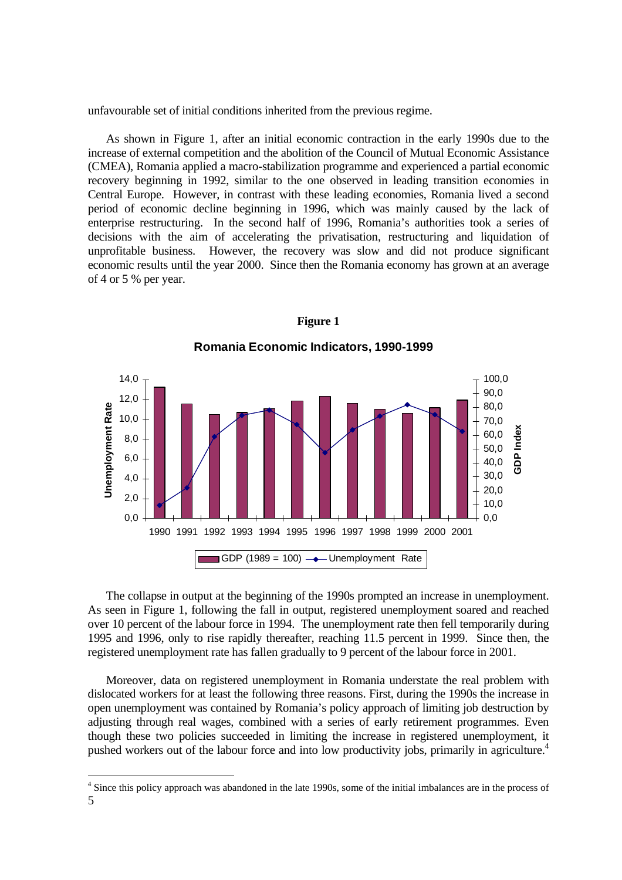unfavourable set of initial conditions inherited from the previous regime.

As shown in Figure 1, after an initial economic contraction in the early 1990s due to the increase of external competition and the abolition of the Council of Mutual Economic Assistance (CMEA), Romania applied a macro-stabilization programme and experienced a partial economic recovery beginning in 1992, similar to the one observed in leading transition economies in Central Europe. However, in contrast with these leading economies, Romania lived a second period of economic decline beginning in 1996, which was mainly caused by the lack of enterprise restructuring. In the second half of 1996, Romania's authorities took a series of decisions with the aim of accelerating the privatisation, restructuring and liquidation of unprofitable business. However, the recovery was slow and did not produce significant economic results until the year 2000. Since then the Romania economy has grown at an average of 4 or 5 % per year.

**Figure 1**

**Romania Economic Indicators, 1990-1999**

The collapse in output at the beginning of the 1990s prompted an increase in unemployment. As seen in Figure 1, following the fall in output, registered unemployment soared and reached over 10 percent of the labour force in 1994. The unemployment rate then fell temporarily during 1995 and 1996, only to rise rapidly thereafter, reaching 11.5 percent in 1999. Since then, the registered unemployment rate has fallen gradually to 9 percent of the labour force in 2001.

Moreover, data on registered unemployment in Romania understate the real problem with dislocated workers for at least the following three reasons. First, during the 1990s the increase in open unemployment was contained by Romania's policy approach of limiting job destruction by adjusting through real wages, combined with a series of early retirement programmes. Even though these two policies succeeded in limiting the increase in registered unemployment, it pushed workers out of the labour force and into low productivity jobs, primarily in agriculture.[4]

[4] Since this policy approach was abandoned in the late 1990s, some of the initial imbalances are in the process of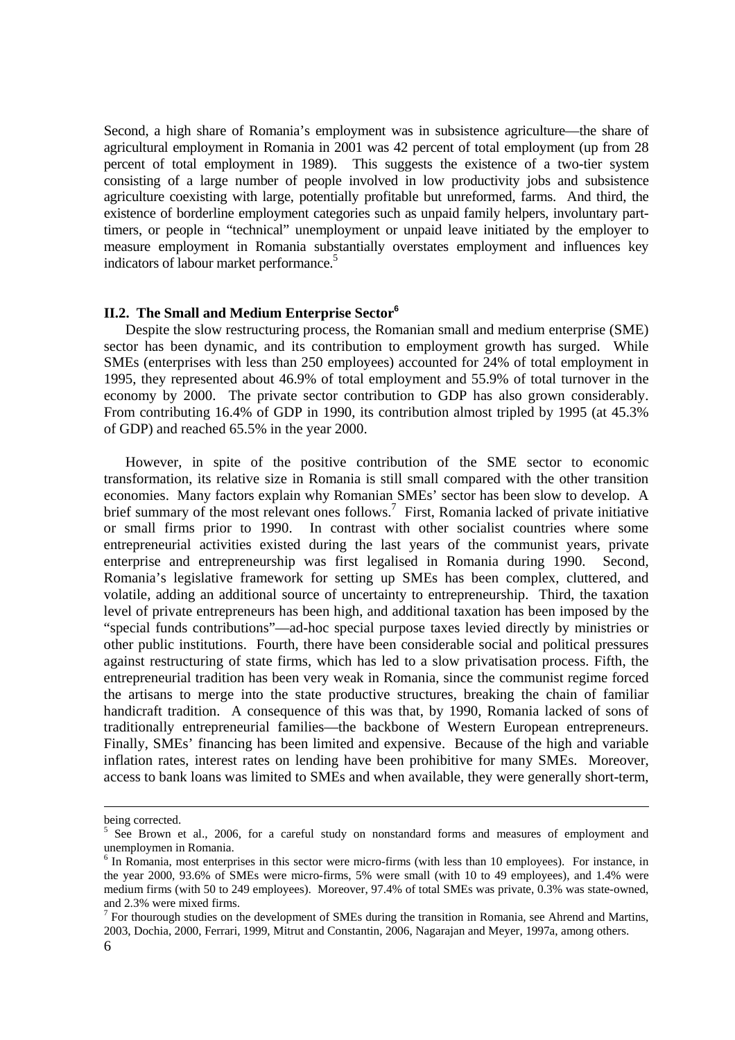Second, a high share of Romania's employment was in subsistence agriculture—the share of agricultural employment in Romania in 2001 was 42 percent of total employment (up from 28 percent of total employment in 1989). This suggests the existence of a two-tier system consisting of a large number of people involved in low productivity jobs and subsistence agriculture coexisting with large, potentially profitable but unreformed, farms. And third, the existence of borderline employment categories such as unpaid family helpers, involuntary part-timers, or people in "technical" unemployment or unpaid leave initiated by the employer to measure employment in Romania substantially overstates employment and influences key indicators of labour market performance.[5]

### II.2. The Small and Medium Enterprise Sector[6]

Despite the slow restructuring process, the Romanian small and medium enterprise (SME) sector has been dynamic, and its contribution to employment growth has surged. While SMEs (enterprises with less than 250 employees) accounted for 24% of total employment in 1995, they represented about 46.9% of total employment and 55.9% of total turnover in the economy by 2000. The private sector contribution to GDP has also grown considerably. From contributing 16.4% of GDP in 1990, its contribution almost tripled by 1995 (at 45.3% of GDP) and reached 65.5% in the year 2000.

However, in spite of the positive contribution of the SME sector to economic transformation, its relative size in Romania is still small compared with the other transition economies. Many factors explain why Romanian SMEs' sector has been slow to develop. A brief summary of the most relevant ones follows.[7] First, Romania lacked of private initiative or small firms prior to 1990. In contrast with other socialist countries where some entrepreneurial activities existed during the last years of the communist years, private enterprise and entrepreneurship was first legalised in Romania during 1990. Second, Romania's legislative framework for setting up SMEs has been complex, cluttered, and volatile, adding an additional source of uncertainty to entrepreneurship. Third, the taxation level of private entrepreneurs has been high, and additional taxation has been imposed by the "special funds contributions"—ad-hoc special purpose taxes levied directly by ministries or other public institutions. Fourth, there have been considerable social and political pressures against restructuring of state firms, which has led to a slow privatisation process. Fifth, the entrepreneurial tradition has been very weak in Romania, since the communist regime forced the artisans to merge into the state productive structures, breaking the chain of familiar handicraft tradition. A consequence of this was that, by 1990, Romania lacked of sons of traditionally entrepreneurial families—the backbone of Western European entrepreneurs. Finally, SMEs' financing has been limited and expensive. Because of the high and variable inflation rates, interest rates on lending have been prohibitive for many SMEs. Moreover, access to bank loans was limited to SMEs and when available, they were generally short-term,

---

being corrected.

[5] See Brown et al., 2006, for a careful study on nonstandard forms and measures of employment and unemploymen in Romania.

[6] In Romania, most enterprises in this sector were micro-firms (with less than 10 employees). For instance, in the year 2000, 93.6% of SMEs were micro-firms, 5% were small (with 10 to 49 employees), and 1.4% were medium firms (with 50 to 249 employees). Moreover, 97.4% of total SMEs was private, 0.3% was state-owned, and 2.3% were mixed firms.

[7] For thourough studies on the development of SMEs during the transition in Romania, see Ahrend and Martins, 2003, Dochia, 2000, Ferrari, 1999, Mitrut and Constantin, 2006, Nagarajan and Meyer, 1997a, among others.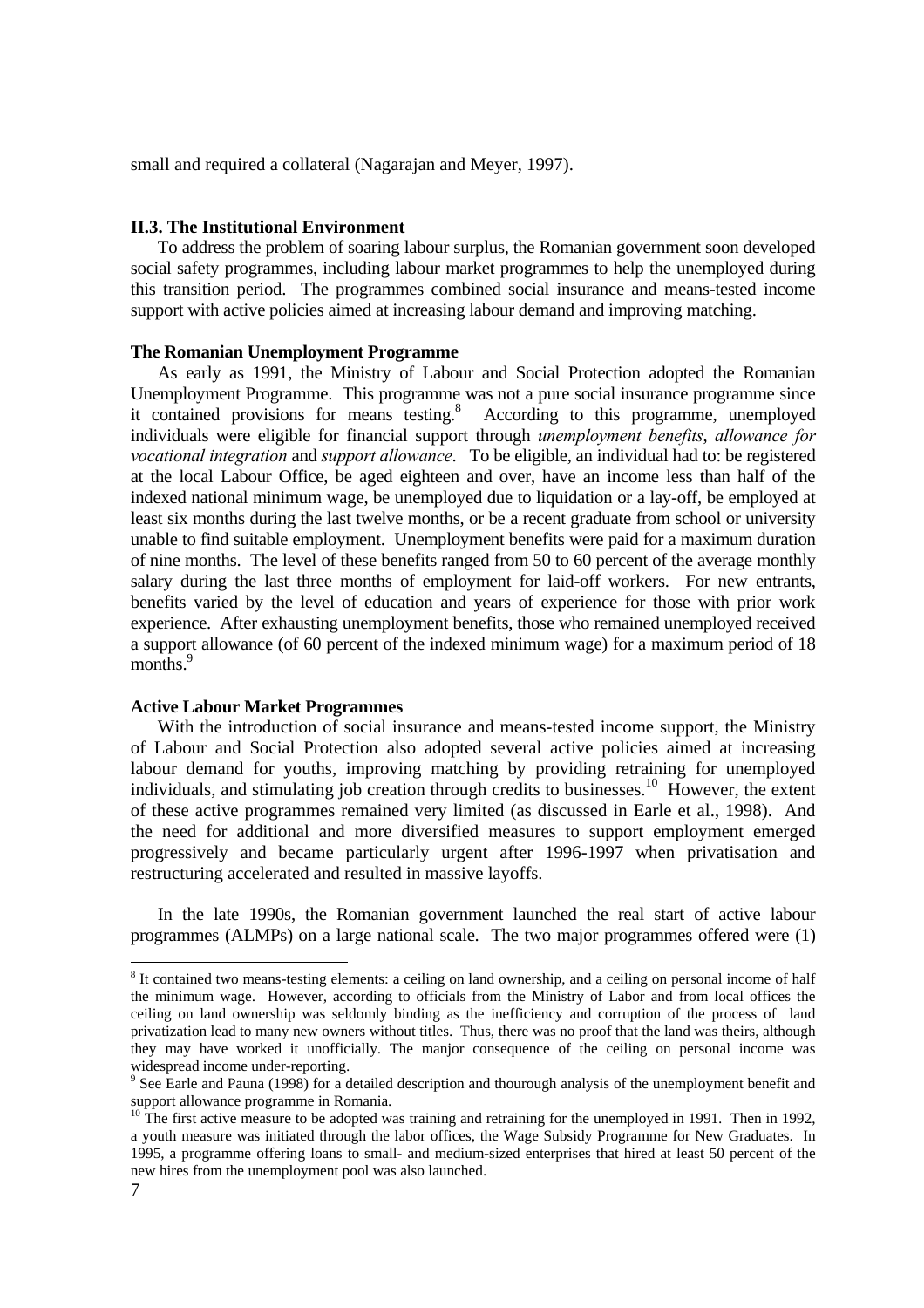small and required a collateral (Nagarajan and Meyer, 1997).

### II.3. The Institutional Environment

To address the problem of soaring labour surplus, the Romanian government soon developed social safety programmes, including labour market programmes to help the unemployed during this transition period. The programmes combined social insurance and means-tested income support with active policies aimed at increasing labour demand and improving matching.

#### The Romanian Unemployment Programme

As early as 1991, the Ministry of Labour and Social Protection adopted the Romanian Unemployment Programme. This programme was not a pure social insurance programme since it contained provisions for means testing.[8] According to this programme, unemployed individuals were eligible for financial support through *unemployment benefits*, *allowance for vocational integration* and *support allowance*. To be eligible, an individual had to: be registered at the local Labour Office, be aged eighteen and over, have an income less than half of the indexed national minimum wage, be unemployed due to liquidation or a lay-off, be employed at least six months during the last twelve months, or be a recent graduate from school or university unable to find suitable employment. Unemployment benefits were paid for a maximum duration of nine months. The level of these benefits ranged from 50 to 60 percent of the average monthly salary during the last three months of employment for laid-off workers. For new entrants, benefits varied by the level of education and years of experience for those with prior work experience. After exhausting unemployment benefits, those who remained unemployed received a support allowance (of 60 percent of the indexed minimum wage) for a maximum period of 18 months.[9]

#### Active Labour Market Programmes

With the introduction of social insurance and means-tested income support, the Ministry of Labour and Social Protection also adopted several active policies aimed at increasing labour demand for youths, improving matching by providing retraining for unemployed individuals, and stimulating job creation through credits to businesses.[10] However, the extent of these active programmes remained very limited (as discussed in Earle et al., 1998). And the need for additional and more diversified measures to support employment emerged progressively and became particularly urgent after 1996-1997 when privatisation and restructuring accelerated and resulted in massive layoffs.

In the late 1990s, the Romanian government launched the real start of active labour programmes (ALMPs) on a large national scale. The two major programmes offered were (1)

---

[8] It contained two means-testing elements: a ceiling on land ownership, and a ceiling on personal income of half the minimum wage. However, according to officials from the Ministry of Labor and from local offices the ceiling on land ownership was seldomly binding as the inefficiency and corruption of the process of land privatization lead to many new owners without titles. Thus, there was no proof that the land was theirs, although they may have worked it unofficially. The manjor consequence of the ceiling on personal income was widespread income under-reporting.

[9] See Earle and Pauna (1998) for a detailed description and thourough analysis of the unemployment benefit and support allowance programme in Romania.

[10] The first active measure to be adopted was training and retraining for the unemployed in 1991. Then in 1992, a youth measure was initiated through the labor offices, the Wage Subsidy Programme for New Graduates. In 1995, a programme offering loans to small- and medium-sized enterprises that hired at least 50 percent of the new hires from the unemployment pool was also launched.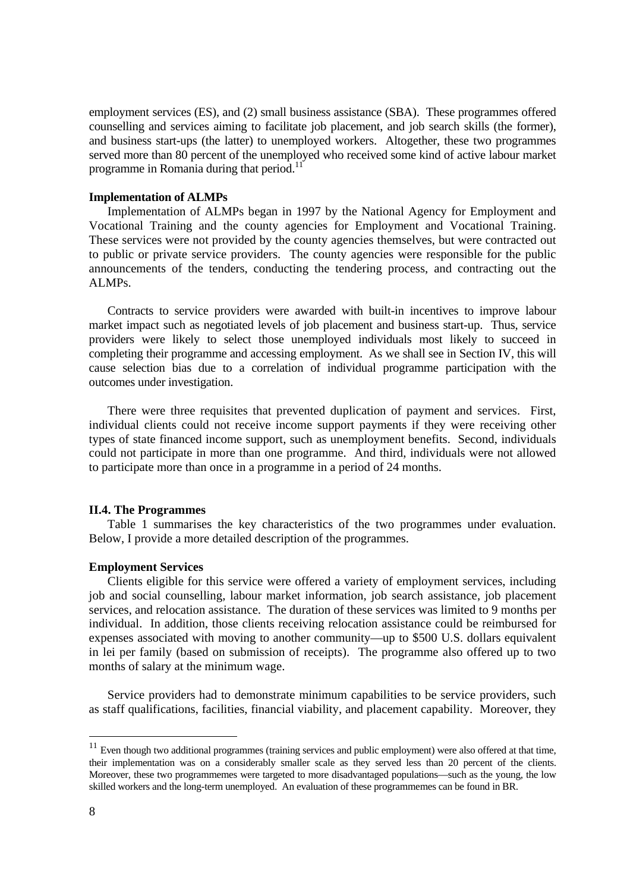employment services (ES), and (2) small business assistance (SBA). These programmes offered counselling and services aiming to facilitate job placement, and job search skills (the former), and business start-ups (the latter) to unemployed workers. Altogether, these two programmes served more than 80 percent of the unemployed who received some kind of active labour market programme in Romania during that period.[11]

**Implementation of ALMPs**

Implementation of ALMPs began in 1997 by the National Agency for Employment and Vocational Training and the county agencies for Employment and Vocational Training. These services were not provided by the county agencies themselves, but were contracted out to public or private service providers. The county agencies were responsible for the public announcements of the tenders, conducting the tendering process, and contracting out the ALMPs.

Contracts to service providers were awarded with built-in incentives to improve labour market impact such as negotiated levels of job placement and business start-up. Thus, service providers were likely to select those unemployed individuals most likely to succeed in completing their programme and accessing employment. As we shall see in Section IV, this will cause selection bias due to a correlation of individual programme participation with the outcomes under investigation.

There were three requisites that prevented duplication of payment and services. First, individual clients could not receive income support payments if they were receiving other types of state financed income support, such as unemployment benefits. Second, individuals could not participate in more than one programme. And third, individuals were not allowed to participate more than once in a programme in a period of 24 months.

### II.4. The Programmes

Table 1 summarises the key characteristics of the two programmes under evaluation. Below, I provide a more detailed description of the programmes.

**Employment Services**

Clients eligible for this service were offered a variety of employment services, including job and social counselling, labour market information, job search assistance, job placement services, and relocation assistance. The duration of these services was limited to 9 months per individual. In addition, those clients receiving relocation assistance could be reimbursed for expenses associated with moving to another community—up to $500 U.S. dollars equivalent in lei per family (based on submission of receipts). The programme also offered up to two months of salary at the minimum wage.

Service providers had to demonstrate minimum capabilities to be service providers, such as staff qualifications, facilities, financial viability, and placement capability. Moreover, they

---

[11] Even though two additional programmes (training services and public employment) were also offered at that time, their implementation was on a considerably smaller scale as they served less than 20 percent of the clients. Moreover, these two programmemes were targeted to more disadvantaged populations—such as the young, the low skilled workers and the long-term unemployed. An evaluation of these programmemes can be found in BR.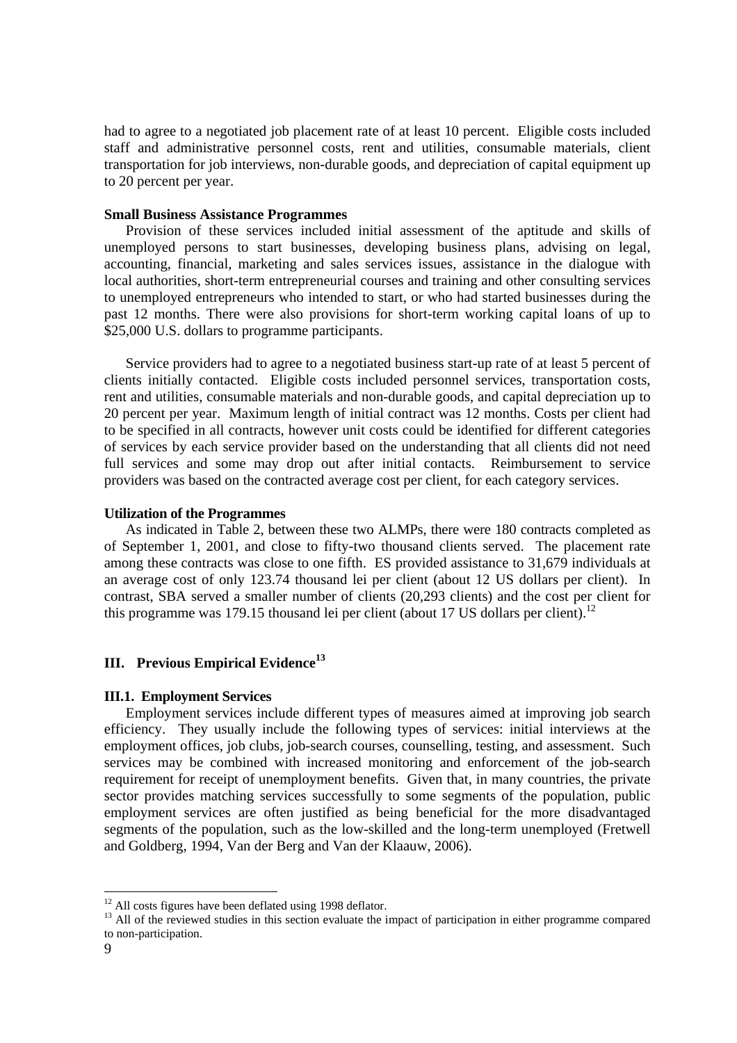had to agree to a negotiated job placement rate of at least 10 percent. Eligible costs included staff and administrative personnel costs, rent and utilities, consumable materials, client transportation for job interviews, non-durable goods, and depreciation of capital equipment up to 20 percent per year.

**Small Business Assistance Programmes**

Provision of these services included initial assessment of the aptitude and skills of unemployed persons to start businesses, developing business plans, advising on legal, accounting, financial, marketing and sales services issues, assistance in the dialogue with local authorities, short-term entrepreneurial courses and training and other consulting services to unemployed entrepreneurs who intended to start, or who had started businesses during the past 12 months. There were also provisions for short-term working capital loans of up to \$25,000 U.S. dollars to programme participants.

Service providers had to agree to a negotiated business start-up rate of at least 5 percent of clients initially contacted. Eligible costs included personnel services, transportation costs, rent and utilities, consumable materials and non-durable goods, and capital depreciation up to 20 percent per year. Maximum length of initial contract was 12 months. Costs per client had to be specified in all contracts, however unit costs could be identified for different categories of services by each service provider based on the understanding that all clients did not need full services and some may drop out after initial contacts. Reimbursement to service providers was based on the contracted average cost per client, for each category services.

**Utilization of the Programmes**

As indicated in Table 2, between these two ALMPs, there were 180 contracts completed as of September 1, 2001, and close to fifty-two thousand clients served. The placement rate among these contracts was close to one fifth. ES provided assistance to 31,679 individuals at an average cost of only 123.74 thousand lei per client (about 12 US dollars per client). In contrast, SBA served a smaller number of clients (20,293 clients) and the cost per client for this programme was 179.15 thousand lei per client (about 17 US dollars per client).[12]

## III. Previous Empirical Evidence[13]

### III.1. Employment Services

Employment services include different types of measures aimed at improving job search efficiency. They usually include the following types of services: initial interviews at the employment offices, job clubs, job-search courses, counselling, testing, and assessment. Such services may be combined with increased monitoring and enforcement of the job-search requirement for receipt of unemployment benefits. Given that, in many countries, the private sector provides matching services successfully to some segments of the population, public employment services are often justified as being beneficial for the more disadvantaged segments of the population, such as the low-skilled and the long-term unemployed (Fretwell and Goldberg, 1994, Van der Berg and Van der Klaauw, 2006).

---

[12] All costs figures have been deflated using 1998 deflator.

[13] All of the reviewed studies in this section evaluate the impact of participation in either programme compared to non-participation.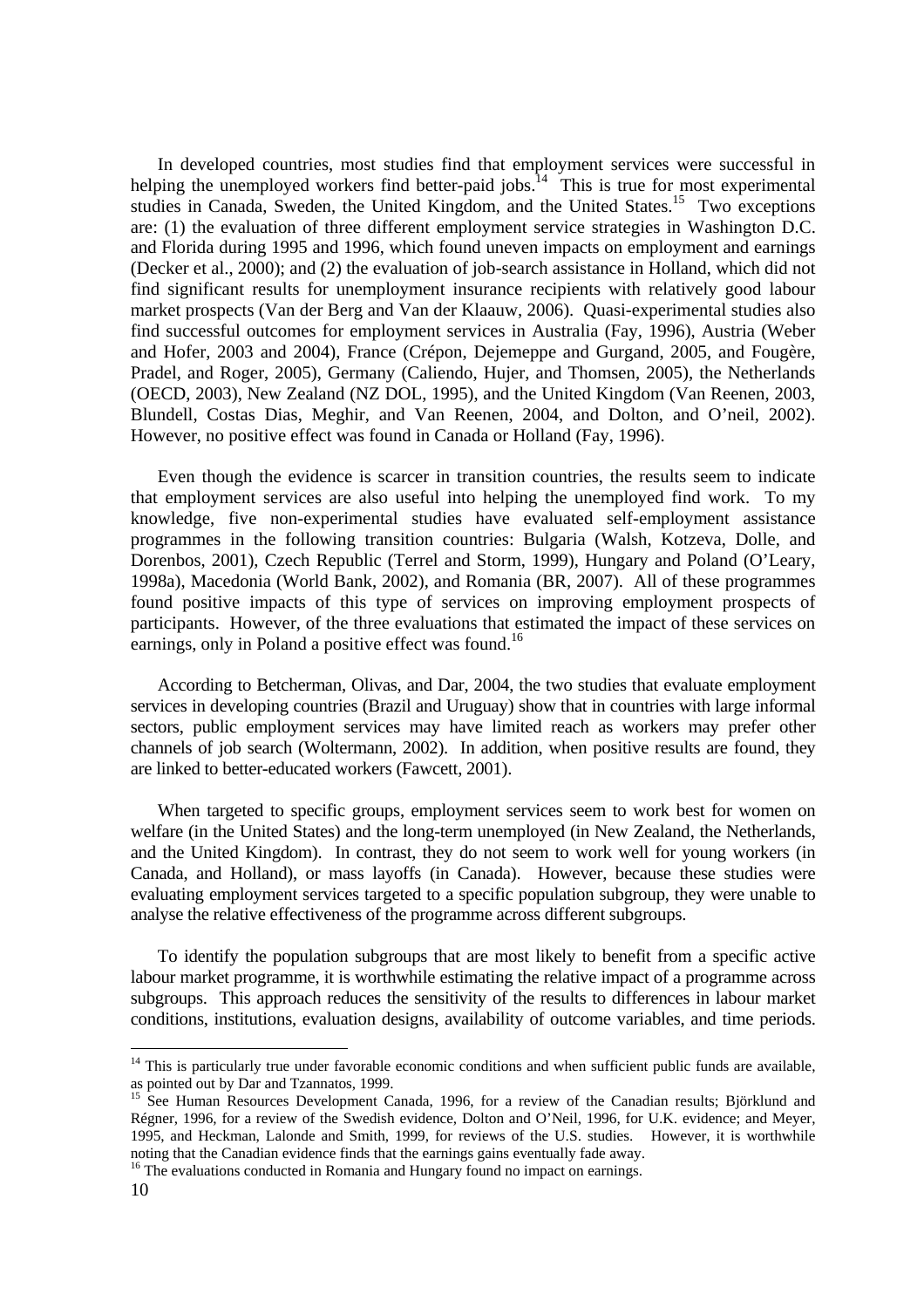In developed countries, most studies find that employment services were successful in helping the unemployed workers find better-paid jobs.[14] This is true for most experimental studies in Canada, Sweden, the United Kingdom, and the United States.[15] Two exceptions are: (1) the evaluation of three different employment service strategies in Washington D.C. and Florida during 1995 and 1996, which found uneven impacts on employment and earnings (Decker et al., 2000); and (2) the evaluation of job-search assistance in Holland, which did not find significant results for unemployment insurance recipients with relatively good labour market prospects (Van der Berg and Van der Klaauw, 2006). Quasi-experimental studies also find successful outcomes for employment services in Australia (Fay, 1996), Austria (Weber and Hofer, 2003 and 2004), France (Crépon, Dejemeppe and Gurgand, 2005, and Fougère, Pradel, and Roger, 2005), Germany (Caliendo, Hujer, and Thomsen, 2005), the Netherlands (OECD, 2003), New Zealand (NZ DOL, 1995), and the United Kingdom (Van Reenen, 2003, Blundell, Costas Dias, Meghir, and Van Reenen, 2004, and Dolton, and O'neil, 2002). However, no positive effect was found in Canada or Holland (Fay, 1996).

Even though the evidence is scarcer in transition countries, the results seem to indicate that employment services are also useful into helping the unemployed find work. To my knowledge, five non-experimental studies have evaluated self-employment assistance programmes in the following transition countries: Bulgaria (Walsh, Kotzeva, Dolle, and Dorenbos, 2001), Czech Republic (Terrel and Storm, 1999), Hungary and Poland (O'Leary, 1998a), Macedonia (World Bank, 2002), and Romania (BR, 2007). All of these programmes found positive impacts of this type of services on improving employment prospects of participants. However, of the three evaluations that estimated the impact of these services on earnings, only in Poland a positive effect was found.[16]

According to Betcherman, Olivas, and Dar, 2004, the two studies that evaluate employment services in developing countries (Brazil and Uruguay) show that in countries with large informal sectors, public employment services may have limited reach as workers may prefer other channels of job search (Woltermann, 2002). In addition, when positive results are found, they are linked to better-educated workers (Fawcett, 2001).

When targeted to specific groups, employment services seem to work best for women on welfare (in the United States) and the long-term unemployed (in New Zealand, the Netherlands, and the United Kingdom). In contrast, they do not seem to work well for young workers (in Canada, and Holland), or mass layoffs (in Canada). However, because these studies were evaluating employment services targeted to a specific population subgroup, they were unable to analyse the relative effectiveness of the programme across different subgroups.

To identify the population subgroups that are most likely to benefit from a specific active labour market programme, it is worthwhile estimating the relative impact of a programme across subgroups. This approach reduces the sensitivity of the results to differences in labour market conditions, institutions, evaluation designs, availability of outcome variables, and time periods.

---

[14] This is particularly true under favorable economic conditions and when sufficient public funds are available, as pointed out by Dar and Tzannatos, 1999.

[15] See Human Resources Development Canada, 1996, for a review of the Canadian results; Björklund and Régner, 1996, for a review of the Swedish evidence, Dolton and O'Neil, 1996, for U.K. evidence; and Meyer, 1995, and Heckman, Lalonde and Smith, 1999, for reviews of the U.S. studies. However, it is worthwhile noting that the Canadian evidence finds that the earnings gains eventually fade away.

[16] The evaluations conducted in Romania and Hungary found no impact on earnings.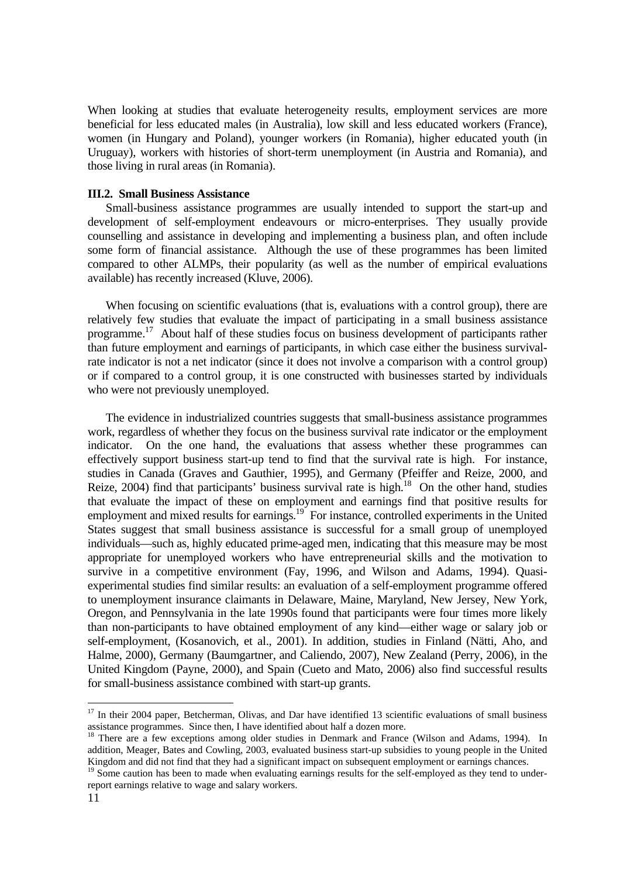When looking at studies that evaluate heterogeneity results, employment services are more beneficial for less educated males (in Australia), low skill and less educated workers (France), women (in Hungary and Poland), younger workers (in Romania), higher educated youth (in Uruguay), workers with histories of short-term unemployment (in Austria and Romania), and those living in rural areas (in Romania).

### III.2. Small Business Assistance

Small-business assistance programmes are usually intended to support the start-up and development of self-employment endeavours or micro-enterprises. They usually provide counselling and assistance in developing and implementing a business plan, and often include some form of financial assistance. Although the use of these programmes has been limited compared to other ALMPs, their popularity (as well as the number of empirical evaluations available) has recently increased (Kluve, 2006).

When focusing on scientific evaluations (that is, evaluations with a control group), there are relatively few studies that evaluate the impact of participating in a small business assistance programme.[17] About half of these studies focus on business development of participants rather than future employment and earnings of participants, in which case either the business survival-rate indicator is not a net indicator (since it does not involve a comparison with a control group) or if compared to a control group, it is one constructed with businesses started by individuals who were not previously unemployed.

The evidence in industrialized countries suggests that small-business assistance programmes work, regardless of whether they focus on the business survival rate indicator or the employment indicator. On the one hand, the evaluations that assess whether these programmes can effectively support business start-up tend to find that the survival rate is high. For instance, studies in Canada (Graves and Gauthier, 1995), and Germany (Pfeiffer and Reize, 2000, and Reize, 2004) find that participants' business survival rate is high.[18] On the other hand, studies that evaluate the impact of these on employment and earnings find that positive results for employment and mixed results for earnings.[19] For instance, controlled experiments in the United States suggest that small business assistance is successful for a small group of unemployed individuals—such as, highly educated prime-aged men, indicating that this measure may be most appropriate for unemployed workers who have entrepreneurial skills and the motivation to survive in a competitive environment (Fay, 1996, and Wilson and Adams, 1994). Quasi-experimental studies find similar results: an evaluation of a self-employment programme offered to unemployment insurance claimants in Delaware, Maine, Maryland, New Jersey, New York, Oregon, and Pennsylvania in the late 1990s found that participants were four times more likely than non-participants to have obtained employment of any kind—either wage or salary job or self-employment, (Kosanovich, et al., 2001). In addition, studies in Finland (Nätti, Aho, and Halme, 2000), Germany (Baumgartner, and Caliendo, 2007), New Zealand (Perry, 2006), in the United Kingdom (Payne, 2000), and Spain (Cueto and Mato, 2006) also find successful results for small-business assistance combined with start-up grants.

---

[17] In their 2004 paper, Betcherman, Olivas, and Dar have identified 13 scientific evaluations of small business assistance programmes. Since then, I have identified about half a dozen more.

[18] There are a few exceptions among older studies in Denmark and France (Wilson and Adams, 1994). In addition, Meager, Bates and Cowling, 2003, evaluated business start-up subsidies to young people in the United Kingdom and did not find that they had a significant impact on subsequent employment or earnings chances.

[19] Some caution has been to made when evaluating earnings results for the self-employed as they tend to under-report earnings relative to wage and salary workers.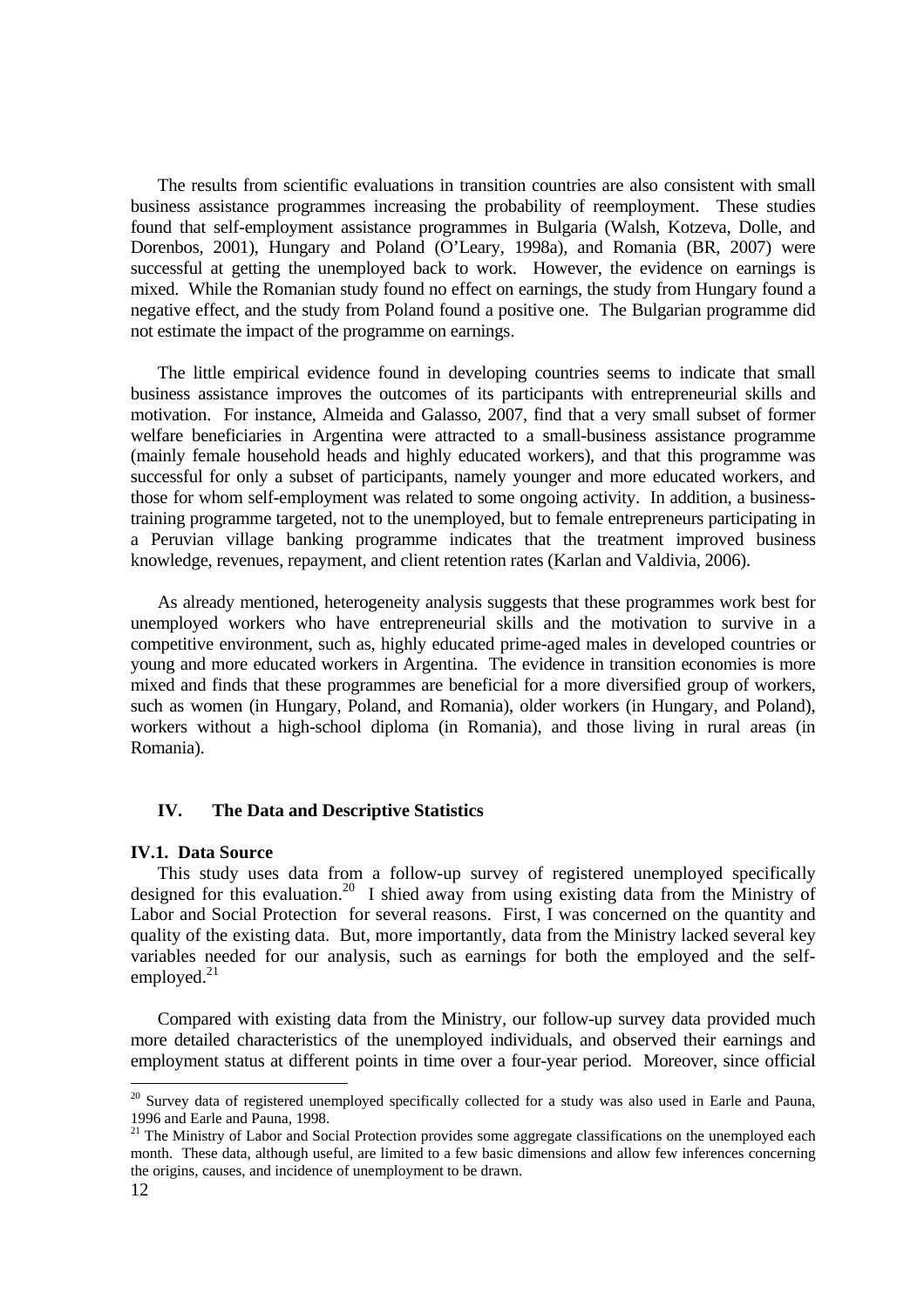The results from scientific evaluations in transition countries are also consistent with small business assistance programmes increasing the probability of reemployment. These studies found that self-employment assistance programmes in Bulgaria (Walsh, Kotzeva, Dolle, and Dorenbos, 2001), Hungary and Poland (O'Leary, 1998a), and Romania (BR, 2007) were successful at getting the unemployed back to work. However, the evidence on earnings is mixed. While the Romanian study found no effect on earnings, the study from Hungary found a negative effect, and the study from Poland found a positive one. The Bulgarian programme did not estimate the impact of the programme on earnings.

The little empirical evidence found in developing countries seems to indicate that small business assistance improves the outcomes of its participants with entrepreneurial skills and motivation. For instance, Almeida and Galasso, 2007, find that a very small subset of former welfare beneficiaries in Argentina were attracted to a small-business assistance programme (mainly female household heads and highly educated workers), and that this programme was successful for only a subset of participants, namely younger and more educated workers, and those for whom self-employment was related to some ongoing activity. In addition, a business-training programme targeted, not to the unemployed, but to female entrepreneurs participating in a Peruvian village banking programme indicates that the treatment improved business knowledge, revenues, repayment, and client retention rates (Karlan and Valdivia, 2006).

As already mentioned, heterogeneity analysis suggests that these programmes work best for unemployed workers who have entrepreneurial skills and the motivation to survive in a competitive environment, such as, highly educated prime-aged males in developed countries or young and more educated workers in Argentina. The evidence in transition economies is more mixed and finds that these programmes are beneficial for a more diversified group of workers, such as women (in Hungary, Poland, and Romania), older workers (in Hungary, and Poland), workers without a high-school diploma (in Romania), and those living in rural areas (in Romania).

## IV. The Data and Descriptive Statistics

### IV.1. Data Source

This study uses data from a follow-up survey of registered unemployed specifically designed for this evaluation.[20] I shied away from using existing data from the Ministry of Labor and Social Protection for several reasons. First, I was concerned on the quantity and quality of the existing data. But, more importantly, data from the Ministry lacked several key variables needed for our analysis, such as earnings for both the employed and the self-employed.[21]

Compared with existing data from the Ministry, our follow-up survey data provided much more detailed characteristics of the unemployed individuals, and observed their earnings and employment status at different points in time over a four-year period. Moreover, since official

[20] Survey data of registered unemployed specifically collected for a study was also used in Earle and Pauna, 1996 and Earle and Pauna, 1998.

[21] The Ministry of Labor and Social Protection provides some aggregate classifications on the unemployed each month. These data, although useful, are limited to a few basic dimensions and allow few inferences concerning the origins, causes, and incidence of unemployment to be drawn.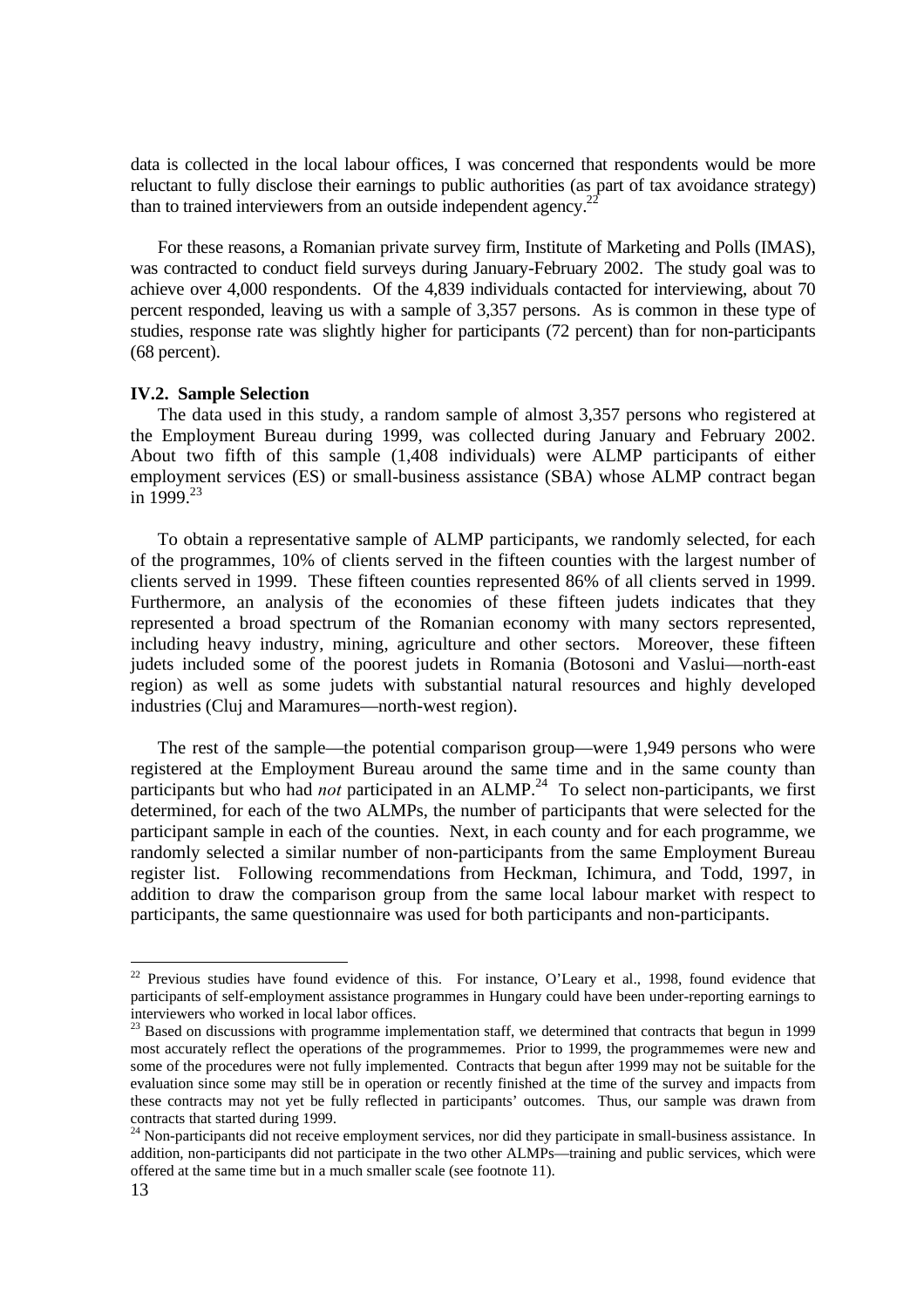data is collected in the local labour offices, I was concerned that respondents would be more reluctant to fully disclose their earnings to public authorities (as part of tax avoidance strategy) than to trained interviewers from an outside independent agency.[22]

For these reasons, a Romanian private survey firm, Institute of Marketing and Polls (IMAS), was contracted to conduct field surveys during January-February 2002. The study goal was to achieve over 4,000 respondents. Of the 4,839 individuals contacted for interviewing, about 70 percent responded, leaving us with a sample of 3,357 persons. As is common in these type of studies, response rate was slightly higher for participants (72 percent) than for non-participants (68 percent).

**IV.2. Sample Selection**

The data used in this study, a random sample of almost 3,357 persons who registered at the Employment Bureau during 1999, was collected during January and February 2002. About two fifth of this sample (1,408 individuals) were ALMP participants of either employment services (ES) or small-business assistance (SBA) whose ALMP contract began in 1999.[23]

To obtain a representative sample of ALMP participants, we randomly selected, for each of the programmes, 10% of clients served in the fifteen counties with the largest number of clients served in 1999. These fifteen counties represented 86% of all clients served in 1999. Furthermore, an analysis of the economies of these fifteen judets indicates that they represented a broad spectrum of the Romanian economy with many sectors represented, including heavy industry, mining, agriculture and other sectors. Moreover, these fifteen judets included some of the poorest judets in Romania (Botosoni and Vaslui—north-east region) as well as some judets with substantial natural resources and highly developed industries (Cluj and Maramures—north-west region).

The rest of the sample—the potential comparison group—were 1,949 persons who were registered at the Employment Bureau around the same time and in the same county than participants but who had *not* participated in an ALMP.[24] To select non-participants, we first determined, for each of the two ALMPs, the number of participants that were selected for the participant sample in each of the counties. Next, in each county and for each programme, we randomly selected a similar number of non-participants from the same Employment Bureau register list. Following recommendations from Heckman, Ichimura, and Todd, 1997, in addition to draw the comparison group from the same local labour market with respect to participants, the same questionnaire was used for both participants and non-participants.

---

[22] Previous studies have found evidence of this. For instance, O'Leary et al., 1998, found evidence that participants of self-employment assistance programmes in Hungary could have been under-reporting earnings to interviewers who worked in local labor offices.

[23] Based on discussions with programme implementation staff, we determined that contracts that begun in 1999 most accurately reflect the operations of the programmemes. Prior to 1999, the programmemes were new and some of the procedures were not fully implemented. Contracts that begun after 1999 may not be suitable for the evaluation since some may still be in operation or recently finished at the time of the survey and impacts from these contracts may not yet be fully reflected in participants' outcomes. Thus, our sample was drawn from contracts that started during 1999.

[24] Non-participants did not receive employment services, nor did they participate in small-business assistance. In addition, non-participants did not participate in the two other ALMPs—training and public services, which were offered at the same time but in a much smaller scale (see footnote 11).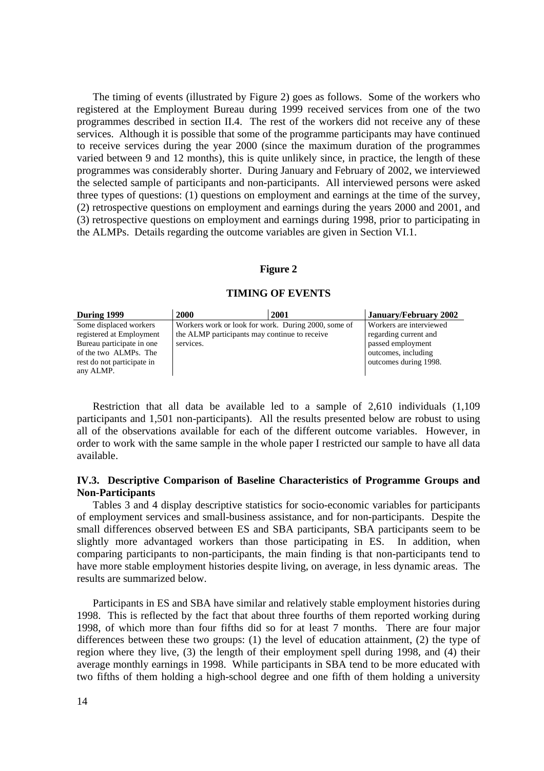The timing of events (illustrated by Figure 2) goes as follows. Some of the workers who registered at the Employment Bureau during 1999 received services from one of the two programmes described in section II.4. The rest of the workers did not receive any of these services. Although it is possible that some of the programme participants may have continued to receive services during the year 2000 (since the maximum duration of the programmes varied between 9 and 12 months), this is quite unlikely since, in practice, the length of these programmes was considerably shorter. During January and February of 2002, we interviewed the selected sample of participants and non-participants. All interviewed persons were asked three types of questions: (1) questions on employment and earnings at the time of the survey, (2) retrospective questions on employment and earnings during the years 2000 and 2001, and (3) retrospective questions on employment and earnings during 1998, prior to participating in the ALMPs. Details regarding the outcome variables are given in Section VI.1.

**Figure 2**

**TIMING OF EVENTS**

| During 1999 | 2000 | 2001 | January/February 2002 |
|---|---|---|---|
| Some displaced workers registered at Employment Bureau participate in one of the two ALMPs. The rest do not participate in any ALMP. | Workers work or look for work. During 2000, some of the ALMP participants may continue to receive services. | | Workers are interviewed regarding current and passed employment outcomes, including outcomes during 1998. |

Restriction that all data be available led to a sample of 2,610 individuals (1,109 participants and 1,501 non-participants). All the results presented below are robust to using all of the observations available for each of the different outcome variables. However, in order to work with the same sample in the whole paper I restricted our sample to have all data available.

### IV.3. Descriptive Comparison of Baseline Characteristics of Programme Groups and Non-Participants

Tables 3 and 4 display descriptive statistics for socio-economic variables for participants of employment services and small-business assistance, and for non-participants. Despite the small differences observed between ES and SBA participants, SBA participants seem to be slightly more advantaged workers than those participating in ES. In addition, when comparing participants to non-participants, the main finding is that non-participants tend to have more stable employment histories despite living, on average, in less dynamic areas. The results are summarized below.

Participants in ES and SBA have similar and relatively stable employment histories during 1998. This is reflected by the fact that about three fourths of them reported working during 1998, of which more than four fifths did so for at least 7 months. There are four major differences between these two groups: (1) the level of education attainment, (2) the type of region where they live, (3) the length of their employment spell during 1998, and (4) their average monthly earnings in 1998. While participants in SBA tend to be more educated with two fifths of them holding a high-school degree and one fifth of them holding a university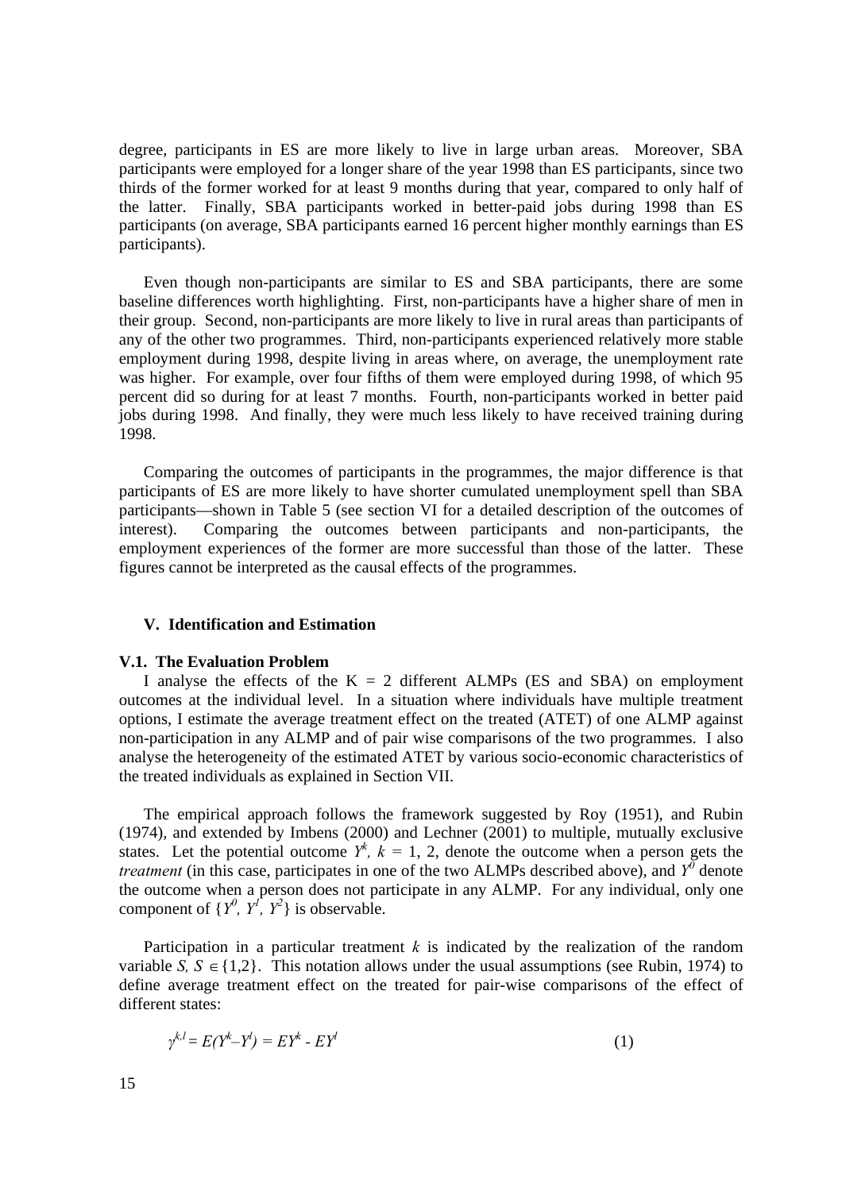degree, participants in ES are more likely to live in large urban areas. Moreover, SBA participants were employed for a longer share of the year 1998 than ES participants, since two thirds of the former worked for at least 9 months during that year, compared to only half of the latter. Finally, SBA participants worked in better-paid jobs during 1998 than ES participants (on average, SBA participants earned 16 percent higher monthly earnings than ES participants).

Even though non-participants are similar to ES and SBA participants, there are some baseline differences worth highlighting. First, non-participants have a higher share of men in their group. Second, non-participants are more likely to live in rural areas than participants of any of the other two programmes. Third, non-participants experienced relatively more stable employment during 1998, despite living in areas where, on average, the unemployment rate was higher. For example, over four fifths of them were employed during 1998, of which 95 percent did so during for at least 7 months. Fourth, non-participants worked in better paid jobs during 1998. And finally, they were much less likely to have received training during 1998.

Comparing the outcomes of participants in the programmes, the major difference is that participants of ES are more likely to have shorter cumulated unemployment spell than SBA participants—shown in Table 5 (see section VI for a detailed description of the outcomes of interest). Comparing the outcomes between participants and non-participants, the employment experiences of the former are more successful than those of the latter. These figures cannot be interpreted as the causal effects of the programmes.

## V. Identification and Estimation

### V.1. The Evaluation Problem

I analyse the effects of the $K = 2$ different ALMPs (ES and SBA) on employment outcomes at the individual level. In a situation where individuals have multiple treatment options, I estimate the average treatment effect on the treated (ATET) of one ALMP against non-participation in any ALMP and of pair wise comparisons of the two programmes. I also analyse the heterogeneity of the estimated ATET by various socio-economic characteristics of the treated individuals as explained in Section VII.

The empirical approach follows the framework suggested by Roy (1951), and Rubin (1974), and extended by Imbens (2000) and Lechner (2001) to multiple, mutually exclusive states. Let the potential outcome $Y^k$, $k = 1, 2$, denote the outcome when a person gets the *treatment* (in this case, participates in one of the two ALMPs described above), and $Y^0$ denote the outcome when a person does not participate in any ALMP. For any individual, only one component of $\{Y^0, Y^1, Y^2\}$ is observable.

Participation in a particular treatment $k$ is indicated by the realization of the random variable $S$, $S \in \{1,2\}$. This notation allows under the usual assumptions (see Rubin, 1974) to define average treatment effect on the treated for pair-wise comparisons of the effect of different states:

$$\gamma^{k,l} = E(Y^k - Y^l) = EY^k - EY^l \qquad (1)$$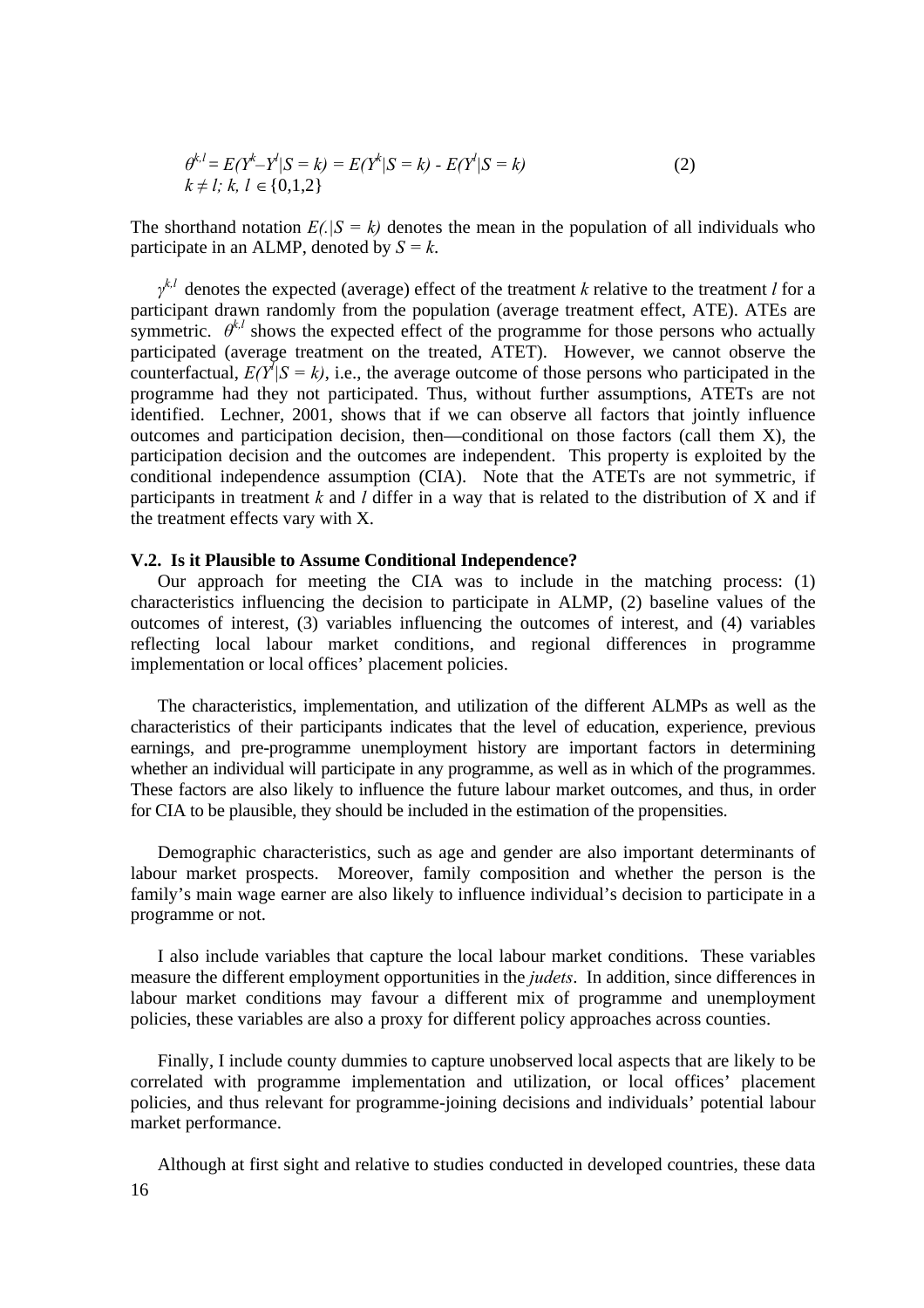$$\theta^{k,l} = E(Y^k - Y^l | S = k) = E(Y^k | S = k) - E(Y^l | S = k) \quad (2)$$
$$k \neq l;\ k,\ l \in \{0,1,2\}$$

The shorthand notation $E(.|S = k)$ denotes the mean in the population of all individuals who participate in an ALMP, denoted by $S = k$.

$\gamma^{k,l}$ denotes the expected (average) effect of the treatment $k$ relative to the treatment $l$ for a participant drawn randomly from the population (average treatment effect, ATE). ATEs are symmetric. $\theta^{k,l}$ shows the expected effect of the programme for those persons who actually participated (average treatment on the treated, ATET). However, we cannot observe the counterfactual, $E(Y^l|S = k)$, i.e., the average outcome of those persons who participated in the programme had they not participated. Thus, without further assumptions, ATETs are not identified. Lechner, 2001, shows that if we can observe all factors that jointly influence outcomes and participation decision, then—conditional on those factors (call them X), the participation decision and the outcomes are independent. This property is exploited by the conditional independence assumption (CIA). Note that the ATETs are not symmetric, if participants in treatment $k$ and $l$ differ in a way that is related to the distribution of X and if the treatment effects vary with X.

### V.2. Is it Plausible to Assume Conditional Independence?

Our approach for meeting the CIA was to include in the matching process: (1) characteristics influencing the decision to participate in ALMP, (2) baseline values of the outcomes of interest, (3) variables influencing the outcomes of interest, and (4) variables reflecting local labour market conditions, and regional differences in programme implementation or local offices' placement policies.

The characteristics, implementation, and utilization of the different ALMPs as well as the characteristics of their participants indicates that the level of education, experience, previous earnings, and pre-programme unemployment history are important factors in determining whether an individual will participate in any programme, as well as in which of the programmes. These factors are also likely to influence the future labour market outcomes, and thus, in order for CIA to be plausible, they should be included in the estimation of the propensities.

Demographic characteristics, such as age and gender are also important determinants of labour market prospects. Moreover, family composition and whether the person is the family's main wage earner are also likely to influence individual's decision to participate in a programme or not.

I also include variables that capture the local labour market conditions. These variables measure the different employment opportunities in the *judets*. In addition, since differences in labour market conditions may favour a different mix of programme and unemployment policies, these variables are also a proxy for different policy approaches across counties.

Finally, I include county dummies to capture unobserved local aspects that are likely to be correlated with programme implementation and utilization, or local offices' placement policies, and thus relevant for programme-joining decisions and individuals' potential labour market performance.

Although at first sight and relative to studies conducted in developed countries, these data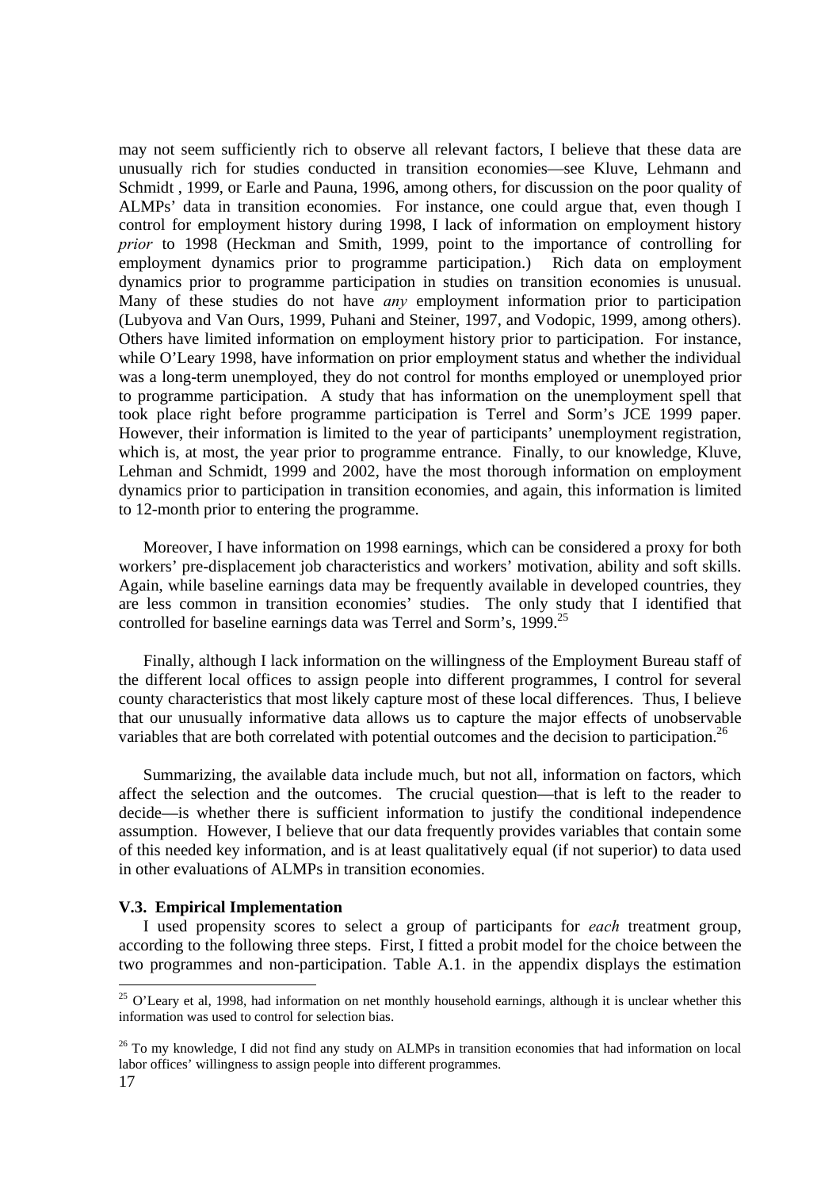may not seem sufficiently rich to observe all relevant factors, I believe that these data are unusually rich for studies conducted in transition economies—see Kluve, Lehmann and Schmidt , 1999, or Earle and Pauna, 1996, among others, for discussion on the poor quality of ALMPs' data in transition economies. For instance, one could argue that, even though I control for employment history during 1998, I lack of information on employment history *prior* to 1998 (Heckman and Smith, 1999, point to the importance of controlling for employment dynamics prior to programme participation.) Rich data on employment dynamics prior to programme participation in studies on transition economies is unusual. Many of these studies do not have *any* employment information prior to participation (Lubyova and Van Ours, 1999, Puhani and Steiner, 1997, and Vodopic, 1999, among others). Others have limited information on employment history prior to participation. For instance, while O'Leary 1998, have information on prior employment status and whether the individual was a long-term unemployed, they do not control for months employed or unemployed prior to programme participation. A study that has information on the unemployment spell that took place right before programme participation is Terrel and Sorm's JCE 1999 paper. However, their information is limited to the year of participants' unemployment registration, which is, at most, the year prior to programme entrance. Finally, to our knowledge, Kluve, Lehman and Schmidt, 1999 and 2002, have the most thorough information on employment dynamics prior to participation in transition economies, and again, this information is limited to 12-month prior to entering the programme.

Moreover, I have information on 1998 earnings, which can be considered a proxy for both workers' pre-displacement job characteristics and workers' motivation, ability and soft skills. Again, while baseline earnings data may be frequently available in developed countries, they are less common in transition economies' studies. The only study that I identified that controlled for baseline earnings data was Terrel and Sorm's, 1999.[25]

Finally, although I lack information on the willingness of the Employment Bureau staff of the different local offices to assign people into different programmes, I control for several county characteristics that most likely capture most of these local differences. Thus, I believe that our unusually informative data allows us to capture the major effects of unobservable variables that are both correlated with potential outcomes and the decision to participation.[26]

Summarizing, the available data include much, but not all, information on factors, which affect the selection and the outcomes. The crucial question—that is left to the reader to decide—is whether there is sufficient information to justify the conditional independence assumption. However, I believe that our data frequently provides variables that contain some of this needed key information, and is at least qualitatively equal (if not superior) to data used in other evaluations of ALMPs in transition economies.

### V.3. Empirical Implementation

I used propensity scores to select a group of participants for *each* treatment group, according to the following three steps. First, I fitted a probit model for the choice between the two programmes and non-participation. Table A.1. in the appendix displays the estimation

[25] O'Leary et al, 1998, had information on net monthly household earnings, although it is unclear whether this information was used to control for selection bias.

[26] To my knowledge, I did not find any study on ALMPs in transition economies that had information on local labor offices' willingness to assign people into different programmes.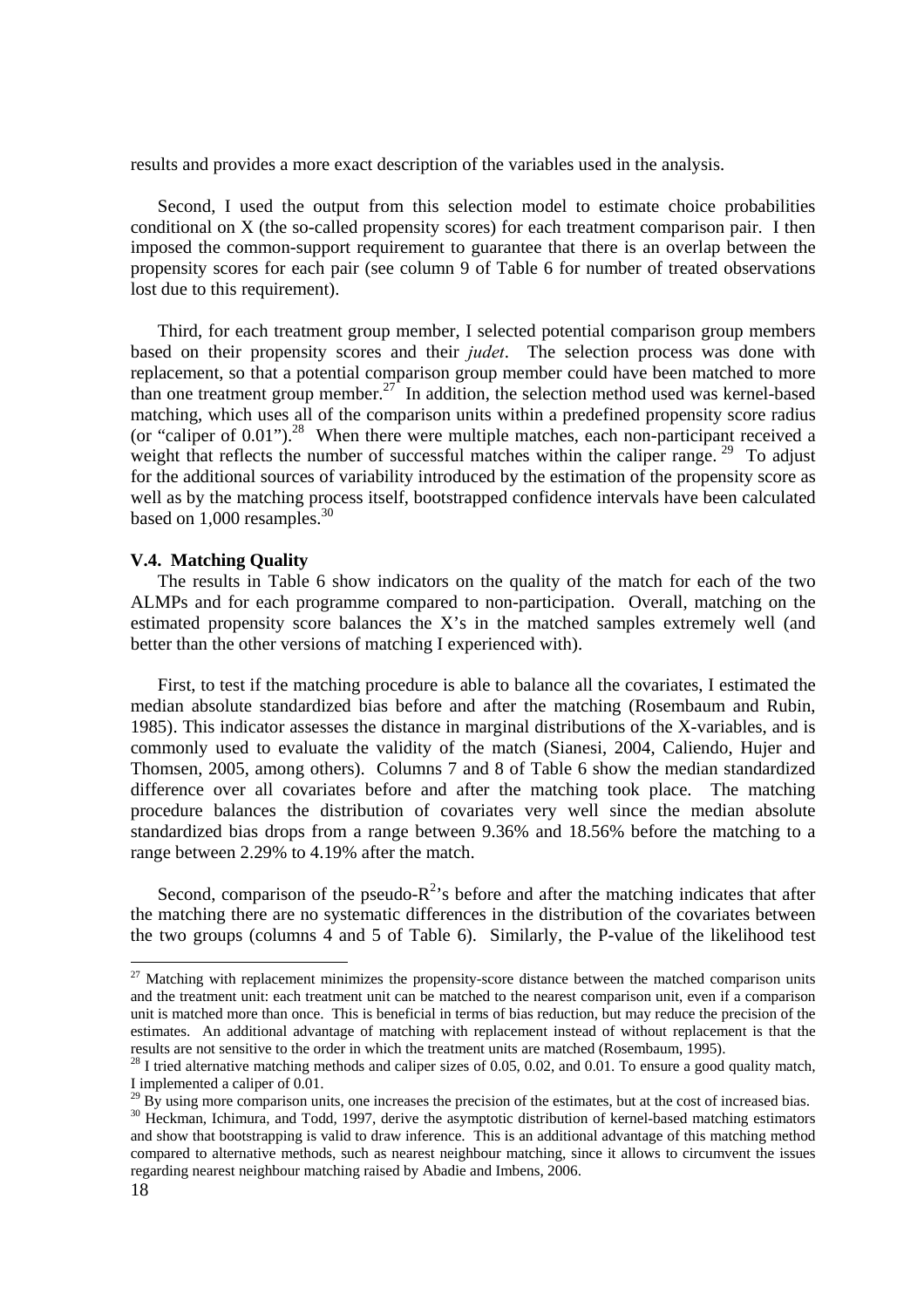results and provides a more exact description of the variables used in the analysis.

Second, I used the output from this selection model to estimate choice probabilities conditional on X (the so-called propensity scores) for each treatment comparison pair. I then imposed the common-support requirement to guarantee that there is an overlap between the propensity scores for each pair (see column 9 of Table 6 for number of treated observations lost due to this requirement).

Third, for each treatment group member, I selected potential comparison group members based on their propensity scores and their *judet*. The selection process was done with replacement, so that a potential comparison group member could have been matched to more than one treatment group member.[27] In addition, the selection method used was kernel-based matching, which uses all of the comparison units within a predefined propensity score radius (or "caliper of 0.01").[28] When there were multiple matches, each non-participant received a weight that reflects the number of successful matches within the caliper range.[29] To adjust for the additional sources of variability introduced by the estimation of the propensity score as well as by the matching process itself, bootstrapped confidence intervals have been calculated based on 1,000 resamples.[30]

### V.4. Matching Quality

The results in Table 6 show indicators on the quality of the match for each of the two ALMPs and for each programme compared to non-participation. Overall, matching on the estimated propensity score balances the X's in the matched samples extremely well (and better than the other versions of matching I experienced with).

First, to test if the matching procedure is able to balance all the covariates, I estimated the median absolute standardized bias before and after the matching (Rosembaum and Rubin, 1985). This indicator assesses the distance in marginal distributions of the X-variables, and is commonly used to evaluate the validity of the match (Sianesi, 2004, Caliendo, Hujer and Thomsen, 2005, among others). Columns 7 and 8 of Table 6 show the median standardized difference over all covariates before and after the matching took place. The matching procedure balances the distribution of covariates very well since the median absolute standardized bias drops from a range between 9.36% and 18.56% before the matching to a range between 2.29% to 4.19% after the match.

Second, comparison of the pseudo-$R^2$'s before and after the matching indicates that after the matching there are no systematic differences in the distribution of the covariates between the two groups (columns 4 and 5 of Table 6). Similarly, the P-value of the likelihood test

---

[27] Matching with replacement minimizes the propensity-score distance between the matched comparison units and the treatment unit: each treatment unit can be matched to the nearest comparison unit, even if a comparison unit is matched more than once. This is beneficial in terms of bias reduction, but may reduce the precision of the estimates. An additional advantage of matching with replacement instead of without replacement is that the results are not sensitive to the order in which the treatment units are matched (Rosembaum, 1995).

[28] I tried alternative matching methods and caliper sizes of 0.05, 0.02, and 0.01. To ensure a good quality match, I implemented a caliper of 0.01.

[29] By using more comparison units, one increases the precision of the estimates, but at the cost of increased bias.

[30] Heckman, Ichimura, and Todd, 1997, derive the asymptotic distribution of kernel-based matching estimators and show that bootstrapping is valid to draw inference. This is an additional advantage of this matching method compared to alternative methods, such as nearest neighbour matching, since it allows to circumvent the issues regarding nearest neighbour matching raised by Abadie and Imbens, 2006.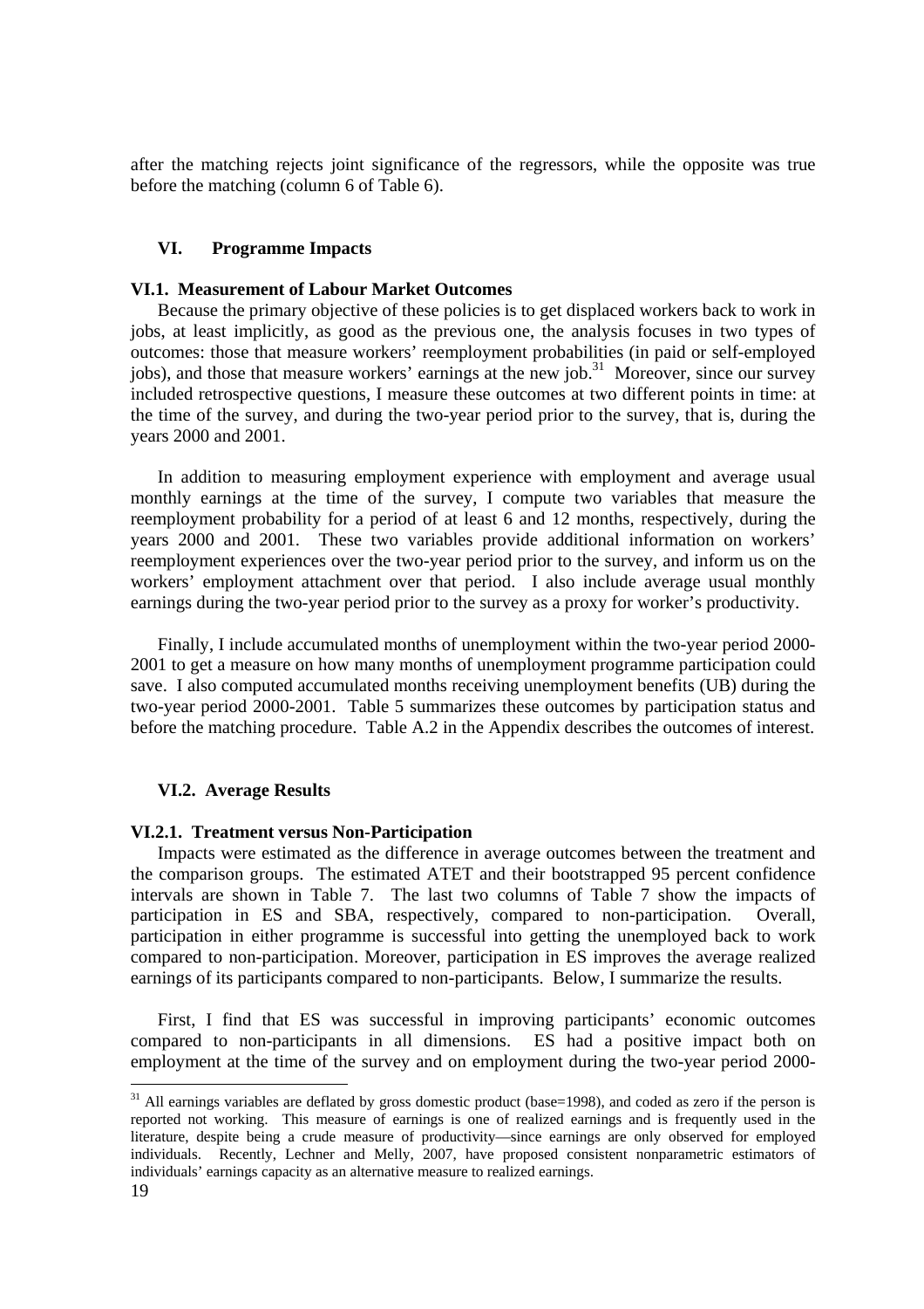after the matching rejects joint significance of the regressors, while the opposite was true before the matching (column 6 of Table 6).

## VI. Programme Impacts

### VI.1. Measurement of Labour Market Outcomes

Because the primary objective of these policies is to get displaced workers back to work in jobs, at least implicitly, as good as the previous one, the analysis focuses in two types of outcomes: those that measure workers' reemployment probabilities (in paid or self-employed jobs), and those that measure workers' earnings at the new job.[31] Moreover, since our survey included retrospective questions, I measure these outcomes at two different points in time: at the time of the survey, and during the two-year period prior to the survey, that is, during the years 2000 and 2001.

In addition to measuring employment experience with employment and average usual monthly earnings at the time of the survey, I compute two variables that measure the reemployment probability for a period of at least 6 and 12 months, respectively, during the years 2000 and 2001. These two variables provide additional information on workers' reemployment experiences over the two-year period prior to the survey, and inform us on the workers' employment attachment over that period. I also include average usual monthly earnings during the two-year period prior to the survey as a proxy for worker's productivity.

Finally, I include accumulated months of unemployment within the two-year period 2000-2001 to get a measure on how many months of unemployment programme participation could save. I also computed accumulated months receiving unemployment benefits (UB) during the two-year period 2000-2001. Table 5 summarizes these outcomes by participation status and before the matching procedure. Table A.2 in the Appendix describes the outcomes of interest.

### VI.2. Average Results

#### VI.2.1. Treatment versus Non-Participation

Impacts were estimated as the difference in average outcomes between the treatment and the comparison groups. The estimated ATET and their bootstrapped 95 percent confidence intervals are shown in Table 7. The last two columns of Table 7 show the impacts of participation in ES and SBA, respectively, compared to non-participation. Overall, participation in either programme is successful into getting the unemployed back to work compared to non-participation. Moreover, participation in ES improves the average realized earnings of its participants compared to non-participants. Below, I summarize the results.

First, I find that ES was successful in improving participants' economic outcomes compared to non-participants in all dimensions. ES had a positive impact both on employment at the time of the survey and on employment during the two-year period 2000-

[31] All earnings variables are deflated by gross domestic product (base=1998), and coded as zero if the person is reported not working. This measure of earnings is one of realized earnings and is frequently used in the literature, despite being a crude measure of productivity—since earnings are only observed for employed individuals. Recently, Lechner and Melly, 2007, have proposed consistent nonparametric estimators of individuals' earnings capacity as an alternative measure to realized earnings.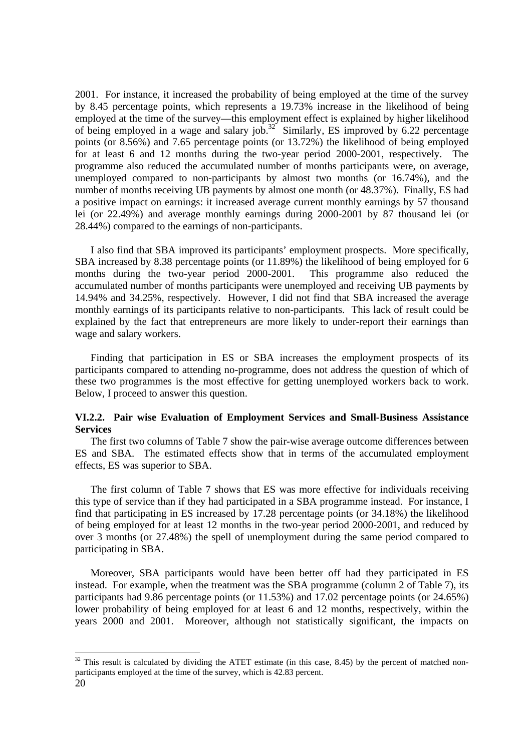2001. For instance, it increased the probability of being employed at the time of the survey by 8.45 percentage points, which represents a 19.73% increase in the likelihood of being employed at the time of the survey—this employment effect is explained by higher likelihood of being employed in a wage and salary job.[32] Similarly, ES improved by 6.22 percentage points (or 8.56%) and 7.65 percentage points (or 13.72%) the likelihood of being employed for at least 6 and 12 months during the two-year period 2000-2001, respectively. The programme also reduced the accumulated number of months participants were, on average, unemployed compared to non-participants by almost two months (or 16.74%), and the number of months receiving UB payments by almost one month (or 48.37%). Finally, ES had a positive impact on earnings: it increased average current monthly earnings by 57 thousand lei (or 22.49%) and average monthly earnings during 2000-2001 by 87 thousand lei (or 28.44%) compared to the earnings of non-participants.

I also find that SBA improved its participants' employment prospects. More specifically, SBA increased by 8.38 percentage points (or 11.89%) the likelihood of being employed for 6 months during the two-year period 2000-2001. This programme also reduced the accumulated number of months participants were unemployed and receiving UB payments by 14.94% and 34.25%, respectively. However, I did not find that SBA increased the average monthly earnings of its participants relative to non-participants. This lack of result could be explained by the fact that entrepreneurs are more likely to under-report their earnings than wage and salary workers.

Finding that participation in ES or SBA increases the employment prospects of its participants compared to attending no-programme, does not address the question of which of these two programmes is the most effective for getting unemployed workers back to work. Below, I proceed to answer this question.

#### VI.2.2. Pair wise Evaluation of Employment Services and Small-Business Assistance Services

The first two columns of Table 7 show the pair-wise average outcome differences between ES and SBA. The estimated effects show that in terms of the accumulated employment effects, ES was superior to SBA.

The first column of Table 7 shows that ES was more effective for individuals receiving this type of service than if they had participated in a SBA programme instead. For instance, I find that participating in ES increased by 17.28 percentage points (or 34.18%) the likelihood of being employed for at least 12 months in the two-year period 2000-2001, and reduced by over 3 months (or 27.48%) the spell of unemployment during the same period compared to participating in SBA.

Moreover, SBA participants would have been better off had they participated in ES instead. For example, when the treatment was the SBA programme (column 2 of Table 7), its participants had 9.86 percentage points (or 11.53%) and 17.02 percentage points (or 24.65%) lower probability of being employed for at least 6 and 12 months, respectively, within the years 2000 and 2001. Moreover, although not statistically significant, the impacts on

[32] This result is calculated by dividing the ATET estimate (in this case, 8.45) by the percent of matched non-participants employed at the time of the survey, which is 42.83 percent.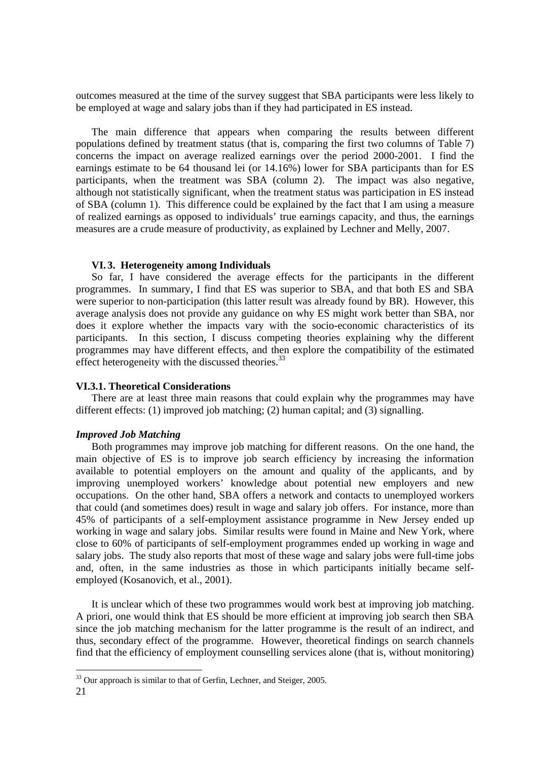outcomes measured at the time of the survey suggest that SBA participants were less likely to be employed at wage and salary jobs than if they had participated in ES instead.

The main difference that appears when comparing the results between different populations defined by treatment status (that is, comparing the first two columns of Table 7) concerns the impact on average realized earnings over the period 2000-2001. I find the earnings estimate to be 64 thousand lei (or 14.16%) lower for SBA participants than for ES participants, when the treatment was SBA (column 2). The impact was also negative, although not statistically significant, when the treatment status was participation in ES instead of SBA (column 1). This difference could be explained by the fact that I am using a measure of realized earnings as opposed to individuals' true earnings capacity, and thus, the earnings measures are a crude measure of productivity, as explained by Lechner and Melly, 2007.

### VI. 3. Heterogeneity among Individuals

So far, I have considered the average effects for the participants in the different programmes. In summary, I find that ES was superior to SBA, and that both ES and SBA were superior to non-participation (this latter result was already found by BR). However, this average analysis does not provide any guidance on why ES might work better than SBA, nor does it explore whether the impacts vary with the socio-economic characteristics of its participants. In this section, I discuss competing theories explaining why the different programmes may have different effects, and then explore the compatibility of the estimated effect heterogeneity with the discussed theories.[33]

### VI.3.1. Theoretical Considerations

There are at least three main reasons that could explain why the programmes may have different effects: (1) improved job matching; (2) human capital; and (3) signalling.

#### *Improved Job Matching*

Both programmes may improve job matching for different reasons. On the one hand, the main objective of ES is to improve job search efficiency by increasing the information available to potential employers on the amount and quality of the applicants, and by improving unemployed workers' knowledge about potential new employers and new occupations. On the other hand, SBA offers a network and contacts to unemployed workers that could (and sometimes does) result in wage and salary job offers. For instance, more than 45% of participants of a self-employment assistance programme in New Jersey ended up working in wage and salary jobs. Similar results were found in Maine and New York, where close to 60% of participants of self-employment programmes ended up working in wage and salary jobs. The study also reports that most of these wage and salary jobs were full-time jobs and, often, in the same industries as those in which participants initially became self-employed (Kosanovich, et al., 2001).

It is unclear which of these two programmes would work best at improving job matching. A priori, one would think that ES should be more efficient at improving job search then SBA since the job matching mechanism for the latter programme is the result of an indirect, and thus, secondary effect of the programme. However, theoretical findings on search channels find that the efficiency of employment counselling services alone (that is, without monitoring)

---

[33] Our approach is similar to that of Gerfin, Lechner, and Steiger, 2005.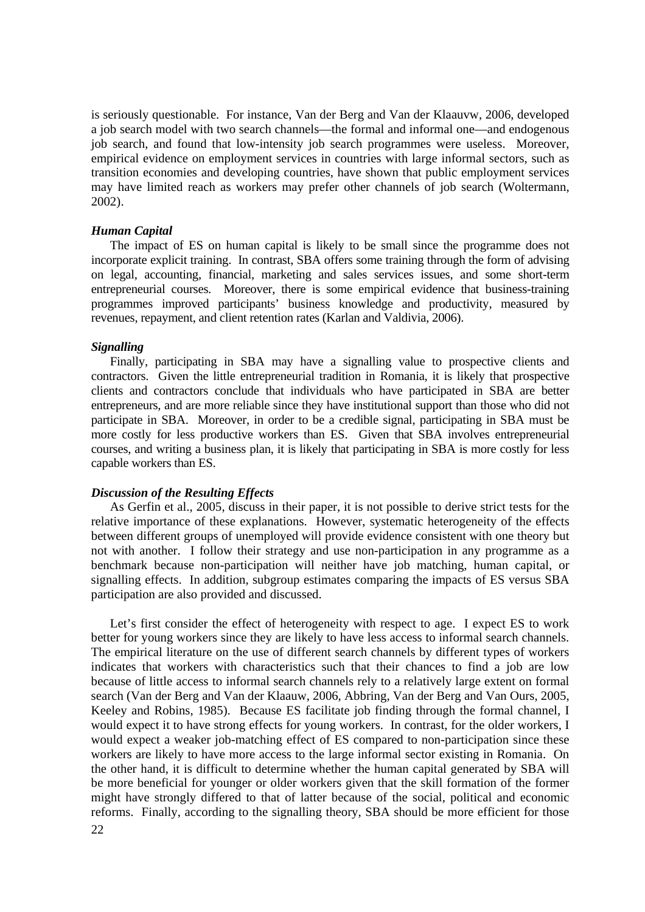is seriously questionable. For instance, Van der Berg and Van der Klaauvw, 2006, developed a job search model with two search channels—the formal and informal one—and endogenous job search, and found that low-intensity job search programmes were useless. Moreover, empirical evidence on employment services in countries with large informal sectors, such as transition economies and developing countries, have shown that public employment services may have limited reach as workers may prefer other channels of job search (Woltermann, 2002).

***Human Capital***

The impact of ES on human capital is likely to be small since the programme does not incorporate explicit training. In contrast, SBA offers some training through the form of advising on legal, accounting, financial, marketing and sales services issues, and some short-term entrepreneurial courses. Moreover, there is some empirical evidence that business-training programmes improved participants' business knowledge and productivity, measured by revenues, repayment, and client retention rates (Karlan and Valdivia, 2006).

***Signalling***

Finally, participating in SBA may have a signalling value to prospective clients and contractors. Given the little entrepreneurial tradition in Romania, it is likely that prospective clients and contractors conclude that individuals who have participated in SBA are better entrepreneurs, and are more reliable since they have institutional support than those who did not participate in SBA. Moreover, in order to be a credible signal, participating in SBA must be more costly for less productive workers than ES. Given that SBA involves entrepreneurial courses, and writing a business plan, it is likely that participating in SBA is more costly for less capable workers than ES.

***Discussion of the Resulting Effects***

As Gerfin et al., 2005, discuss in their paper, it is not possible to derive strict tests for the relative importance of these explanations. However, systematic heterogeneity of the effects between different groups of unemployed will provide evidence consistent with one theory but not with another. I follow their strategy and use non-participation in any programme as a benchmark because non-participation will neither have job matching, human capital, or signalling effects. In addition, subgroup estimates comparing the impacts of ES versus SBA participation are also provided and discussed.

Let's first consider the effect of heterogeneity with respect to age. I expect ES to work better for young workers since they are likely to have less access to informal search channels. The empirical literature on the use of different search channels by different types of workers indicates that workers with characteristics such that their chances to find a job are low because of little access to informal search channels rely to a relatively large extent on formal search (Van der Berg and Van der Klaauw, 2006, Abbring, Van der Berg and Van Ours, 2005, Keeley and Robins, 1985). Because ES facilitate job finding through the formal channel, I would expect it to have strong effects for young workers. In contrast, for the older workers, I would expect a weaker job-matching effect of ES compared to non-participation since these workers are likely to have more access to the large informal sector existing in Romania. On the other hand, it is difficult to determine whether the human capital generated by SBA will be more beneficial for younger or older workers given that the skill formation of the former might have strongly differed to that of latter because of the social, political and economic reforms. Finally, according to the signalling theory, SBA should be more efficient for those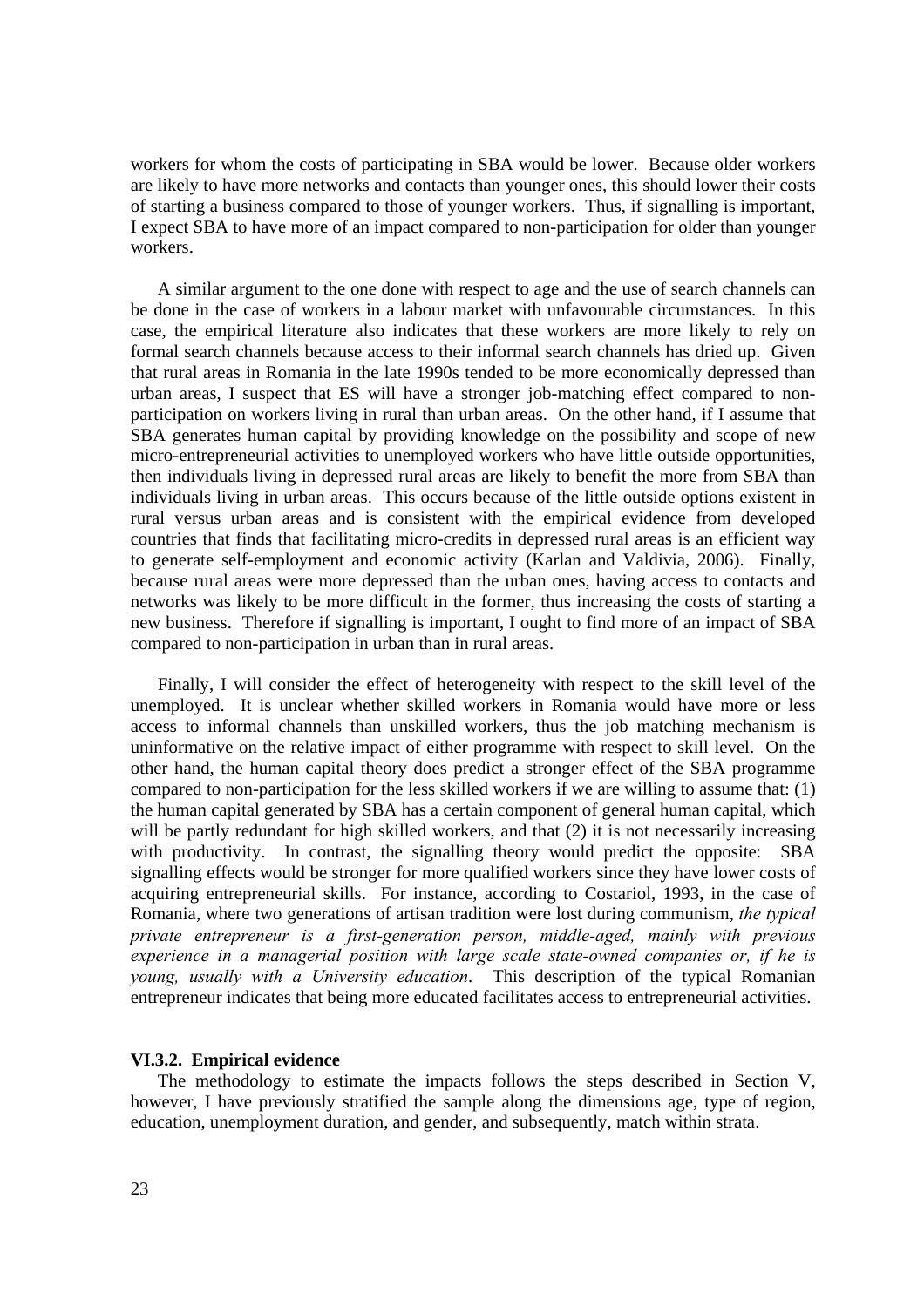workers for whom the costs of participating in SBA would be lower. Because older workers are likely to have more networks and contacts than younger ones, this should lower their costs of starting a business compared to those of younger workers. Thus, if signalling is important, I expect SBA to have more of an impact compared to non-participation for older than younger workers.

A similar argument to the one done with respect to age and the use of search channels can be done in the case of workers in a labour market with unfavourable circumstances. In this case, the empirical literature also indicates that these workers are more likely to rely on formal search channels because access to their informal search channels has dried up. Given that rural areas in Romania in the late 1990s tended to be more economically depressed than urban areas, I suspect that ES will have a stronger job-matching effect compared to non-participation on workers living in rural than urban areas. On the other hand, if I assume that SBA generates human capital by providing knowledge on the possibility and scope of new micro-entrepreneurial activities to unemployed workers who have little outside opportunities, then individuals living in depressed rural areas are likely to benefit the more from SBA than individuals living in urban areas. This occurs because of the little outside options existent in rural versus urban areas and is consistent with the empirical evidence from developed countries that finds that facilitating micro-credits in depressed rural areas is an efficient way to generate self-employment and economic activity (Karlan and Valdivia, 2006). Finally, because rural areas were more depressed than the urban ones, having access to contacts and networks was likely to be more difficult in the former, thus increasing the costs of starting a new business. Therefore if signalling is important, I ought to find more of an impact of SBA compared to non-participation in urban than in rural areas.

Finally, I will consider the effect of heterogeneity with respect to the skill level of the unemployed. It is unclear whether skilled workers in Romania would have more or less access to informal channels than unskilled workers, thus the job matching mechanism is uninformative on the relative impact of either programme with respect to skill level. On the other hand, the human capital theory does predict a stronger effect of the SBA programme compared to non-participation for the less skilled workers if we are willing to assume that: (1) the human capital generated by SBA has a certain component of general human capital, which will be partly redundant for high skilled workers, and that (2) it is not necessarily increasing with productivity. In contrast, the signalling theory would predict the opposite: SBA signalling effects would be stronger for more qualified workers since they have lower costs of acquiring entrepreneurial skills. For instance, according to Costariol, 1993, in the case of Romania, where two generations of artisan tradition were lost during communism, *the typical private entrepreneur is a first-generation person, middle-aged, mainly with previous experience in a managerial position with large scale state-owned companies or, if he is young, usually with a University education*. This description of the typical Romanian entrepreneur indicates that being more educated facilitates access to entrepreneurial activities.

### VI.3.2. Empirical evidence

The methodology to estimate the impacts follows the steps described in Section V, however, I have previously stratified the sample along the dimensions age, type of region, education, unemployment duration, and gender, and subsequently, match within strata.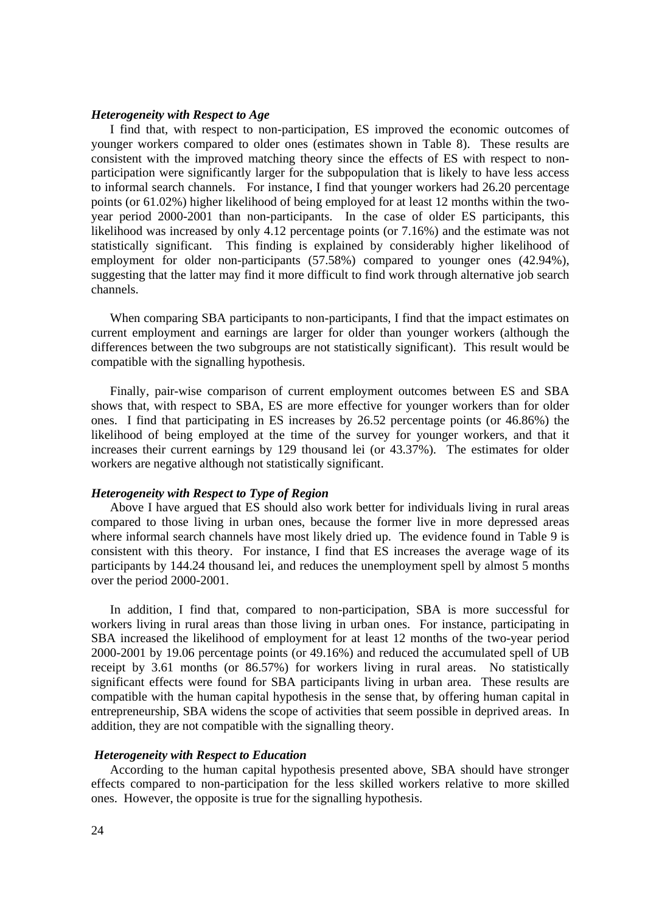### *Heterogeneity with Respect to Age*

I find that, with respect to non-participation, ES improved the economic outcomes of younger workers compared to older ones (estimates shown in Table 8). These results are consistent with the improved matching theory since the effects of ES with respect to non-participation were significantly larger for the subpopulation that is likely to have less access to informal search channels. For instance, I find that younger workers had 26.20 percentage points (or 61.02%) higher likelihood of being employed for at least 12 months within the two-year period 2000-2001 than non-participants. In the case of older ES participants, this likelihood was increased by only 4.12 percentage points (or 7.16%) and the estimate was not statistically significant. This finding is explained by considerably higher likelihood of employment for older non-participants (57.58%) compared to younger ones (42.94%), suggesting that the latter may find it more difficult to find work through alternative job search channels.

When comparing SBA participants to non-participants, I find that the impact estimates on current employment and earnings are larger for older than younger workers (although the differences between the two subgroups are not statistically significant). This result would be compatible with the signalling hypothesis.

Finally, pair-wise comparison of current employment outcomes between ES and SBA shows that, with respect to SBA, ES are more effective for younger workers than for older ones. I find that participating in ES increases by 26.52 percentage points (or 46.86%) the likelihood of being employed at the time of the survey for younger workers, and that it increases their current earnings by 129 thousand lei (or 43.37%). The estimates for older workers are negative although not statistically significant.

### *Heterogeneity with Respect to Type of Region*

Above I have argued that ES should also work better for individuals living in rural areas compared to those living in urban ones, because the former live in more depressed areas where informal search channels have most likely dried up. The evidence found in Table 9 is consistent with this theory. For instance, I find that ES increases the average wage of its participants by 144.24 thousand lei, and reduces the unemployment spell by almost 5 months over the period 2000-2001.

In addition, I find that, compared to non-participation, SBA is more successful for workers living in rural areas than those living in urban ones. For instance, participating in SBA increased the likelihood of employment for at least 12 months of the two-year period 2000-2001 by 19.06 percentage points (or 49.16%) and reduced the accumulated spell of UB receipt by 3.61 months (or 86.57%) for workers living in rural areas. No statistically significant effects were found for SBA participants living in urban area. These results are compatible with the human capital hypothesis in the sense that, by offering human capital in entrepreneurship, SBA widens the scope of activities that seem possible in deprived areas. In addition, they are not compatible with the signalling theory.

### *Heterogeneity with Respect to Education*

According to the human capital hypothesis presented above, SBA should have stronger effects compared to non-participation for the less skilled workers relative to more skilled ones. However, the opposite is true for the signalling hypothesis.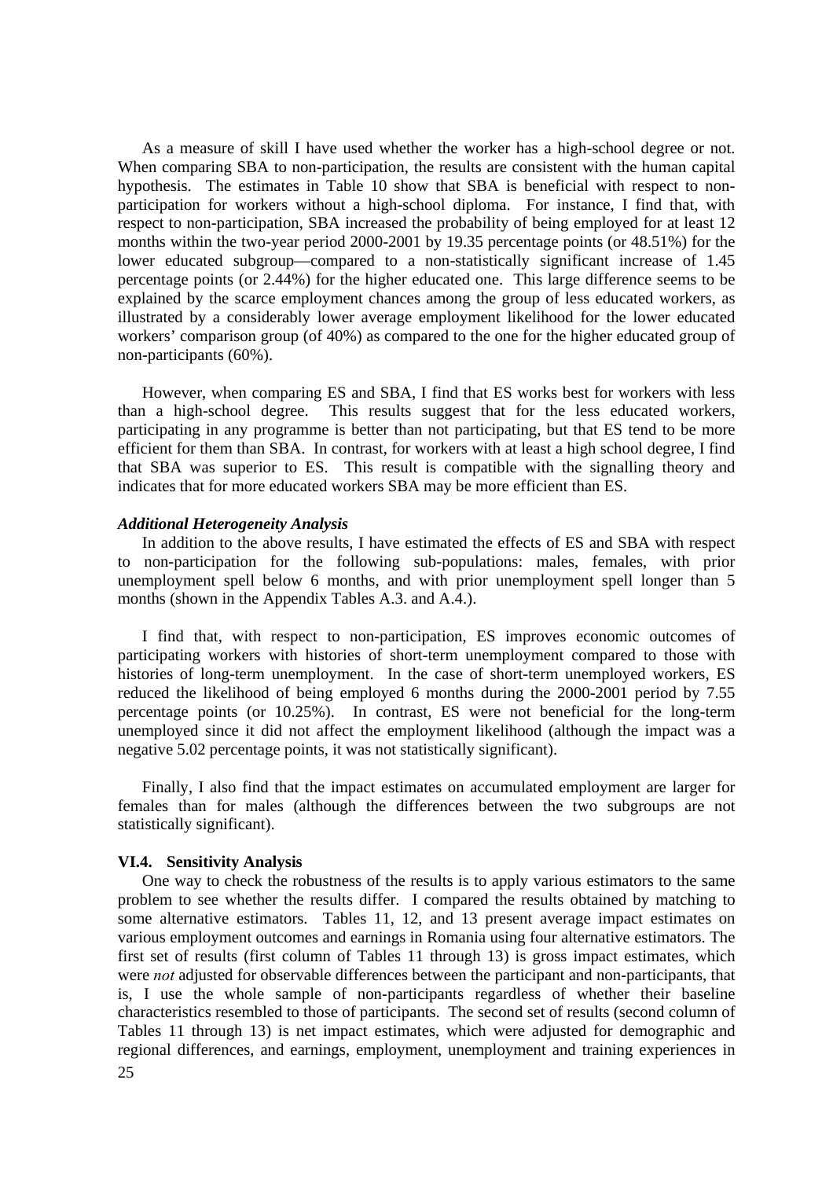As a measure of skill I have used whether the worker has a high-school degree or not. When comparing SBA to non-participation, the results are consistent with the human capital hypothesis. The estimates in Table 10 show that SBA is beneficial with respect to non-participation for workers without a high-school diploma. For instance, I find that, with respect to non-participation, SBA increased the probability of being employed for at least 12 months within the two-year period 2000-2001 by 19.35 percentage points (or 48.51%) for the lower educated subgroup—compared to a non-statistically significant increase of 1.45 percentage points (or 2.44%) for the higher educated one. This large difference seems to be explained by the scarce employment chances among the group of less educated workers, as illustrated by a considerably lower average employment likelihood for the lower educated workers' comparison group (of 40%) as compared to the one for the higher educated group of non-participants (60%).

However, when comparing ES and SBA, I find that ES works best for workers with less than a high-school degree. This results suggest that for the less educated workers, participating in any programme is better than not participating, but that ES tend to be more efficient for them than SBA. In contrast, for workers with at least a high school degree, I find that SBA was superior to ES. This result is compatible with the signalling theory and indicates that for more educated workers SBA may be more efficient than ES.

***Additional Heterogeneity Analysis***

In addition to the above results, I have estimated the effects of ES and SBA with respect to non-participation for the following sub-populations: males, females, with prior unemployment spell below 6 months, and with prior unemployment spell longer than 5 months (shown in the Appendix Tables A.3. and A.4.).

I find that, with respect to non-participation, ES improves economic outcomes of participating workers with histories of short-term unemployment compared to those with histories of long-term unemployment. In the case of short-term unemployed workers, ES reduced the likelihood of being employed 6 months during the 2000-2001 period by 7.55 percentage points (or 10.25%). In contrast, ES were not beneficial for the long-term unemployed since it did not affect the employment likelihood (although the impact was a negative 5.02 percentage points, it was not statistically significant).

Finally, I also find that the impact estimates on accumulated employment are larger for females than for males (although the differences between the two subgroups are not statistically significant).

### VI.4. Sensitivity Analysis

One way to check the robustness of the results is to apply various estimators to the same problem to see whether the results differ. I compared the results obtained by matching to some alternative estimators. Tables 11, 12, and 13 present average impact estimates on various employment outcomes and earnings in Romania using four alternative estimators. The first set of results (first column of Tables 11 through 13) is gross impact estimates, which were *not* adjusted for observable differences between the participant and non-participants, that is, I use the whole sample of non-participants regardless of whether their baseline characteristics resembled to those of participants. The second set of results (second column of Tables 11 through 13) is net impact estimates, which were adjusted for demographic and regional differences, and earnings, employment, unemployment and training experiences in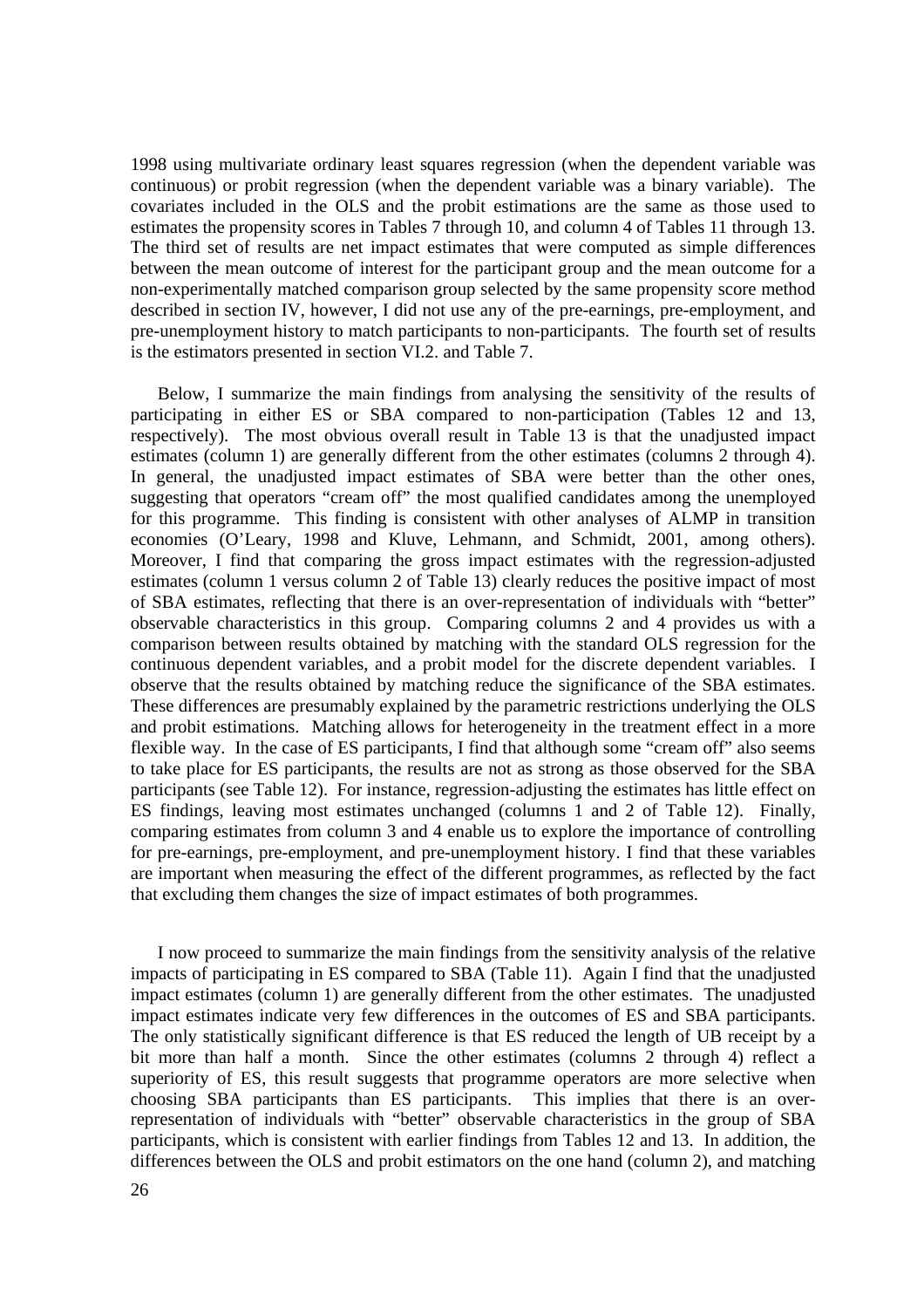1998 using multivariate ordinary least squares regression (when the dependent variable was continuous) or probit regression (when the dependent variable was a binary variable). The covariates included in the OLS and the probit estimations are the same as those used to estimates the propensity scores in Tables 7 through 10, and column 4 of Tables 11 through 13. The third set of results are net impact estimates that were computed as simple differences between the mean outcome of interest for the participant group and the mean outcome for a non-experimentally matched comparison group selected by the same propensity score method described in section IV, however, I did not use any of the pre-earnings, pre-employment, and pre-unemployment history to match participants to non-participants. The fourth set of results is the estimators presented in section VI.2. and Table 7.

Below, I summarize the main findings from analysing the sensitivity of the results of participating in either ES or SBA compared to non-participation (Tables 12 and 13, respectively). The most obvious overall result in Table 13 is that the unadjusted impact estimates (column 1) are generally different from the other estimates (columns 2 through 4). In general, the unadjusted impact estimates of SBA were better than the other ones, suggesting that operators "cream off" the most qualified candidates among the unemployed for this programme. This finding is consistent with other analyses of ALMP in transition economies (O'Leary, 1998 and Kluve, Lehmann, and Schmidt, 2001, among others). Moreover, I find that comparing the gross impact estimates with the regression-adjusted estimates (column 1 versus column 2 of Table 13) clearly reduces the positive impact of most of SBA estimates, reflecting that there is an over-representation of individuals with "better" observable characteristics in this group. Comparing columns 2 and 4 provides us with a comparison between results obtained by matching with the standard OLS regression for the continuous dependent variables, and a probit model for the discrete dependent variables. I observe that the results obtained by matching reduce the significance of the SBA estimates. These differences are presumably explained by the parametric restrictions underlying the OLS and probit estimations. Matching allows for heterogeneity in the treatment effect in a more flexible way. In the case of ES participants, I find that although some "cream off" also seems to take place for ES participants, the results are not as strong as those observed for the SBA participants (see Table 12). For instance, regression-adjusting the estimates has little effect on ES findings, leaving most estimates unchanged (columns 1 and 2 of Table 12). Finally, comparing estimates from column 3 and 4 enable us to explore the importance of controlling for pre-earnings, pre-employment, and pre-unemployment history. I find that these variables are important when measuring the effect of the different programmes, as reflected by the fact that excluding them changes the size of impact estimates of both programmes.

I now proceed to summarize the main findings from the sensitivity analysis of the relative impacts of participating in ES compared to SBA (Table 11). Again I find that the unadjusted impact estimates (column 1) are generally different from the other estimates. The unadjusted impact estimates indicate very few differences in the outcomes of ES and SBA participants. The only statistically significant difference is that ES reduced the length of UB receipt by a bit more than half a month. Since the other estimates (columns 2 through 4) reflect a superiority of ES, this result suggests that programme operators are more selective when choosing SBA participants than ES participants. This implies that there is an over-representation of individuals with "better" observable characteristics in the group of SBA participants, which is consistent with earlier findings from Tables 12 and 13. In addition, the differences between the OLS and probit estimators on the one hand (column 2), and matching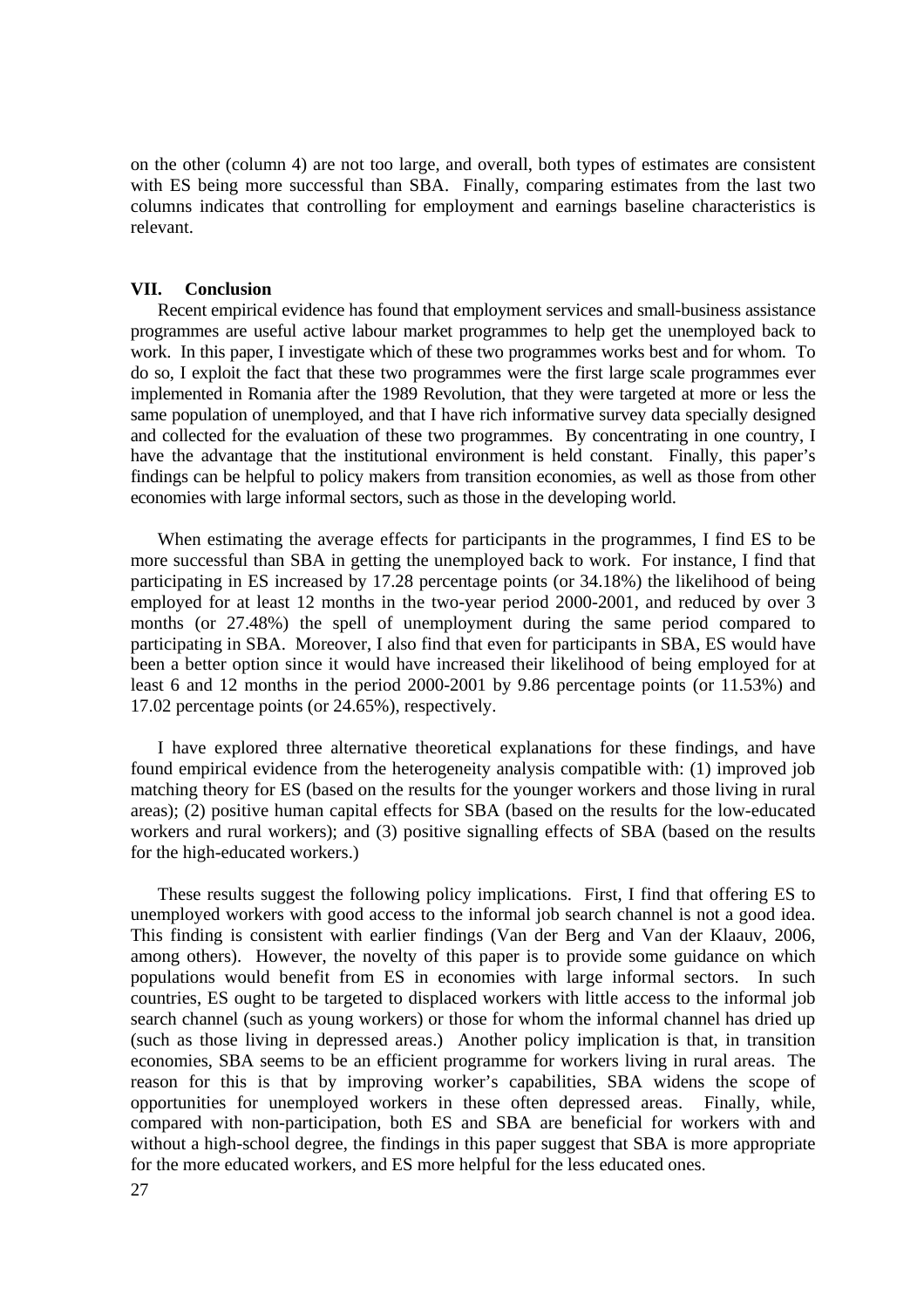on the other (column 4) are not too large, and overall, both types of estimates are consistent with ES being more successful than SBA. Finally, comparing estimates from the last two columns indicates that controlling for employment and earnings baseline characteristics is relevant.

## VII. Conclusion

Recent empirical evidence has found that employment services and small-business assistance programmes are useful active labour market programmes to help get the unemployed back to work. In this paper, I investigate which of these two programmes works best and for whom. To do so, I exploit the fact that these two programmes were the first large scale programmes ever implemented in Romania after the 1989 Revolution, that they were targeted at more or less the same population of unemployed, and that I have rich informative survey data specially designed and collected for the evaluation of these two programmes. By concentrating in one country, I have the advantage that the institutional environment is held constant. Finally, this paper's findings can be helpful to policy makers from transition economies, as well as those from other economies with large informal sectors, such as those in the developing world.

When estimating the average effects for participants in the programmes, I find ES to be more successful than SBA in getting the unemployed back to work. For instance, I find that participating in ES increased by 17.28 percentage points (or 34.18%) the likelihood of being employed for at least 12 months in the two-year period 2000-2001, and reduced by over 3 months (or 27.48%) the spell of unemployment during the same period compared to participating in SBA. Moreover, I also find that even for participants in SBA, ES would have been a better option since it would have increased their likelihood of being employed for at least 6 and 12 months in the period 2000-2001 by 9.86 percentage points (or 11.53%) and 17.02 percentage points (or 24.65%), respectively.

I have explored three alternative theoretical explanations for these findings, and have found empirical evidence from the heterogeneity analysis compatible with: (1) improved job matching theory for ES (based on the results for the younger workers and those living in rural areas); (2) positive human capital effects for SBA (based on the results for the low-educated workers and rural workers); and (3) positive signalling effects of SBA (based on the results for the high-educated workers.)

These results suggest the following policy implications. First, I find that offering ES to unemployed workers with good access to the informal job search channel is not a good idea. This finding is consistent with earlier findings (Van der Berg and Van der Klaauv, 2006, among others). However, the novelty of this paper is to provide some guidance on which populations would benefit from ES in economies with large informal sectors. In such countries, ES ought to be targeted to displaced workers with little access to the informal job search channel (such as young workers) or those for whom the informal channel has dried up (such as those living in depressed areas.) Another policy implication is that, in transition economies, SBA seems to be an efficient programme for workers living in rural areas. The reason for this is that by improving worker's capabilities, SBA widens the scope of opportunities for unemployed workers in these often depressed areas. Finally, while, compared with non-participation, both ES and SBA are beneficial for workers with and without a high-school degree, the findings in this paper suggest that SBA is more appropriate for the more educated workers, and ES more helpful for the less educated ones.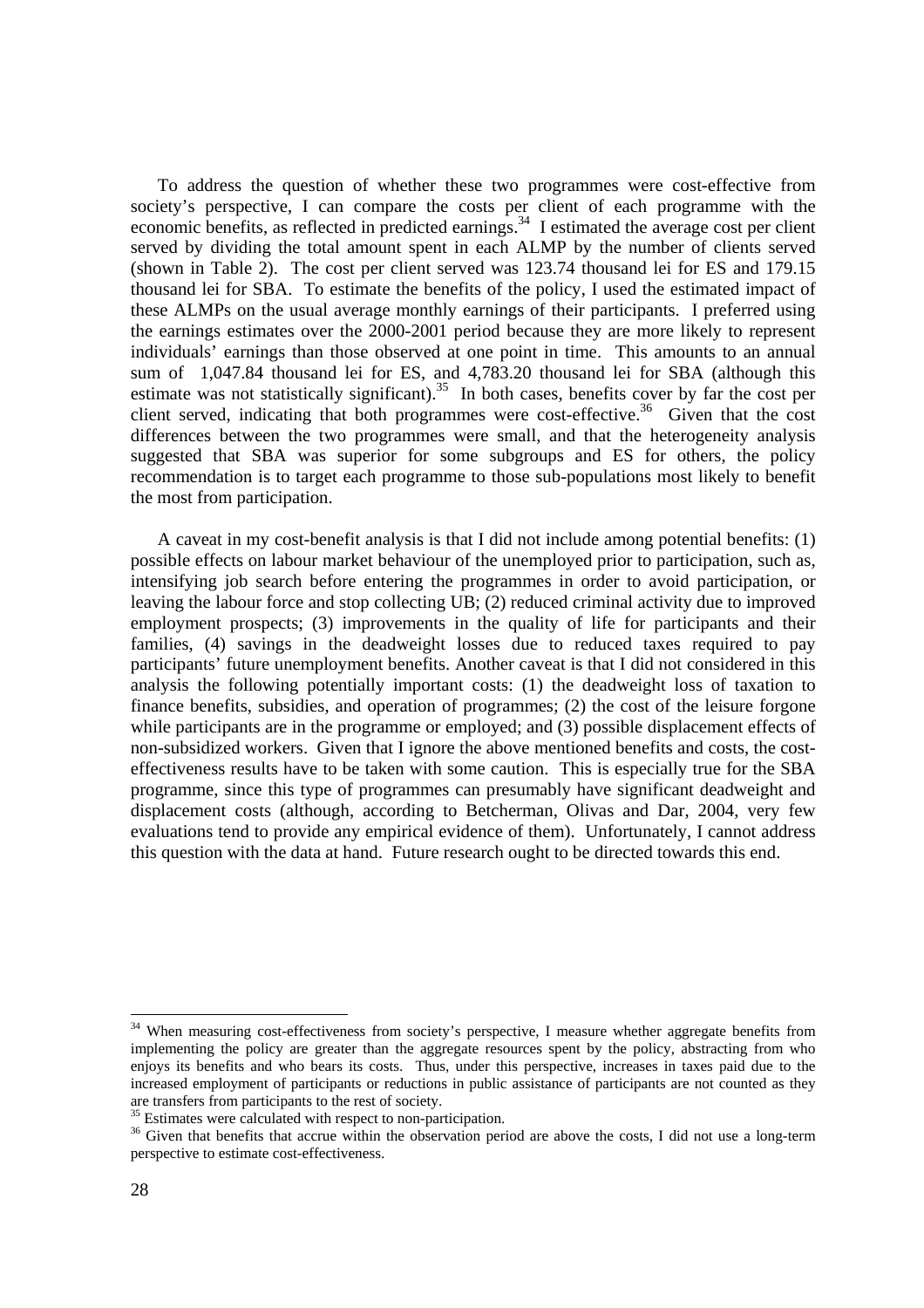To address the question of whether these two programmes were cost-effective from society's perspective, I can compare the costs per client of each programme with the economic benefits, as reflected in predicted earnings.[34] I estimated the average cost per client served by dividing the total amount spent in each ALMP by the number of clients served (shown in Table 2). The cost per client served was 123.74 thousand lei for ES and 179.15 thousand lei for SBA. To estimate the benefits of the policy, I used the estimated impact of these ALMPs on the usual average monthly earnings of their participants. I preferred using the earnings estimates over the 2000-2001 period because they are more likely to represent individuals' earnings than those observed at one point in time. This amounts to an annual sum of 1,047.84 thousand lei for ES, and 4,783.20 thousand lei for SBA (although this estimate was not statistically significant).[35] In both cases, benefits cover by far the cost per client served, indicating that both programmes were cost-effective.[36] Given that the cost differences between the two programmes were small, and that the heterogeneity analysis suggested that SBA was superior for some subgroups and ES for others, the policy recommendation is to target each programme to those sub-populations most likely to benefit the most from participation.

A caveat in my cost-benefit analysis is that I did not include among potential benefits: (1) possible effects on labour market behaviour of the unemployed prior to participation, such as, intensifying job search before entering the programmes in order to avoid participation, or leaving the labour force and stop collecting UB; (2) reduced criminal activity due to improved employment prospects; (3) improvements in the quality of life for participants and their families, (4) savings in the deadweight losses due to reduced taxes required to pay participants' future unemployment benefits. Another caveat is that I did not considered in this analysis the following potentially important costs: (1) the deadweight loss of taxation to finance benefits, subsidies, and operation of programmes; (2) the cost of the leisure forgone while participants are in the programme or employed; and (3) possible displacement effects of non-subsidized workers. Given that I ignore the above mentioned benefits and costs, the cost-effectiveness results have to be taken with some caution. This is especially true for the SBA programme, since this type of programmes can presumably have significant deadweight and displacement costs (although, according to Betcherman, Olivas and Dar, 2004, very few evaluations tend to provide any empirical evidence of them). Unfortunately, I cannot address this question with the data at hand. Future research ought to be directed towards this end.

---

[34] When measuring cost-effectiveness from society's perspective, I measure whether aggregate benefits from implementing the policy are greater than the aggregate resources spent by the policy, abstracting from who enjoys its benefits and who bears its costs. Thus, under this perspective, increases in taxes paid due to the increased employment of participants or reductions in public assistance of participants are not counted as they are transfers from participants to the rest of society.

[35] Estimates were calculated with respect to non-participation.

[36] Given that benefits that accrue within the observation period are above the costs, I did not use a long-term perspective to estimate cost-effectiveness.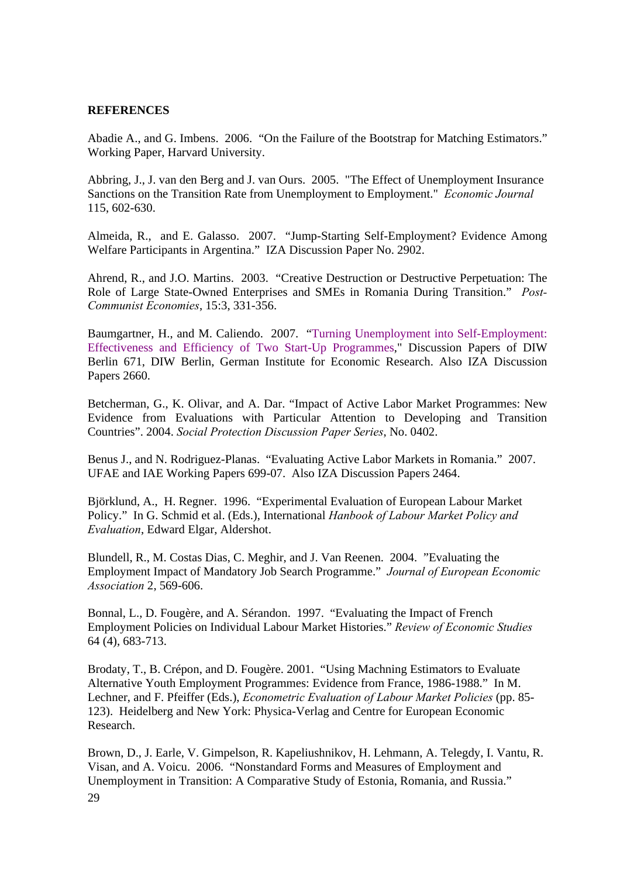**REFERENCES**

Abadie A., and G. Imbens. 2006. "On the Failure of the Bootstrap for Matching Estimators." Working Paper, Harvard University.

Abbring, J., J. van den Berg and J. van Ours. 2005. "The Effect of Unemployment Insurance Sanctions on the Transition Rate from Unemployment to Employment." *Economic Journal* 115, 602-630.

Almeida, R., and E. Galasso. 2007. "Jump-Starting Self-Employment? Evidence Among Welfare Participants in Argentina." IZA Discussion Paper No. 2902.

Ahrend, R., and J.O. Martins. 2003. "Creative Destruction or Destructive Perpetuation: The Role of Large State-Owned Enterprises and SMEs in Romania During Transition." *Post-Communist Economies*, 15:3, 331-356.

Baumgartner, H., and M. Caliendo. 2007. "Turning Unemployment into Self-Employment: Effectiveness and Efficiency of Two Start-Up Programmes," Discussion Papers of DIW Berlin 671, DIW Berlin, German Institute for Economic Research. Also IZA Discussion Papers 2660.

Betcherman, G., K. Olivar, and A. Dar. "Impact of Active Labor Market Programmes: New Evidence from Evaluations with Particular Attention to Developing and Transition Countries". 2004. *Social Protection Discussion Paper Series*, No. 0402.

Benus J., and N. Rodriguez-Planas. "Evaluating Active Labor Markets in Romania." 2007. UFAE and IAE Working Papers 699-07. Also IZA Discussion Papers 2464.

Björklund, A., H. Regner. 1996. "Experimental Evaluation of European Labour Market Policy." In G. Schmid et al. (Eds.), International *Hanbook of Labour Market Policy and Evaluation*, Edward Elgar, Aldershot.

Blundell, R., M. Costas Dias, C. Meghir, and J. Van Reenen. 2004. "Evaluating the Employment Impact of Mandatory Job Search Programme." *Journal of European Economic Association* 2, 569-606.

Bonnal, L., D. Fougère, and A. Sérandon. 1997. "Evaluating the Impact of French Employment Policies on Individual Labour Market Histories." *Review of Economic Studies* 64 (4), 683-713.

Brodaty, T., B. Crépon, and D. Fougère. 2001. "Using Machning Estimators to Evaluate Alternative Youth Employment Programmes: Evidence from France, 1986-1988." In M. Lechner, and F. Pfeiffer (Eds.), *Econometric Evaluation of Labour Market Policies* (pp. 85-123). Heidelberg and New York: Physica-Verlag and Centre for European Economic Research.

Brown, D., J. Earle, V. Gimpelson, R. Kapeliushnikov, H. Lehmann, A. Telegdy, I. Vantu, R. Visan, and A. Voicu. 2006. "Nonstandard Forms and Measures of Employment and Unemployment in Transition: A Comparative Study of Estonia, Romania, and Russia."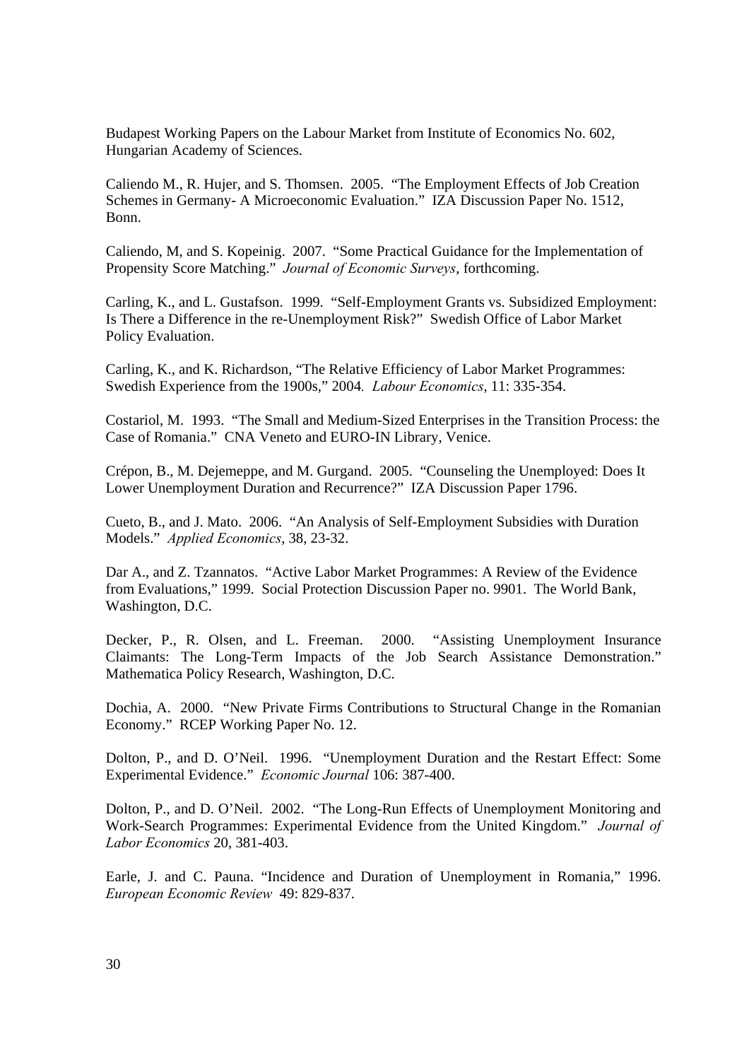Budapest Working Papers on the Labour Market from Institute of Economics No. 602, Hungarian Academy of Sciences.

Caliendo M., R. Hujer, and S. Thomsen. 2005. "The Employment Effects of Job Creation Schemes in Germany- A Microeconomic Evaluation." IZA Discussion Paper No. 1512, Bonn.

Caliendo, M, and S. Kopeinig. 2007. "Some Practical Guidance for the Implementation of Propensity Score Matching." *Journal of Economic Surveys*, forthcoming.

Carling, K., and L. Gustafson. 1999. "Self-Employment Grants vs. Subsidized Employment: Is There a Difference in the re-Unemployment Risk?" Swedish Office of Labor Market Policy Evaluation.

Carling, K., and K. Richardson, "The Relative Efficiency of Labor Market Programmes: Swedish Experience from the 1900s," 2004*. Labour Economics*, 11: 335-354.

Costariol, M. 1993. "The Small and Medium-Sized Enterprises in the Transition Process: the Case of Romania." CNA Veneto and EURO-IN Library, Venice.

Crépon, B., M. Dejemeppe, and M. Gurgand. 2005. "Counseling the Unemployed: Does It Lower Unemployment Duration and Recurrence?" IZA Discussion Paper 1796.

Cueto, B., and J. Mato. 2006. "An Analysis of Self-Employment Subsidies with Duration Models." *Applied Economics*, 38, 23-32.

Dar A., and Z. Tzannatos. "Active Labor Market Programmes: A Review of the Evidence from Evaluations," 1999. Social Protection Discussion Paper no. 9901. The World Bank, Washington, D.C.

Decker, P., R. Olsen, and L. Freeman. 2000. "Assisting Unemployment Insurance Claimants: The Long-Term Impacts of the Job Search Assistance Demonstration." Mathematica Policy Research, Washington, D.C.

Dochia, A. 2000. "New Private Firms Contributions to Structural Change in the Romanian Economy." RCEP Working Paper No. 12.

Dolton, P., and D. O'Neil. 1996. "Unemployment Duration and the Restart Effect: Some Experimental Evidence." *Economic Journal* 106: 387-400.

Dolton, P., and D. O'Neil. 2002. "The Long-Run Effects of Unemployment Monitoring and Work-Search Programmes: Experimental Evidence from the United Kingdom." *Journal of Labor Economics* 20, 381-403.

Earle, J. and C. Pauna. "Incidence and Duration of Unemployment in Romania," 1996. *European Economic Review* 49: 829-837.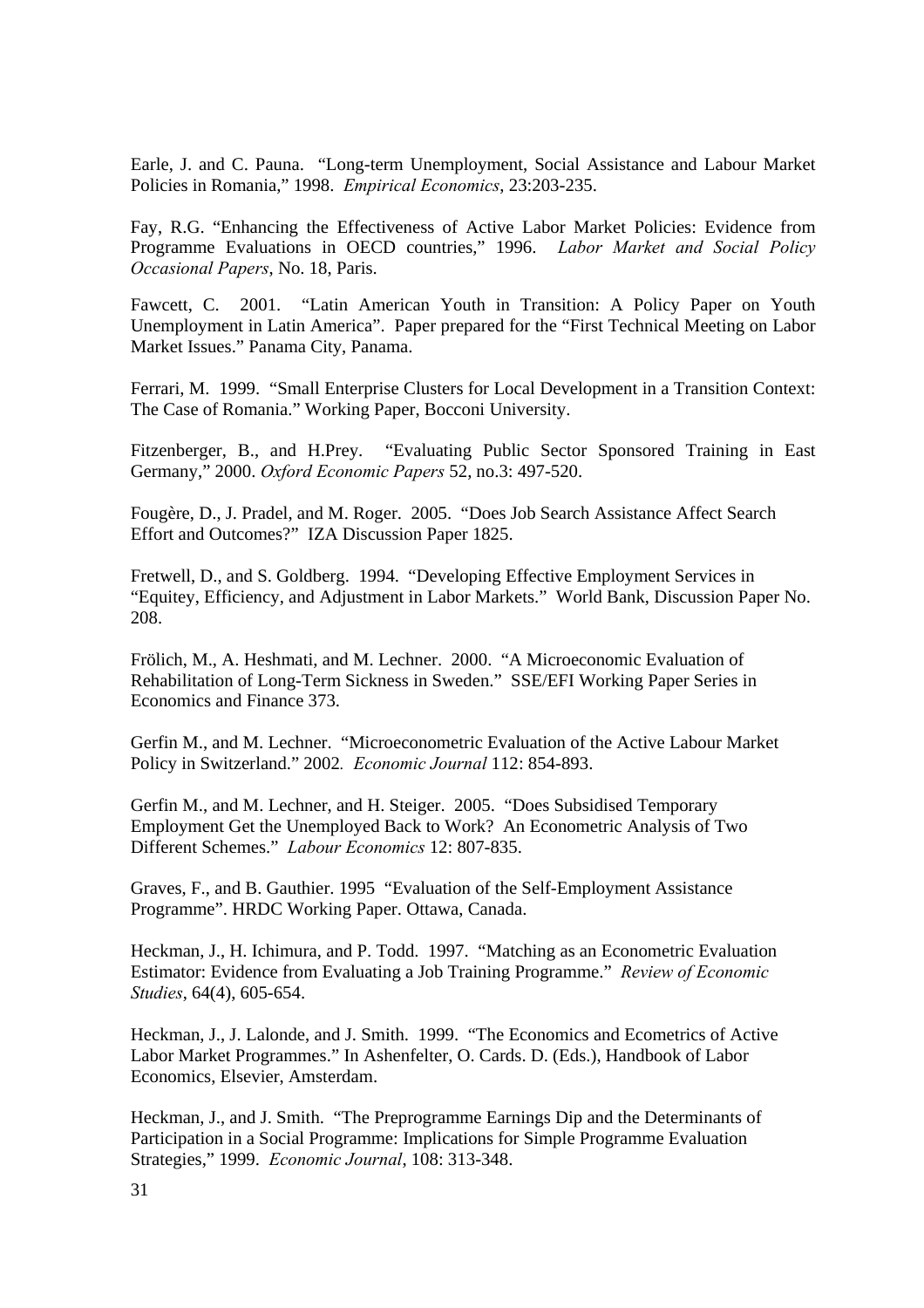Earle, J. and C. Pauna. "Long-term Unemployment, Social Assistance and Labour Market Policies in Romania," 1998. *Empirical Economics*, 23:203-235.

Fay, R.G. "Enhancing the Effectiveness of Active Labor Market Policies: Evidence from Programme Evaluations in OECD countries," 1996. *Labor Market and Social Policy Occasional Papers*, No. 18, Paris.

Fawcett, C. 2001. "Latin American Youth in Transition: A Policy Paper on Youth Unemployment in Latin America". Paper prepared for the "First Technical Meeting on Labor Market Issues." Panama City, Panama.

Ferrari, M. 1999. "Small Enterprise Clusters for Local Development in a Transition Context: The Case of Romania." Working Paper, Bocconi University.

Fitzenberger, B., and H.Prey. "Evaluating Public Sector Sponsored Training in East Germany," 2000. *Oxford Economic Papers* 52, no.3: 497-520.

Fougère, D., J. Pradel, and M. Roger. 2005. "Does Job Search Assistance Affect Search Effort and Outcomes?" IZA Discussion Paper 1825.

Fretwell, D., and S. Goldberg. 1994. "Developing Effective Employment Services in "Equitey, Efficiency, and Adjustment in Labor Markets." World Bank, Discussion Paper No. 208.

Frölich, M., A. Heshmati, and M. Lechner. 2000. "A Microeconomic Evaluation of Rehabilitation of Long-Term Sickness in Sweden." SSE/EFI Working Paper Series in Economics and Finance 373.

Gerfin M., and M. Lechner. "Microeconometric Evaluation of the Active Labour Market Policy in Switzerland." 2002. *Economic Journal* 112: 854-893.

Gerfin M., and M. Lechner, and H. Steiger. 2005. "Does Subsidised Temporary Employment Get the Unemployed Back to Work? An Econometric Analysis of Two Different Schemes." *Labour Economics* 12: 807-835.

Graves, F., and B. Gauthier. 1995 "Evaluation of the Self-Employment Assistance Programme". HRDC Working Paper. Ottawa, Canada.

Heckman, J., H. Ichimura, and P. Todd. 1997. "Matching as an Econometric Evaluation Estimator: Evidence from Evaluating a Job Training Programme." *Review of Economic Studies*, 64(4), 605-654.

Heckman, J., J. Lalonde, and J. Smith. 1999. "The Economics and Ecometrics of Active Labor Market Programmes." In Ashenfelter, O. Cards. D. (Eds.), Handbook of Labor Economics, Elsevier, Amsterdam.

Heckman, J., and J. Smith. "The Preprogramme Earnings Dip and the Determinants of Participation in a Social Programme: Implications for Simple Programme Evaluation Strategies," 1999. *Economic Journal*, 108: 313-348.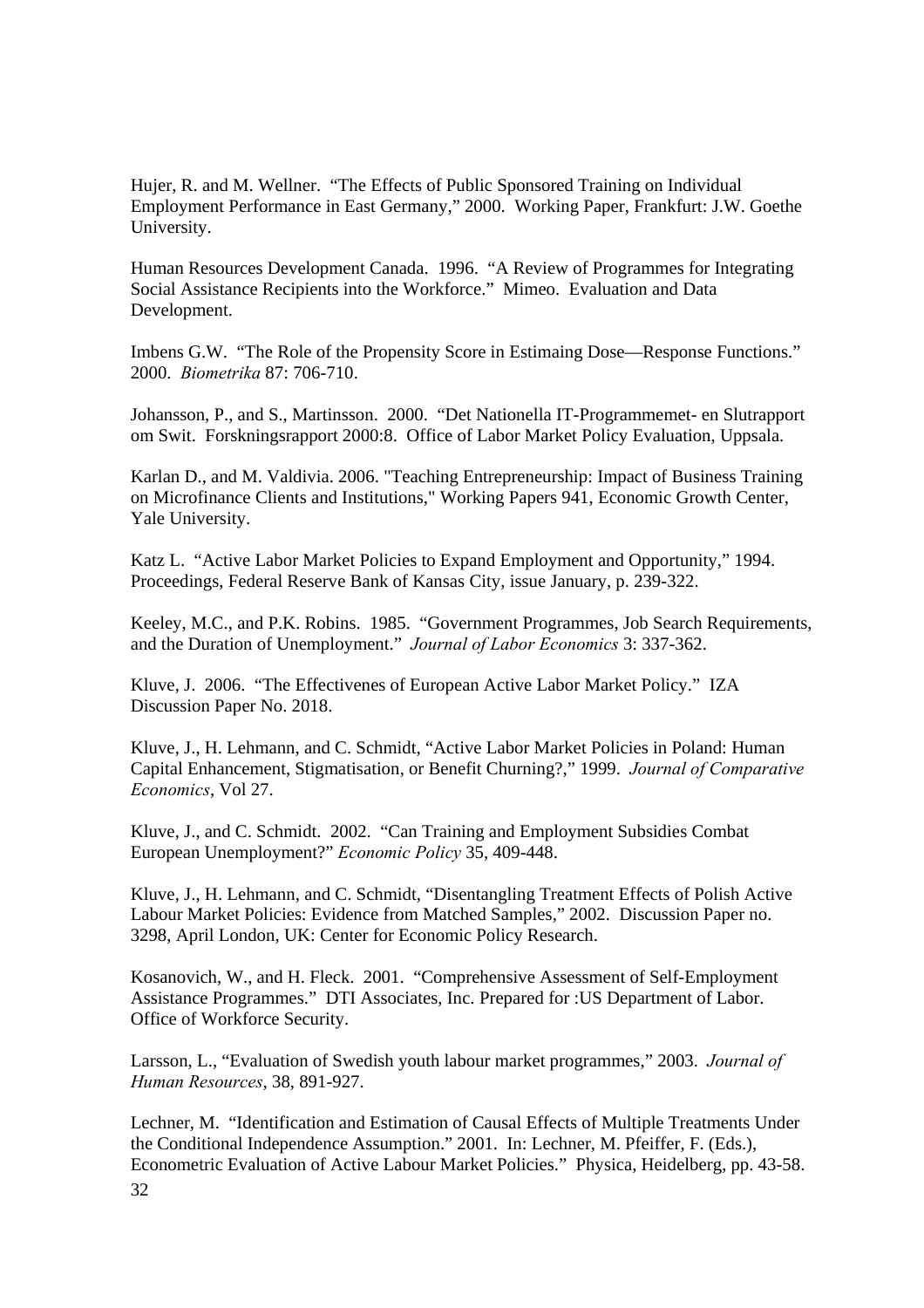Hujer, R. and M. Wellner. "The Effects of Public Sponsored Training on Individual Employment Performance in East Germany," 2000. Working Paper, Frankfurt: J.W. Goethe University.

Human Resources Development Canada. 1996. "A Review of Programmes for Integrating Social Assistance Recipients into the Workforce." Mimeo. Evaluation and Data Development.

Imbens G.W. "The Role of the Propensity Score in Estimaing Dose—Response Functions." 2000. *Biometrika* 87: 706-710.

Johansson, P., and S., Martinsson. 2000. "Det Nationella IT-Programmemet- en Slutrapport om Swit. Forskningsrapport 2000:8. Office of Labor Market Policy Evaluation, Uppsala.

Karlan D., and M. Valdivia. 2006. "Teaching Entrepreneurship: Impact of Business Training on Microfinance Clients and Institutions," Working Papers 941, Economic Growth Center, Yale University.

Katz L. "Active Labor Market Policies to Expand Employment and Opportunity," 1994. Proceedings, Federal Reserve Bank of Kansas City, issue January, p. 239-322.

Keeley, M.C., and P.K. Robins. 1985. "Government Programmes, Job Search Requirements, and the Duration of Unemployment." *Journal of Labor Economics* 3: 337-362.

Kluve, J. 2006. "The Effectivenes of European Active Labor Market Policy." IZA Discussion Paper No. 2018.

Kluve, J., H. Lehmann, and C. Schmidt, "Active Labor Market Policies in Poland: Human Capital Enhancement, Stigmatisation, or Benefit Churning?," 1999. *Journal of Comparative Economics*, Vol 27.

Kluve, J., and C. Schmidt. 2002. "Can Training and Employment Subsidies Combat European Unemployment?" *Economic Policy* 35, 409-448.

Kluve, J., H. Lehmann, and C. Schmidt, "Disentangling Treatment Effects of Polish Active Labour Market Policies: Evidence from Matched Samples," 2002. Discussion Paper no. 3298, April London, UK: Center for Economic Policy Research.

Kosanovich, W., and H. Fleck. 2001. "Comprehensive Assessment of Self-Employment Assistance Programmes." DTI Associates, Inc. Prepared for :US Department of Labor. Office of Workforce Security.

Larsson, L., "Evaluation of Swedish youth labour market programmes," 2003. *Journal of Human Resources*, 38, 891-927.

Lechner, M. "Identification and Estimation of Causal Effects of Multiple Treatments Under the Conditional Independence Assumption." 2001. In: Lechner, M. Pfeiffer, F. (Eds.), Econometric Evaluation of Active Labour Market Policies." Physica, Heidelberg, pp. 43-58.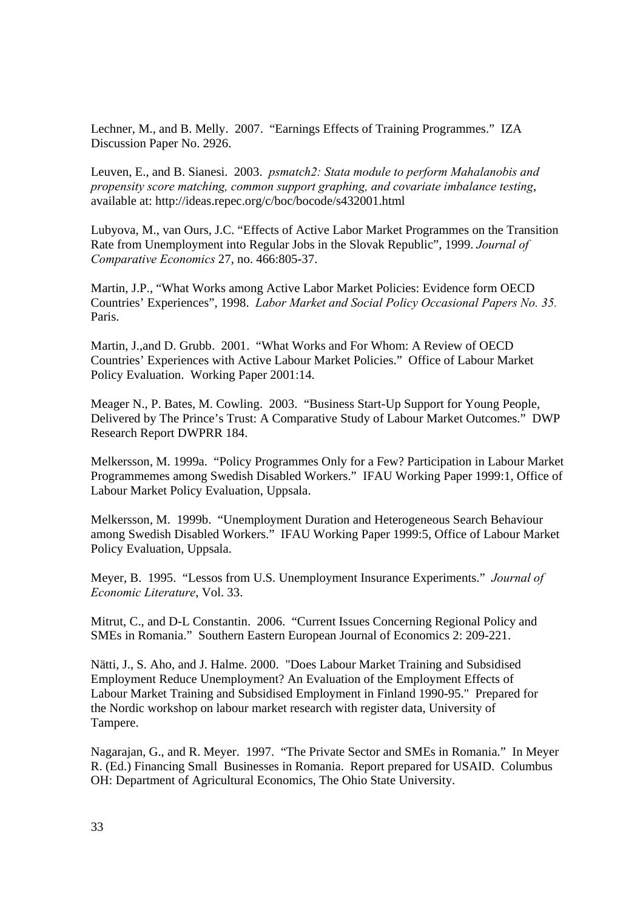Lechner, M., and B. Melly. 2007. "Earnings Effects of Training Programmes." IZA Discussion Paper No. 2926.

Leuven, E., and B. Sianesi. 2003. *psmatch2: Stata module to perform Mahalanobis and propensity score matching, common support graphing, and covariate imbalance testing*, available at: http://ideas.repec.org/c/boc/bocode/s432001.html

Lubyova, M., van Ours, J.C. "Effects of Active Labor Market Programmes on the Transition Rate from Unemployment into Regular Jobs in the Slovak Republic", 1999. *Journal of Comparative Economics* 27, no. 466:805-37.

Martin, J.P., "What Works among Active Labor Market Policies: Evidence form OECD Countries' Experiences", 1998. *Labor Market and Social Policy Occasional Papers No. 35.* Paris.

Martin, J.,and D. Grubb. 2001. "What Works and For Whom: A Review of OECD Countries' Experiences with Active Labour Market Policies." Office of Labour Market Policy Evaluation. Working Paper 2001:14.

Meager N., P. Bates, M. Cowling. 2003. "Business Start-Up Support for Young People, Delivered by The Prince's Trust: A Comparative Study of Labour Market Outcomes." DWP Research Report DWPRR 184.

Melkersson, M. 1999a. "Policy Programmes Only for a Few? Participation in Labour Market Programmemes among Swedish Disabled Workers." IFAU Working Paper 1999:1, Office of Labour Market Policy Evaluation, Uppsala.

Melkersson, M. 1999b. "Unemployment Duration and Heterogeneous Search Behaviour among Swedish Disabled Workers." IFAU Working Paper 1999:5, Office of Labour Market Policy Evaluation, Uppsala.

Meyer, B. 1995. "Lessos from U.S. Unemployment Insurance Experiments." *Journal of Economic Literature*, Vol. 33.

Mitrut, C., and D-L Constantin. 2006. "Current Issues Concerning Regional Policy and SMEs in Romania." Southern Eastern European Journal of Economics 2: 209-221.

Nätti, J., S. Aho, and J. Halme. 2000. "Does Labour Market Training and Subsidised Employment Reduce Unemployment? An Evaluation of the Employment Effects of Labour Market Training and Subsidised Employment in Finland 1990-95." Prepared for the Nordic workshop on labour market research with register data, University of Tampere.

Nagarajan, G., and R. Meyer. 1997. "The Private Sector and SMEs in Romania." In Meyer R. (Ed.) Financing Small Businesses in Romania. Report prepared for USAID. Columbus OH: Department of Agricultural Economics, The Ohio State University.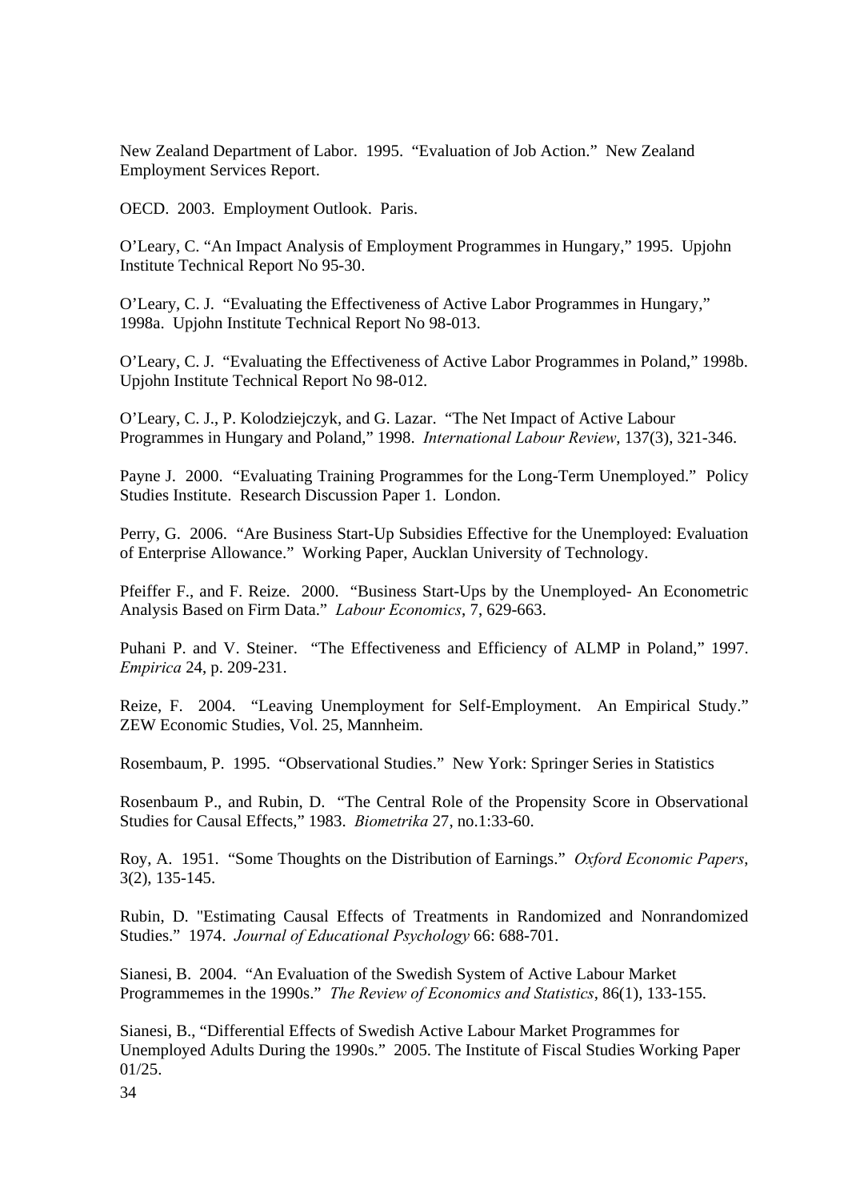New Zealand Department of Labor. 1995. "Evaluation of Job Action." New Zealand Employment Services Report.

OECD. 2003. Employment Outlook. Paris.

O'Leary, C. "An Impact Analysis of Employment Programmes in Hungary," 1995. Upjohn Institute Technical Report No 95-30.

O'Leary, C. J. "Evaluating the Effectiveness of Active Labor Programmes in Hungary," 1998a. Upjohn Institute Technical Report No 98-013.

O'Leary, C. J. "Evaluating the Effectiveness of Active Labor Programmes in Poland," 1998b. Upjohn Institute Technical Report No 98-012.

O'Leary, C. J., P. Kolodziejczyk, and G. Lazar. "The Net Impact of Active Labour Programmes in Hungary and Poland," 1998. *International Labour Review*, 137(3), 321-346.

Payne J. 2000. "Evaluating Training Programmes for the Long-Term Unemployed." Policy Studies Institute. Research Discussion Paper 1. London.

Perry, G. 2006. "Are Business Start-Up Subsidies Effective for the Unemployed: Evaluation of Enterprise Allowance." Working Paper, Aucklan University of Technology.

Pfeiffer F., and F. Reize. 2000. "Business Start-Ups by the Unemployed- An Econometric Analysis Based on Firm Data." *Labour Economics*, 7, 629-663.

Puhani P. and V. Steiner. "The Effectiveness and Efficiency of ALMP in Poland," 1997. *Empirica* 24, p. 209-231.

Reize, F. 2004. "Leaving Unemployment for Self-Employment. An Empirical Study." ZEW Economic Studies, Vol. 25, Mannheim.

Rosembaum, P. 1995. "Observational Studies." New York: Springer Series in Statistics

Rosenbaum P., and Rubin, D. "The Central Role of the Propensity Score in Observational Studies for Causal Effects," 1983. *Biometrika* 27, no.1:33-60.

Roy, A. 1951. "Some Thoughts on the Distribution of Earnings." *Oxford Economic Papers*, 3(2), 135-145.

Rubin, D. "Estimating Causal Effects of Treatments in Randomized and Nonrandomized Studies." 1974. *Journal of Educational Psychology* 66: 688-701.

Sianesi, B. 2004. "An Evaluation of the Swedish System of Active Labour Market Programmemes in the 1990s." *The Review of Economics and Statistics*, 86(1), 133-155.

Sianesi, B., "Differential Effects of Swedish Active Labour Market Programmes for Unemployed Adults During the 1990s." 2005. The Institute of Fiscal Studies Working Paper 01/25.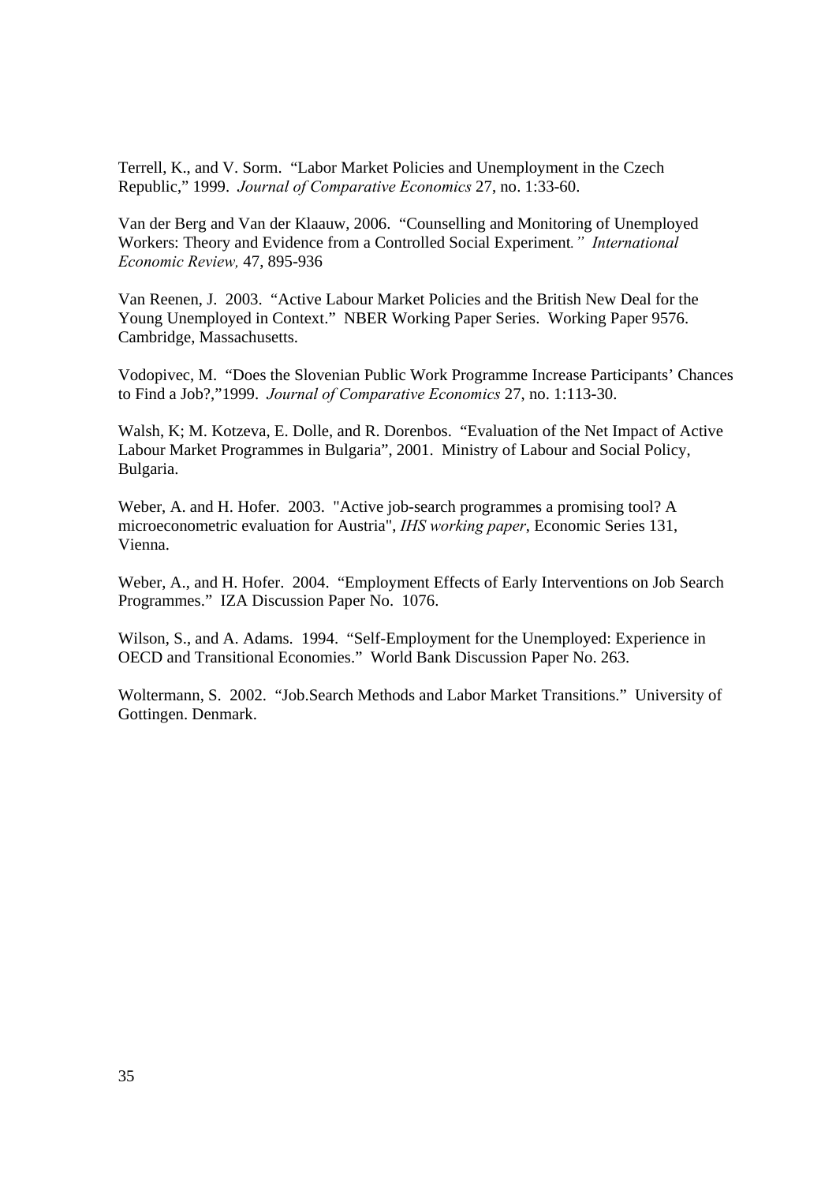Terrell, K., and V. Sorm. "Labor Market Policies and Unemployment in the Czech Republic," 1999. *Journal of Comparative Economics* 27, no. 1:33-60.

Van der Berg and Van der Klaauw, 2006. "Counselling and Monitoring of Unemployed Workers: Theory and Evidence from a Controlled Social Experiment*." International Economic Review,* 47, 895-936

Van Reenen, J. 2003. "Active Labour Market Policies and the British New Deal for the Young Unemployed in Context." NBER Working Paper Series. Working Paper 9576. Cambridge, Massachusetts.

Vodopivec, M. "Does the Slovenian Public Work Programme Increase Participants' Chances to Find a Job?,"1999. *Journal of Comparative Economics* 27, no. 1:113-30.

Walsh, K; M. Kotzeva, E. Dolle, and R. Dorenbos. "Evaluation of the Net Impact of Active Labour Market Programmes in Bulgaria", 2001. Ministry of Labour and Social Policy, Bulgaria.

Weber, A. and H. Hofer. 2003. "Active job-search programmes a promising tool? A microeconometric evaluation for Austria", *IHS working paper*, Economic Series 131, Vienna.

Weber, A., and H. Hofer. 2004. "Employment Effects of Early Interventions on Job Search Programmes." IZA Discussion Paper No. 1076.

Wilson, S., and A. Adams. 1994. "Self-Employment for the Unemployed: Experience in OECD and Transitional Economies." World Bank Discussion Paper No. 263.

Woltermann, S. 2002. "Job.Search Methods and Labor Market Transitions." University of Gottingen. Denmark.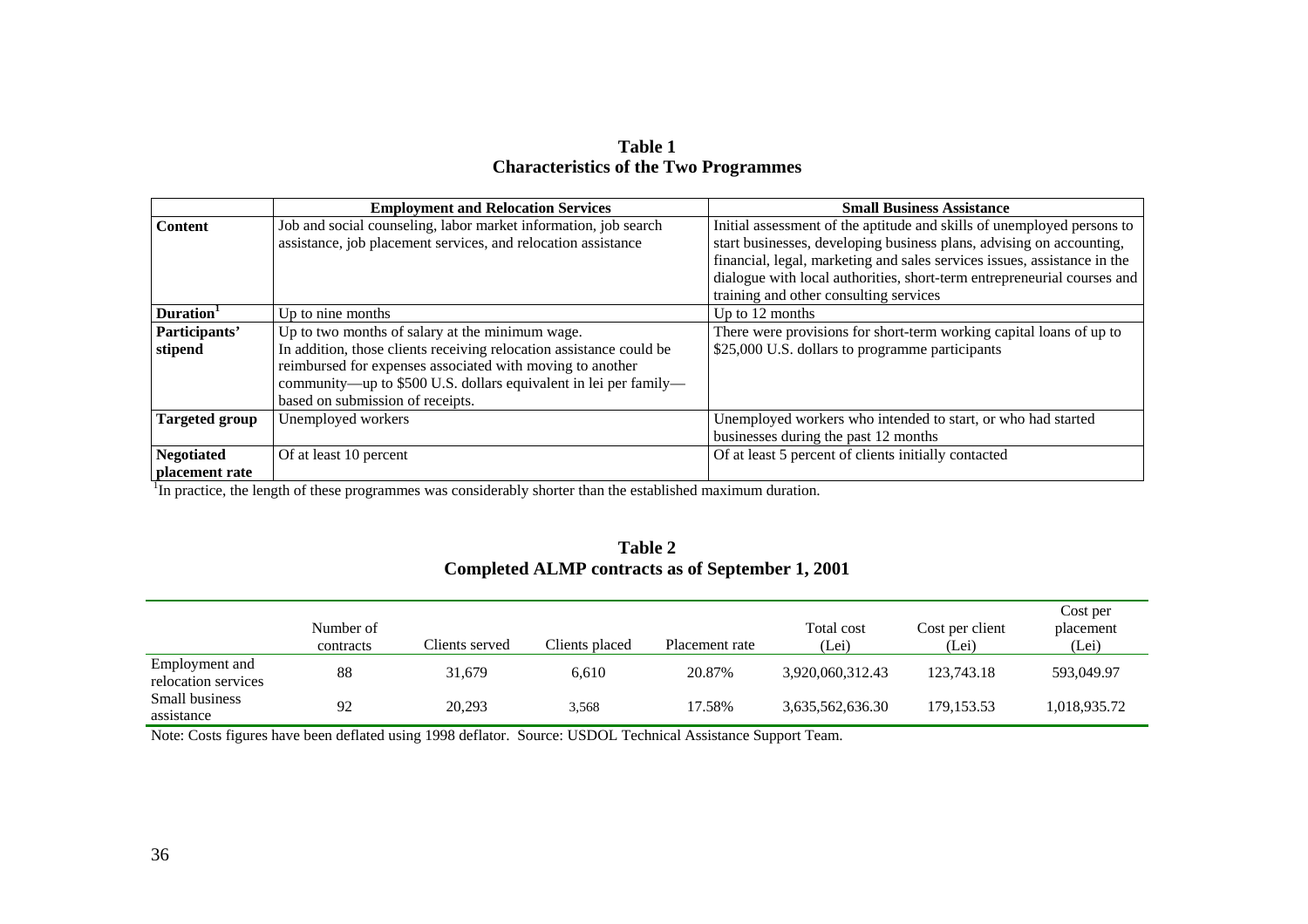**Table 1**
**Characteristics of the Two Programmes**

| | Employment and Relocation Services | Small Business Assistance |
|---|---|---|
| **Content** | Job and social counseling, labor market information, job search assistance, job placement services, and relocation assistance | Initial assessment of the aptitude and skills of unemployed persons to start businesses, developing business plans, advising on accounting, financial, legal, marketing and sales services issues, assistance in the dialogue with local authorities, short-term entrepreneurial courses and training and other consulting services |
| **Duration**[1] | Up to nine months | Up to 12 months |
| **Participants' stipend** | Up to two months of salary at the minimum wage. In addition, those clients receiving relocation assistance could be reimbursed for expenses associated with moving to another community—up to \$500 U.S. dollars equivalent in lei per family—based on submission of receipts. | There were provisions for short-term working capital loans of up to \$25,000 U.S. dollars to programme participants |
| **Targeted group** | Unemployed workers | Unemployed workers who intended to start, or who had started businesses during the past 12 months |
| **Negotiated placement rate** | Of at least 10 percent | Of at least 5 percent of clients initially contacted |

[1]In practice, the length of these programmes was considerably shorter than the established maximum duration.

**Table 2**
**Completed ALMP contracts as of September 1, 2001**

| | Number of contracts | Clients served | Clients placed | Placement rate | Total cost (Lei) | Cost per client (Lei) | Cost per placement (Lei) |
|---|---|---|---|---|---|---|---|
| Employment and relocation services | 88 | 31,679 | 6,610 | 20.87% | 3,920,060,312.43 | 123,743.18 | 593,049.97 |
| Small business assistance | 92 | 20,293 | 3,568 | 17.58% | 3,635,562,636.30 | 179,153.53 | 1,018,935.72 |

Note: Costs figures have been deflated using 1998 deflator. Source: USDOL Technical Assistance Support Team.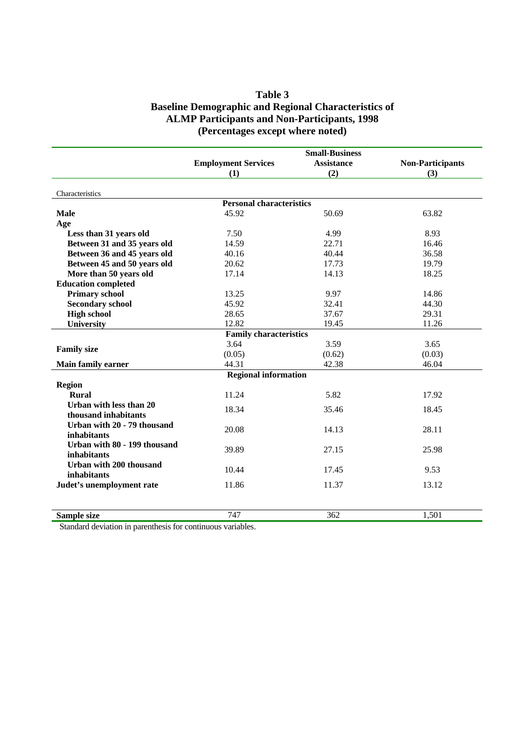# Table 3
## Baseline Demographic and Regional Characteristics of ALMP Participants and Non-Participants, 1998
### (Percentages except where noted)

| | Employment Services (1) | Small-Business Assistance (2) | Non-Participants (3) |
|---|---|---|---|
| Characteristics | | | |
| **Personal characteristics** | | | |
| **Male** | 45.92 | 50.69 | 63.82 |
| **Age** | | | |
| **Less than 31 years old** | 7.50 | 4.99 | 8.93 |
| **Between 31 and 35 years old** | 14.59 | 22.71 | 16.46 |
| **Between 36 and 45 years old** | 40.16 | 40.44 | 36.58 |
| **Between 45 and 50 years old** | 20.62 | 17.73 | 19.79 |
| **More than 50 years old** | 17.14 | 14.13 | 18.25 |
| **Education completed** | | | |
| **Primary school** | 13.25 | 9.97 | 14.86 |
| **Secondary school** | 45.92 | 32.41 | 44.30 |
| **High school** | 28.65 | 37.67 | 29.31 |
| **University** | 12.82 | 19.45 | 11.26 |
| **Family characteristics** | | | |
| **Family size** | 3.64 (0.05) | 3.59 (0.62) | 3.65 (0.03) |
| **Main family earner** | 44.31 | 42.38 | 46.04 |
| **Regional information** | | | |
| **Region** | | | |
| **Rural** | 11.24 | 5.82 | 17.92 |
| **Urban with less than 20 thousand inhabitants** | 18.34 | 35.46 | 18.45 |
| **Urban with 20 - 79 thousand inhabitants** | 20.08 | 14.13 | 28.11 |
| **Urban with 80 - 199 thousand inhabitants** | 39.89 | 27.15 | 25.98 |
| **Urban with 200 thousand inhabitants** | 10.44 | 17.45 | 9.53 |
| **Judet's unemployment rate** | 11.86 | 11.37 | 13.12 |
| **Sample size** | 747 | 362 | 1,501 |

Standard deviation in parenthesis for continuous variables.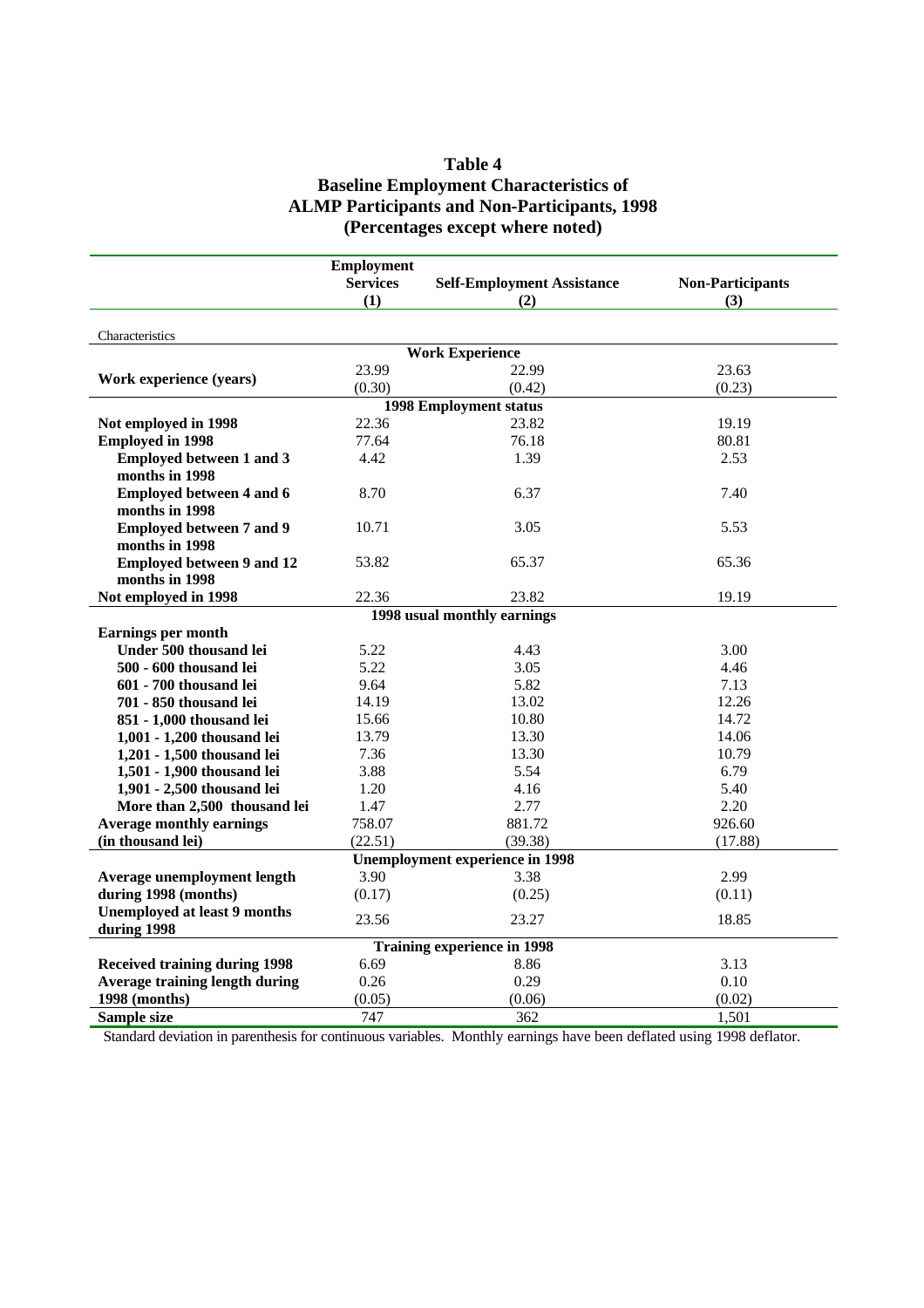# Table 4
## Baseline Employment Characteristics of ALMP Participants and Non-Participants, 1998
### (Percentages except where noted)

| | Employment Services (1) | Self-Employment Assistance (2) | Non-Participants (3) |
|---|---|---|---|
| Characteristics | | | |
| **Work Experience** | | | |
| **Work experience (years)** | 23.99 | 22.99 | 23.63 |
| | (0.30) | (0.42) | (0.23) |
| **1998 Employment status** | | | |
| **Not employed in 1998** | 22.36 | 23.82 | 19.19 |
| **Employed in 1998** | 77.64 | 76.18 | 80.81 |
| **Employed between 1 and 3 months in 1998** | 4.42 | 1.39 | 2.53 |
| **Employed between 4 and 6 months in 1998** | 8.70 | 6.37 | 7.40 |
| **Employed between 7 and 9 months in 1998** | 10.71 | 3.05 | 5.53 |
| **Employed between 9 and 12 months in 1998** | 53.82 | 65.37 | 65.36 |
| **Not employed in 1998** | 22.36 | 23.82 | 19.19 |
| **1998 usual monthly earnings** | | | |
| **Earnings per month** | | | |
| **Under 500 thousand lei** | 5.22 | 4.43 | 3.00 |
| **500 - 600 thousand lei** | 5.22 | 3.05 | 4.46 |
| **601 - 700 thousand lei** | 9.64 | 5.82 | 7.13 |
| **701 - 850 thousand lei** | 14.19 | 13.02 | 12.26 |
| **851 - 1,000 thousand lei** | 15.66 | 10.80 | 14.72 |
| **1,001 - 1,200 thousand lei** | 13.79 | 13.30 | 14.06 |
| **1,201 - 1,500 thousand lei** | 7.36 | 13.30 | 10.79 |
| **1,501 - 1,900 thousand lei** | 3.88 | 5.54 | 6.79 |
| **1,901 - 2,500 thousand lei** | 1.20 | 4.16 | 5.40 |
| **More than 2,500 thousand lei** | 1.47 | 2.77 | 2.20 |
| **Average monthly earnings (in thousand lei)** | 758.07 | 881.72 | 926.60 |
| | (22.51) | (39.38) | (17.88) |
| **Unemployment experience in 1998** | | | |
| **Average unemployment length during 1998 (months)** | 3.90 | 3.38 | 2.99 |
| | (0.17) | (0.25) | (0.11) |
| **Unemployed at least 9 months during 1998** | 23.56 | 23.27 | 18.85 |
| **Training experience in 1998** | | | |
| **Received training during 1998** | 6.69 | 8.86 | 3.13 |
| **Average training length during 1998 (months)** | 0.26 | 0.29 | 0.10 |
| | (0.05) | (0.06) | (0.02) |
| **Sample size** | 747 | 362 | 1,501 |

Standard deviation in parenthesis for continuous variables. Monthly earnings have been deflated using 1998 deflator.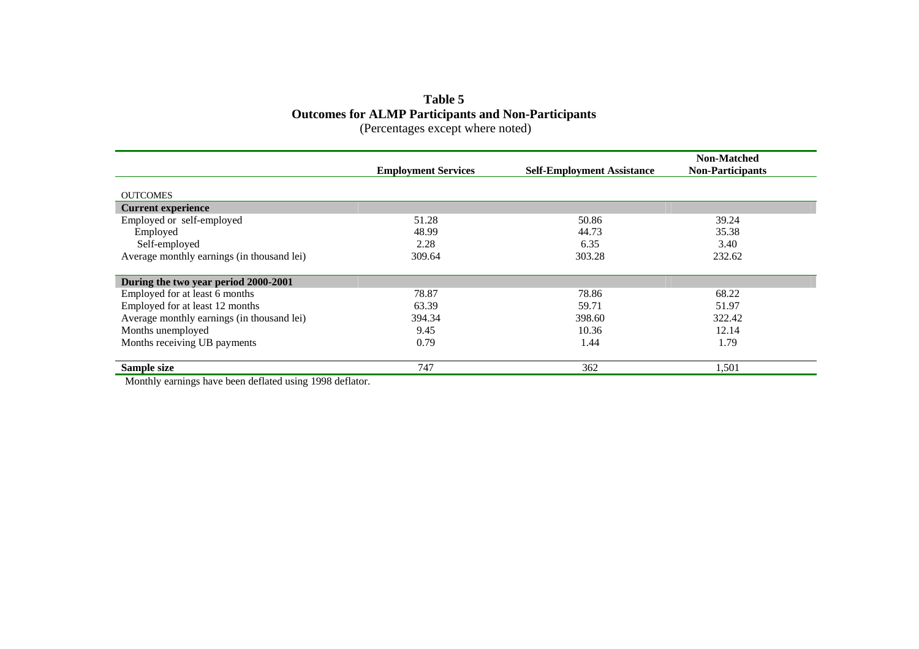**Table 5**
**Outcomes for ALMP Participants and Non-Participants**
(Percentages except where noted)

| | **Employment Services** | **Self-Employment Assistance** | **Non-Matched Non-Participants** |
|---|---|---|---|
| OUTCOMES | | | |
| **Current experience** | | | |
| Employed or self-employed | 51.28 | 50.86 | 39.24 |
| Employed | 48.99 | 44.73 | 35.38 |
| Self-employed | 2.28 | 6.35 | 3.40 |
| Average monthly earnings (in thousand lei) | 309.64 | 303.28 | 232.62 |
| **During the two year period 2000-2001** | | | |
| Employed for at least 6 months | 78.87 | 78.86 | 68.22 |
| Employed for at least 12 months | 63.39 | 59.71 | 51.97 |
| Average monthly earnings (in thousand lei) | 394.34 | 398.60 | 322.42 |
| Months unemployed | 9.45 | 10.36 | 12.14 |
| Months receiving UB payments | 0.79 | 1.44 | 1.79 |
| **Sample size** | 747 | 362 | 1,501 |

Monthly earnings have been deflated using 1998 deflator.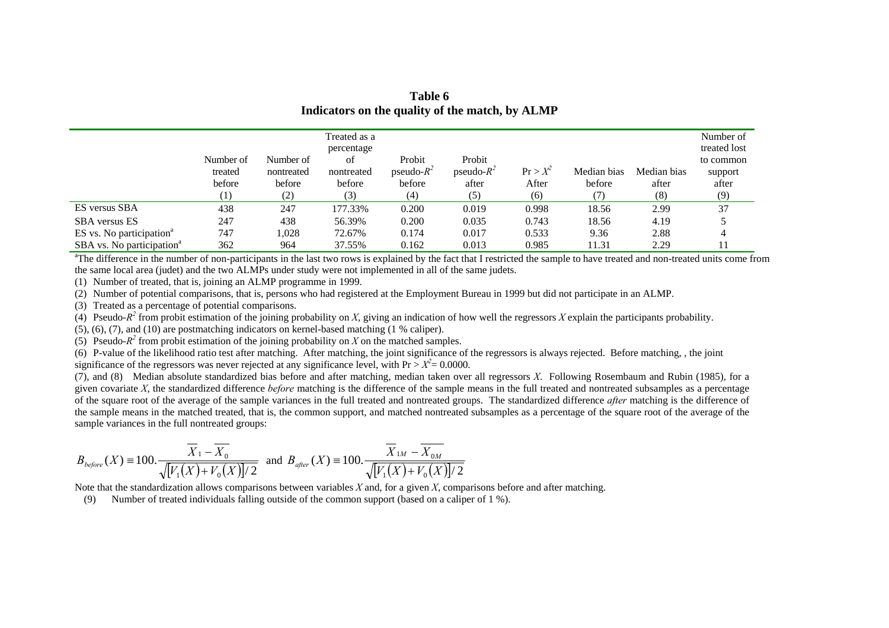**Table 6**
**Indicators on the quality of the match, by ALMP**

| | Number of treated before (1) | Number of nontreated before (2) | Treated as a percentage of nontreated before (3) | Probit pseudo-$R^2$ before (4) | Probit pseudo-$R^2$ after (5) | $\Pr > X^2$ After (6) | Median bias before (7) | Median bias after (8) | Number of treated lost to common support after (9) |
|---|---|---|---|---|---|---|---|---|---|
| ES versus SBA | 438 | 247 | 177.33% | 0.200 | 0.019 | 0.998 | 18.56 | 2.99 | 37 |
| SBA versus ES | 247 | 438 | 56.39% | 0.200 | 0.035 | 0.743 | 18.56 | 4.19 | 5 |
| ES vs. No participation[a] | 747 | 1,028 | 72.67% | 0.174 | 0.017 | 0.533 | 9.36 | 2.88 | 4 |
| SBA vs. No participation[a] | 362 | 964 | 37.55% | 0.162 | 0.013 | 0.985 | 11.31 | 2.29 | 11 |

[a]The difference in the number of non-participants in the last two rows is explained by the fact that I restricted the sample to have treated and non-treated units come from the same local area (judet) and the two ALMPs under study were not implemented in all of the same judets.

(1) Number of treated, that is, joining an ALMP programme in 1999.

(2) Number of potential comparisons, that is, persons who had registered at the Employment Bureau in 1999 but did not participate in an ALMP.

(3) Treated as a percentage of potential comparisons.

(4) Pseudo-$R^2$ from probit estimation of the joining probability on *X*, giving an indication of how well the regressors *X* explain the participants probability.

(5), (6), (7), and (10) are postmatching indicators on kernel-based matching (1 % caliper).

(5) Pseudo-$R^2$ from probit estimation of the joining probability on *X* on the matched samples.

(6) P-value of the likelihood ratio test after matching. After matching, the joint significance of the regressors is always rejected. Before matching, , the joint significance of the regressors was never rejected at any significance level, with $\Pr > X^2 = 0.0000$.

(7), and (8) Median absolute standardized bias before and after matching, median taken over all regressors *X*. Following Rosembaum and Rubin (1985), for a given covariate *X*, the standardized difference *before* matching is the difference of the sample means in the full treated and nontreated subsamples as a percentage of the square root of the average of the sample variances in the full treated and nontreated groups. The standardized difference *after* matching is the difference of the sample means in the matched treated, that is, the common support, and matched nontreated subsamples as a percentage of the square root of the average of the sample variances in the full nontreated groups:

$$B_{before}(X) \equiv 100.\frac{\overline{X}_1 - \overline{X}_0}{\sqrt{[V_1(X) + V_0(X)]/2}} \text{ and } B_{after}(X) \equiv 100.\frac{\overline{X}_{1M} - \overline{X}_{0M}}{\sqrt{[V_1(X) + V_0(X)]/2}}$$

Note that the standardization allows comparisons between variables *X* and, for a given *X*, comparisons before and after matching.

(9) Number of treated individuals falling outside of the common support (based on a caliper of 1 %).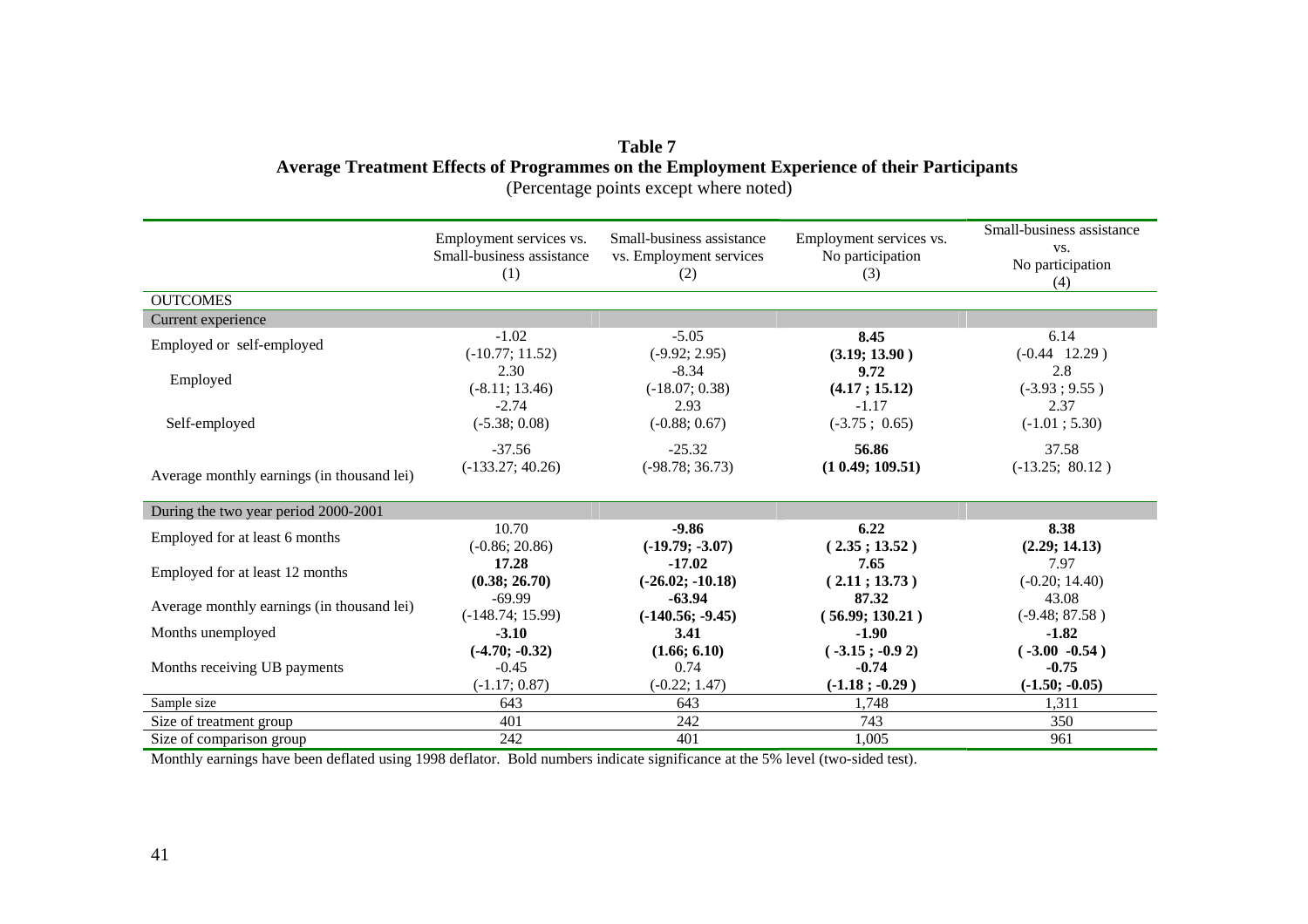**Table 7**
**Average Treatment Effects of Programmes on the Employment Experience of their Participants**
(Percentage points except where noted)

| | Employment services vs. Small-business assistance (1) | Small-business assistance vs. Employment services (2) | Employment services vs. No participation (3) | Small-business assistance vs. No participation (4) |
|---|---|---|---|---|
| OUTCOMES | | | | |
| Current experience | | | | |
| Employed or self-employed | -1.02 (-10.77; 11.52) | -5.05 (-9.92; 2.95) | **8.45 (3.19; 13.90 )** | 6.14 (-0.44 12.29 ) |
| Employed | 2.30 (-8.11; 13.46) | -8.34 (-18.07; 0.38) | **9.72 (4.17 ; 15.12)** | 2.8 (-3.93 ; 9.55 ) |
| Self-employed | -2.74 (-5.38; 0.08) | 2.93 (-0.88; 0.67) | -1.17 (-3.75 ; 0.65) | 2.37 (-1.01 ; 5.30) |
| Average monthly earnings (in thousand lei) | -37.56 (-133.27; 40.26) | -25.32 (-98.78; 36.73) | **56.86 (1 0.49; 109.51)** | 37.58 (-13.25; 80.12 ) |
| During the two year period 2000-2001 | | | | |
| Employed for at least 6 months | 10.70 (-0.86; 20.86) | **-9.86 (-19.79; -3.07)** | **6.22 ( 2.35 ; 13.52 )** | **8.38 (2.29; 14.13)** |
| Employed for at least 12 months | **17.28 (0.38; 26.70)** | **-17.02 (-26.02; -10.18)** | **7.65 ( 2.11 ; 13.73 )** | 7.97 (-0.20; 14.40) |
| Average monthly earnings (in thousand lei) | -69.99 (-148.74; 15.99) | **-63.94 (-140.56; -9.45)** | **87.32 ( 56.99; 130.21 )** | 43.08 (-9.48; 87.58 ) |
| Months unemployed | **-3.10 (-4.70; -0.32)** | **3.41 (1.66; 6.10)** | **-1.90 ( -3.15 ; -0.9 2)** | **-1.82 ( -3.00 -0.54 )** |
| Months receiving UB payments | -0.45 (-1.17; 0.87) | 0.74 (-0.22; 1.47) | **-0.74 (-1.18 ; -0.29 )** | **-0.75 (-1.50; -0.05)** |
| Sample size | 643 | 643 | 1,748 | 1,311 |
| Size of treatment group | 401 | 242 | 743 | 350 |
| Size of comparison group | 242 | 401 | 1,005 | 961 |

Monthly earnings have been deflated using 1998 deflator. Bold numbers indicate significance at the 5% level (two-sided test).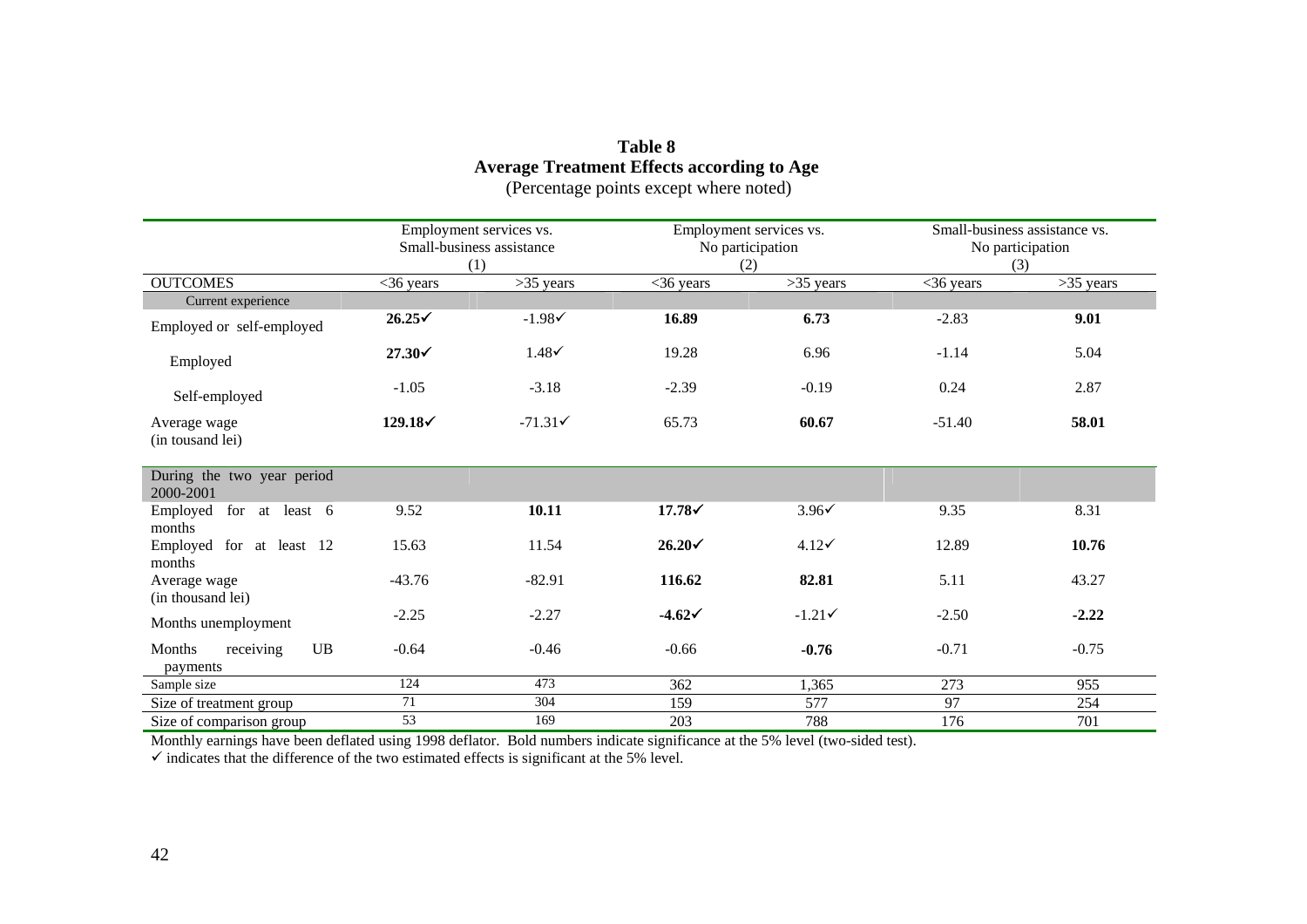**Table 8**
**Average Treatment Effects according to Age**
(Percentage points except where noted)

| | Employment services vs. Small-business assistance (1) | | Employment services vs. No participation (2) | | Small-business assistance vs. No participation (3) | |
|---|---|---|---|---|---|---|
| OUTCOMES | <36 years | >35 years | <36 years | >35 years | <36 years | >35 years |
| Current experience | | | | | | |
| Employed or self-employed | **26.25**✓ | -1.98✓ | **16.89** | **6.73** | -2.83 | **9.01** |
| Employed | **27.30**✓ | 1.48✓ | 19.28 | 6.96 | -1.14 | 5.04 |
| Self-employed | -1.05 | -3.18 | -2.39 | -0.19 | 0.24 | 2.87 |
| Average wage (in tousand lei) | **129.18**✓ | -71.31✓ | 65.73 | **60.67** | -51.40 | **58.01** |
| During the two year period 2000-2001 | | | | | | |
| Employed for at least 6 months | 9.52 | **10.11** | **17.78**✓ | 3.96✓ | 9.35 | 8.31 |
| Employed for at least 12 months | 15.63 | 11.54 | **26.20**✓ | 4.12✓ | 12.89 | **10.76** |
| Average wage (in thousand lei) | -43.76 | -82.91 | **116.62** | **82.81** | 5.11 | 43.27 |
| Months unemployment | -2.25 | -2.27 | **-4.62**✓ | -1.21✓ | -2.50 | **-2.22** |
| Months receiving UB payments | -0.64 | -0.46 | -0.66 | **-0.76** | -0.71 | -0.75 |
| Sample size | 124 | 473 | 362 | 1,365 | 273 | 955 |
| Size of treatment group | 71 | 304 | 159 | 577 | 97 | 254 |
| Size of comparison group | 53 | 169 | 203 | 788 | 176 | 701 |

Monthly earnings have been deflated using 1998 deflator. Bold numbers indicate significance at the 5% level (two-sided test).
✓ indicates that the difference of the two estimated effects is significant at the 5% level.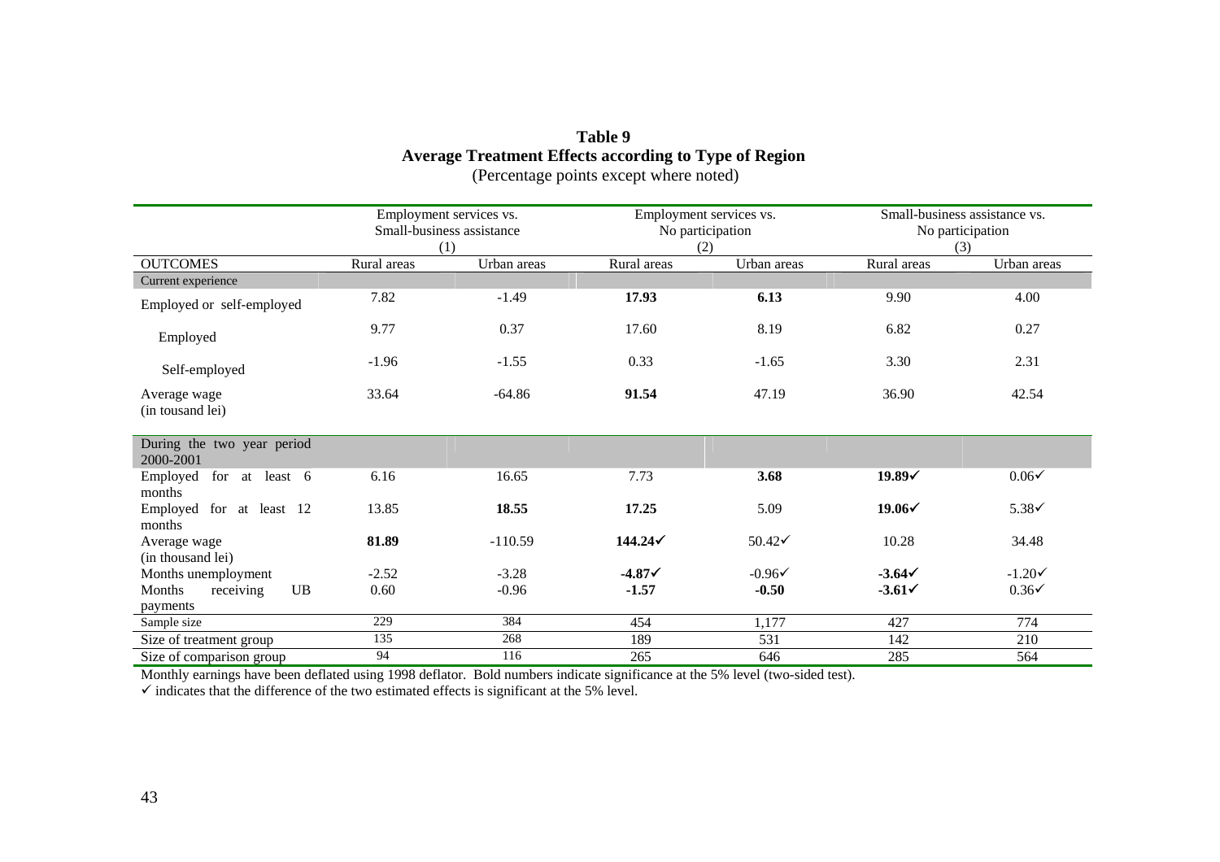**Table 9**
**Average Treatment Effects according to Type of Region**
(Percentage points except where noted)

| | Employment services vs. Small-business assistance (1) | | Employment services vs. No participation (2) | | Small-business assistance vs. No participation (3) | |
|---|---|---|---|---|---|---|
| OUTCOMES | Rural areas | Urban areas | Rural areas | Urban areas | Rural areas | Urban areas |
| Current experience | | | | | | |
| Employed or self-employed | 7.82 | -1.49 | **17.93** | **6.13** | 9.90 | 4.00 |
| Employed | 9.77 | 0.37 | 17.60 | 8.19 | 6.82 | 0.27 |
| Self-employed | -1.96 | -1.55 | 0.33 | -1.65 | 3.30 | 2.31 |
| Average wage (in tousand lei) | 33.64 | -64.86 | **91.54** | 47.19 | 36.90 | 42.54 |
| During the two year period 2000-2001 | | | | | | |
| Employed for at least 6 months | 6.16 | 16.65 | 7.73 | **3.68** | **19.89**✓ | 0.06✓ |
| Employed for at least 12 months | 13.85 | **18.55** | **17.25** | 5.09 | **19.06**✓ | 5.38✓ |
| Average wage (in thousand lei) | **81.89** | -110.59 | **144.24**✓ | 50.42✓ | 10.28 | 34.48 |
| Months unemployment | -2.52 | -3.28 | **-4.87**✓ | -0.96✓ | **-3.64**✓ | -1.20✓ |
| Months receiving UB payments | 0.60 | -0.96 | **-1.57** | **-0.50** | **-3.61**✓ | 0.36✓ |
| Sample size | 229 | 384 | 454 | 1,177 | 427 | 774 |
| Size of treatment group | 135 | 268 | 189 | 531 | 142 | 210 |
| Size of comparison group | 94 | 116 | 265 | 646 | 285 | 564 |

Monthly earnings have been deflated using 1998 deflator. Bold numbers indicate significance at the 5% level (two-sided test).
✓ indicates that the difference of the two estimated effects is significant at the 5% level.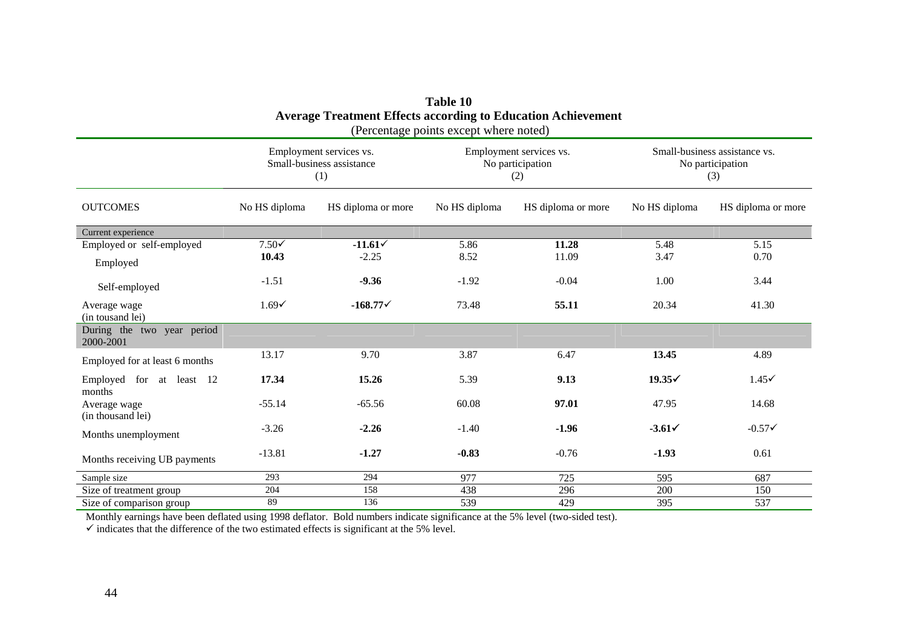**Table 10**
**Average Treatment Effects according to Education Achievement**
(Percentage points except where noted)

| | Employment services vs. Small-business assistance (1) | | Employment services vs. No participation (2) | | Small-business assistance vs. No participation (3) | |
|---|---|---|---|---|---|---|
| OUTCOMES | No HS diploma | HS diploma or more | No HS diploma | HS diploma or more | No HS diploma | HS diploma or more |
| Current experience | | | | | | |
| Employed or self-employed | 7.50✓ | **-11.61**✓ | 5.86 | **11.28** | 5.48 | 5.15 |
| Employed | **10.43** | -2.25 | 8.52 | 11.09 | 3.47 | 0.70 |
| Self-employed | -1.51 | **-9.36** | -1.92 | -0.04 | 1.00 | 3.44 |
| Average wage (in tousand lei) | 1.69✓ | **-168.77**✓ | 73.48 | **55.11** | 20.34 | 41.30 |
| During the two year period 2000-2001 | | | | | | |
| Employed for at least 6 months | 13.17 | 9.70 | 3.87 | 6.47 | **13.45** | 4.89 |
| Employed for at least 12 months | **17.34** | **15.26** | 5.39 | **9.13** | **19.35**✓ | 1.45✓ |
| Average wage (in thousand lei) | -55.14 | -65.56 | 60.08 | **97.01** | 47.95 | 14.68 |
| Months unemployment | -3.26 | **-2.26** | -1.40 | **-1.96** | **-3.61**✓ | -0.57✓ |
| Months receiving UB payments | -13.81 | **-1.27** | **-0.83** | -0.76 | **-1.93** | 0.61 |
| Sample size | 293 | 294 | 977 | 725 | 595 | 687 |
| Size of treatment group | 204 | 158 | 438 | 296 | 200 | 150 |
| Size of comparison group | 89 | 136 | 539 | 429 | 395 | 537 |

Monthly earnings have been deflated using 1998 deflator. Bold numbers indicate significance at the 5% level (two-sided test).
✓ indicates that the difference of the two estimated effects is significant at the 5% level.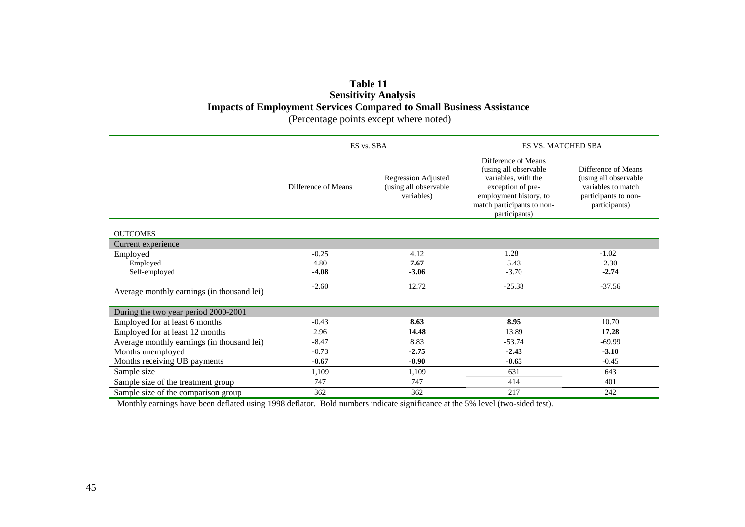**Table 11**
**Sensitivity Analysis**
**Impacts of Employment Services Compared to Small Business Assistance**
(Percentage points except where noted)

| | ES vs. SBA | | ES VS. MATCHED SBA | |
|---|---|---|---|---|
| | Difference of Means | Regression Adjusted (using all observable variables) | Difference of Means (using all observable variables, with the exception of pre-employment history, to match participants to non-participants) | Difference of Means (using all observable variables to match participants to non-participants) |
| OUTCOMES | | | | |
| Current experience | | | | |
| Employed | -0.25 | 4.12 | 1.28 | -1.02 |
| Employed | 4.80 | **7.67** | 5.43 | 2.30 |
| Self-employed | **-4.08** | **-3.06** | -3.70 | **-2.74** |
| Average monthly earnings (in thousand lei) | -2.60 | 12.72 | -25.38 | -37.56 |
| During the two year period 2000-2001 | | | | |
| Employed for at least 6 months | -0.43 | **8.63** | **8.95** | 10.70 |
| Employed for at least 12 months | 2.96 | **14.48** | 13.89 | **17.28** |
| Average monthly earnings (in thousand lei) | -8.47 | 8.83 | -53.74 | -69.99 |
| Months unemployed | -0.73 | **-2.75** | **-2.43** | **-3.10** |
| Months receiving UB payments | **-0.67** | **-0.90** | **-0.65** | -0.45 |
| Sample size | 1,109 | 1,109 | 631 | 643 |
| Sample size of the treatment group | 747 | 747 | 414 | 401 |
| Sample size of the comparison group | 362 | 362 | 217 | 242 |

Monthly earnings have been deflated using 1998 deflator. Bold numbers indicate significance at the 5% level (two-sided test).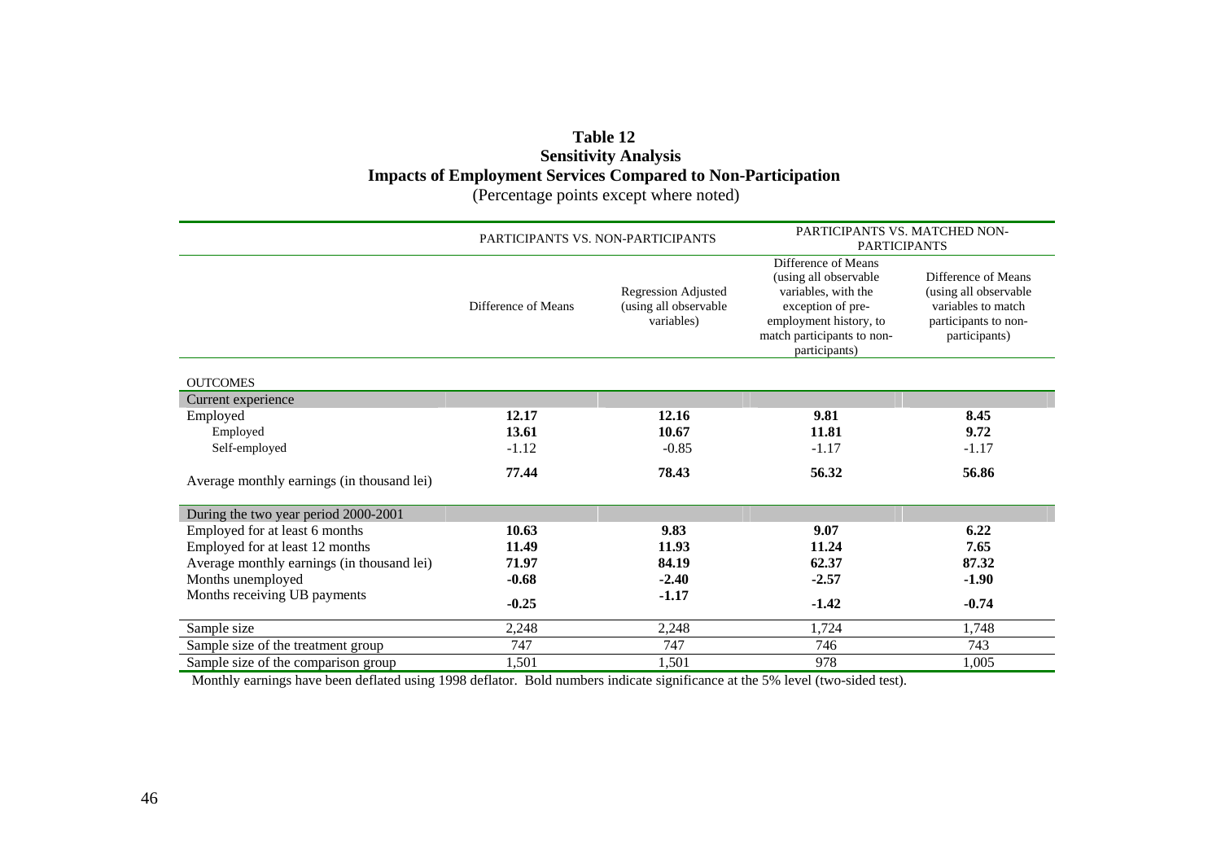**Table 12**
**Sensitivity Analysis**
**Impacts of Employment Services Compared to Non-Participation**
(Percentage points except where noted)

| | PARTICIPANTS VS. NON-PARTICIPANTS | | PARTICIPANTS VS. MATCHED NON-PARTICIPANTS | |
|---|---|---|---|---|
| | Difference of Means | Regression Adjusted (using all observable variables) | Difference of Means (using all observable variables, with the exception of pre-employment history, to match participants to non-participants) | Difference of Means (using all observable variables to match participants to non-participants) |
| OUTCOMES | | | | |
| Current experience | | | | |
| Employed | **12.17** | **12.16** | **9.81** | **8.45** |
| Employed | **13.61** | **10.67** | **11.81** | **9.72** |
| Self-employed | -1.12 | -0.85 | -1.17 | -1.17 |
| Average monthly earnings (in thousand lei) | **77.44** | **78.43** | **56.32** | **56.86** |
| During the two year period 2000-2001 | | | | |
| Employed for at least 6 months | **10.63** | **9.83** | **9.07** | **6.22** |
| Employed for at least 12 months | **11.49** | **11.93** | **11.24** | **7.65** |
| Average monthly earnings (in thousand lei) | **71.97** | **84.19** | **62.37** | **87.32** |
| Months unemployed | **-0.68** | **-2.40** | **-2.57** | **-1.90** |
| Months receiving UB payments | **-0.25** | **-1.17** | **-1.42** | **-0.74** |
| Sample size | 2,248 | 2,248 | 1,724 | 1,748 |
| Sample size of the treatment group | 747 | 747 | 746 | 743 |
| Sample size of the comparison group | 1,501 | 1,501 | 978 | 1,005 |

Monthly earnings have been deflated using 1998 deflator. Bold numbers indicate significance at the 5% level (two-sided test).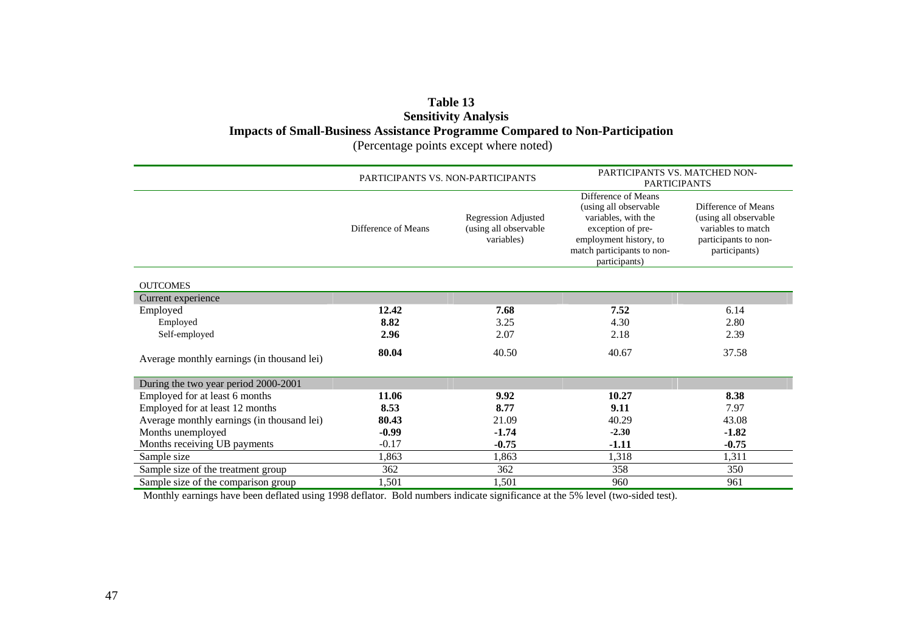**Table 13**
**Sensitivity Analysis**
**Impacts of Small-Business Assistance Programme Compared to Non-Participation**
(Percentage points except where noted)

| | PARTICIPANTS VS. NON-PARTICIPANTS | | PARTICIPANTS VS. MATCHED NON-PARTICIPANTS | |
|---|---|---|---|---|
| | Difference of Means | Regression Adjusted (using all observable variables) | Difference of Means (using all observable variables, with the exception of pre-employment history, to match participants to non-participants) | Difference of Means (using all observable variables to match participants to non-participants) |
| OUTCOMES | | | | |
| Current experience | | | | |
| Employed | **12.42** | **7.68** | **7.52** | 6.14 |
| Employed | **8.82** | 3.25 | 4.30 | 2.80 |
| Self-employed | **2.96** | 2.07 | 2.18 | 2.39 |
| Average monthly earnings (in thousand lei) | **80.04** | 40.50 | 40.67 | 37.58 |
| During the two year period 2000-2001 | | | | |
| Employed for at least 6 months | **11.06** | **9.92** | **10.27** | **8.38** |
| Employed for at least 12 months | **8.53** | **8.77** | **9.11** | 7.97 |
| Average monthly earnings (in thousand lei) | **80.43** | 21.09 | 40.29 | 43.08 |
| Months unemployed | **-0.99** | **-1.74** | **-2.30** | **-1.82** |
| Months receiving UB payments | -0.17 | **-0.75** | **-1.11** | **-0.75** |
| Sample size | 1,863 | 1,863 | 1,318 | 1,311 |
| Sample size of the treatment group | 362 | 362 | 358 | 350 |
| Sample size of the comparison group | 1,501 | 1,501 | 960 | 961 |

Monthly earnings have been deflated using 1998 deflator. Bold numbers indicate significance at the 5% level (two-sided test).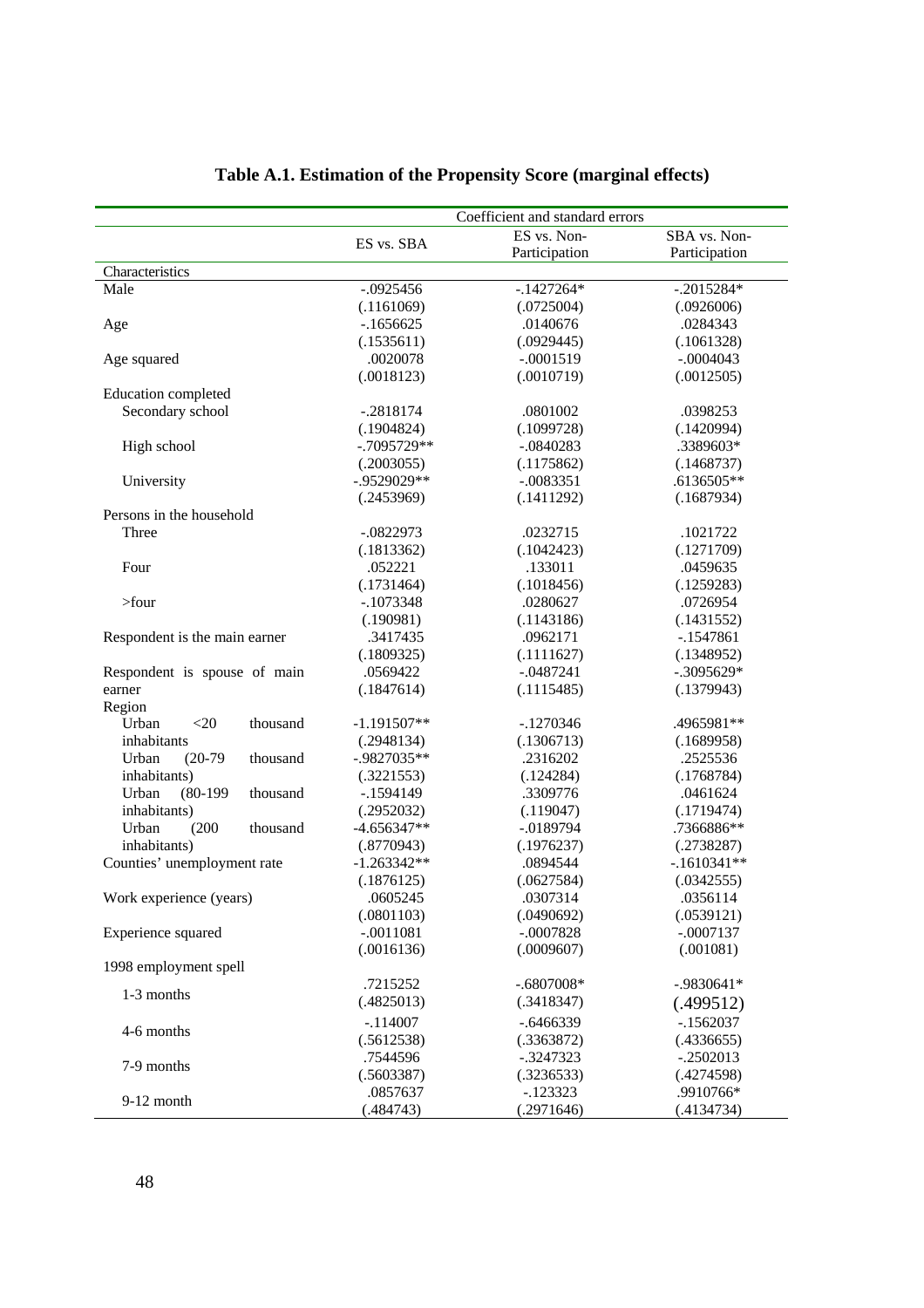## Table A.1. Estimation of the Propensity Score (marginal effects)

| | Coefficient and standard errors | | |
|---|---|---|---|
| | ES vs. SBA | ES vs. Non-Participation | SBA vs. Non-Participation |
| Characteristics | | | |
| Male | -.0925456 | -.1427264* | -.2015284* |
| | (.1161069) | (.0725004) | (.0926006) |
| Age | -.1656625 | .0140676 | .0284343 |
| | (.1535611) | (.0929445) | (.1061328) |
| Age squared | .0020078 | -.0001519 | -.0004043 |
| | (.0018123) | (.0010719) | (.0012505) |
| Education completed | | | |
| Secondary school | -.2818174 | .0801002 | .0398253 |
| | (.1904824) | (.1099728) | (.1420994) |
| High school | -.7095729** | -.0840283 | .3389603* |
| | (.2003055) | (.1175862) | (.1468737) |
| University | -.9529029** | -.0083351 | .6136505** |
| | (.2453969) | (.1411292) | (.1687934) |
| Persons in the household | | | |
| Three | -.0822973 | .0232715 | .1021722 |
| | (.1813362) | (.1042423) | (.1271709) |
| Four | .052221 | .133011 | .0459635 |
| | (.1731464) | (.1018456) | (.1259283) |
| >four | -.1073348 | .0280627 | .0726954 |
| | (.190981) | (.1143186) | (.1431552) |
| Respondent is the main earner | .3417435 | .0962171 | -.1547861 |
| | (.1809325) | (.1111627) | (.1348952) |
| Respondent is spouse of main earner | .0569422 | -.0487241 | -.3095629* |
| | (.1847614) | (.1115485) | (.1379943) |
| Region | | | |
| Urban <20 thousand inhabitants | -1.191507** | -.1270346 | .4965981** |
| | (.2948134) | (.1306713) | (.1689958) |
| Urban (20-79 thousand inhabitants) | -.9827035** | .2316202 | .2525536 |
| | (.3221553) | (.124284) | (.1768784) |
| Urban (80-199 thousand inhabitants) | -.1594149 | .3309776 | .0461624 |
| | (.2952032) | (.119047) | (.1719474) |
| Urban (200 thousand inhabitants) | -4.656347** | -.0189794 | .7366886** |
| | (.8770943) | (.1976237) | (.2738287) |
| Counties' unemployment rate | -1.263342** | .0894544 | -.1610341** |
| | (.1876125) | (.0627584) | (.0342555) |
| Work experience (years) | .0605245 | .0307314 | .0356114 |
| | (.0801103) | (.0490692) | (.0539121) |
| Experience squared | -.0011081 | -.0007828 | -.0007137 |
| | (.0016136) | (.0009607) | (.001081) |
| 1998 employment spell | | | |
| 1-3 months | .7215252 | -.6807008* | -.9830641* |
| | (.4825013) | (.3418347) | (.499512) |
| 4-6 months | -.114007 | -.6466339 | -.1562037 |
| | (.5612538) | (.3363872) | (.4336655) |
| 7-9 months | .7544596 | -.3247323 | -.2502013 |
| | (.5603387) | (.3236533) | (.4274598) |
| 9-12 month | .0857637 | -.123323 | .9910766* |
| | (.484743) | (.2971646) | (.4134734) |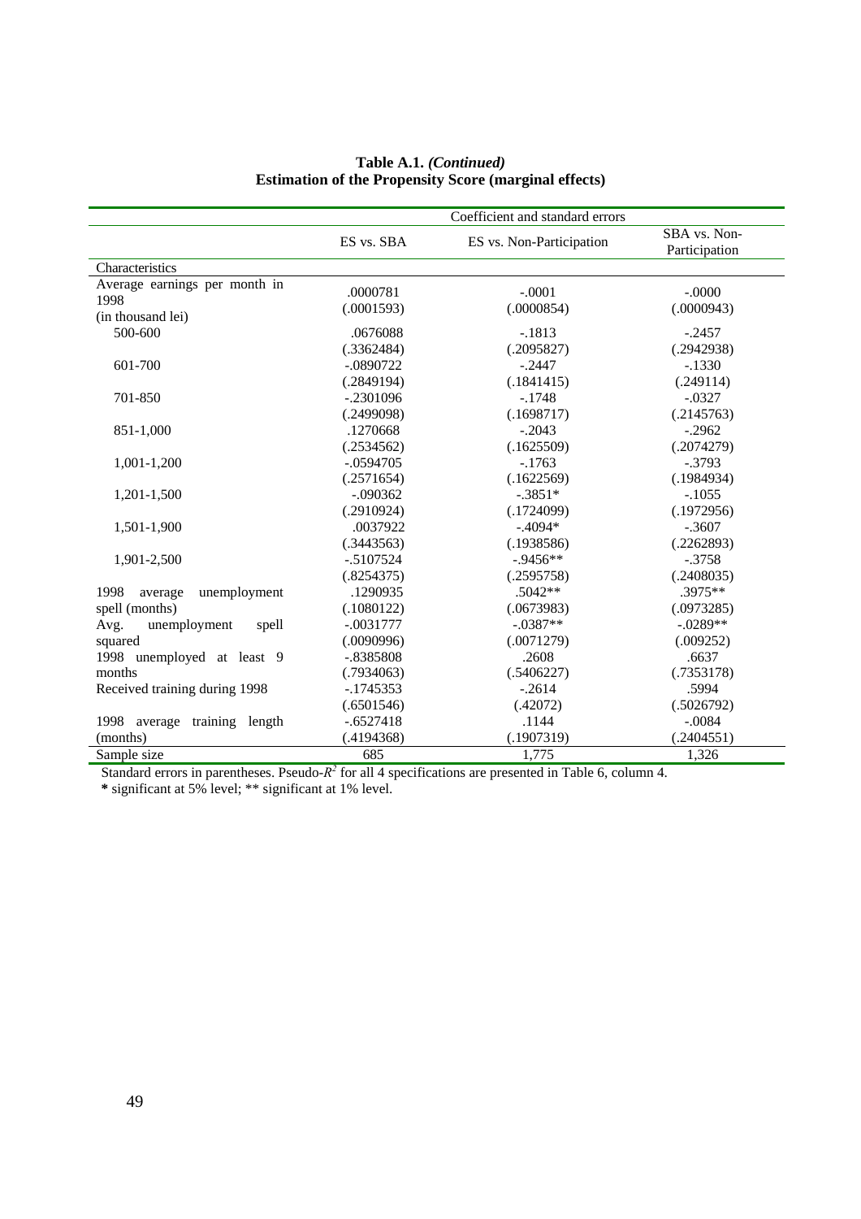**Table A.1. *(Continued)***
**Estimation of the Propensity Score (marginal effects)**

| | Coefficient and standard errors | | |
|---|---|---|---|
| | ES vs. SBA | ES vs. Non-Participation | SBA vs. Non-Participation |
| Characteristics | | | |
| Average earnings per month in 1998 (in thousand lei) | .0000781 (.0001593) | -.0001 (.0000854) | -.0000 (.0000943) |
| 500-600 | .0676088 (.3362484) | -.1813 (.2095827) | -.2457 (.2942938) |
| 601-700 | -.0890722 (.2849194) | -.2447 (.1841415) | -.1330 (.249114) |
| 701-850 | -.2301096 (.2499098) | -.1748 (.1698717) | -.0327 (.2145763) |
| 851-1,000 | .1270668 (.2534562) | -.2043 (.1625509) | -.2962 (.2074279) |
| 1,001-1,200 | -.0594705 (.2571654) | -.1763 (.1622569) | -.3793 (.1984934) |
| 1,201-1,500 | -.090362 (.2910924) | -.3851* (.1724099) | -.1055 (.1972956) |
| 1,501-1,900 | .0037922 (.3443563) | -.4094* (.1938586) | -.3607 (.2262893) |
| 1,901-2,500 | -.5107524 (.8254375) | -.9456** (.2595758) | -.3758 (.2408035) |
| 1998 average unemployment spell (months) | .1290935 (.1080122) | .5042** (.0673983) | .3975** (.0973285) |
| Avg. unemployment spell squared | -.0031777 (.0090996) | -.0387** (.0071279) | -.0289** (.009252) |
| 1998 unemployed at least 9 months | -.8385808 (.7934063) | .2608 (.5406227) | .6637 (.7353178) |
| Received training during 1998 | -.1745353 (.6501546) | -.2614 (.42072) | .5994 (.5026792) |
| 1998 average training length (months) | -.6527418 (.4194368) | .1144 (.1907319) | -.0084 (.2404551) |
| Sample size | 685 | 1,775 | 1,326 |

Standard errors in parentheses. Pseudo-$R^2$ for all 4 specifications are presented in Table 6, column 4.
\* significant at 5% level; ** significant at 1% level.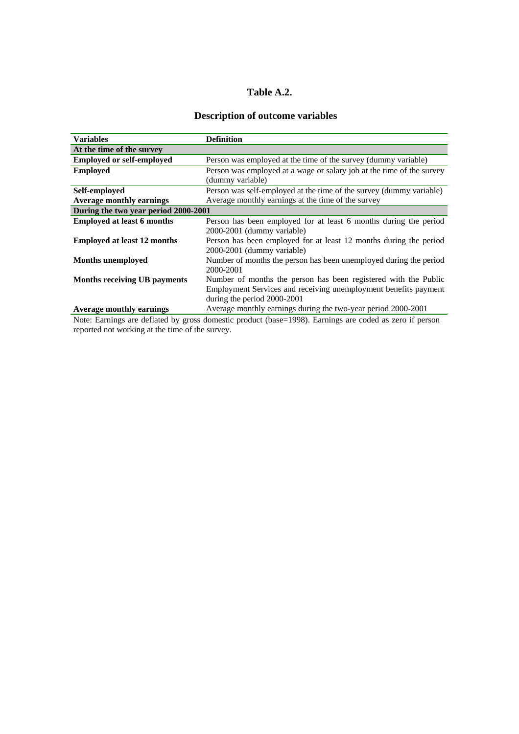# Table A.2.

## Description of outcome variables

| Variables | Definition |
|---|---|
| **At the time of the survey** | |
| **Employed or self-employed** | Person was employed at the time of the survey (dummy variable) |
| **Employed** | Person was employed at a wage or salary job at the time of the survey (dummy variable) |
| **Self-employed** | Person was self-employed at the time of the survey (dummy variable) |
| **Average monthly earnings** | Average monthly earnings at the time of the survey |
| **During the two year period 2000-2001** | |
| **Employed at least 6 months** | Person has been employed for at least 6 months during the period 2000-2001 (dummy variable) |
| **Employed at least 12 months** | Person has been employed for at least 12 months during the period 2000-2001 (dummy variable) |
| **Months unemployed** | Number of months the person has been unemployed during the period 2000-2001 |
| **Months receiving UB payments** | Number of months the person has been registered with the Public Employment Services and receiving unemployment benefits payment during the period 2000-2001 |
| **Average monthly earnings** | Average monthly earnings during the two-year period 2000-2001 |

Note: Earnings are deflated by gross domestic product (base=1998). Earnings are coded as zero if person reported not working at the time of the survey.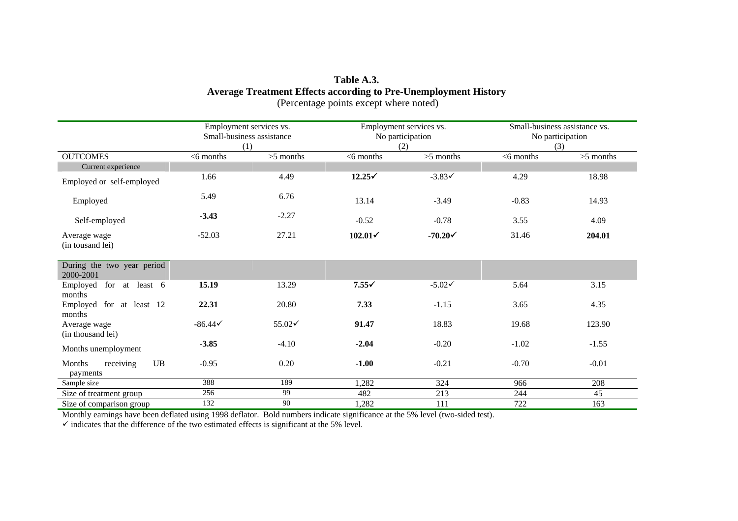**Table A.3.**
**Average Treatment Effects according to Pre-Unemployment History**
(Percentage points except where noted)

| | Employment services vs. Small-business assistance (1) | | Employment services vs. No participation (2) | | Small-business assistance vs. No participation (3) | |
|---|---|---|---|---|---|---|
| OUTCOMES | <6 months | >5 months | <6 months | >5 months | <6 months | >5 months |
| Current experience | | | | | | |
| Employed or self-employed | 1.66 | 4.49 | **12.25**✓ | -3.83✓ | 4.29 | 18.98 |
| Employed | 5.49 | 6.76 | 13.14 | -3.49 | -0.83 | 14.93 |
| Self-employed | **-3.43** | -2.27 | -0.52 | -0.78 | 3.55 | 4.09 |
| Average wage (in tousand lei) | -52.03 | 27.21 | **102.01**✓ | **-70.20**✓ | 31.46 | **204.01** |
| During the two year period 2000-2001 | | | | | | |
| Employed for at least 6 months | **15.19** | 13.29 | **7.55**✓ | -5.02✓ | 5.64 | 3.15 |
| Employed for at least 12 months | **22.31** | 20.80 | **7.33** | -1.15 | 3.65 | 4.35 |
| Average wage (in thousand lei) | -86.44✓ | 55.02✓ | **91.47** | 18.83 | 19.68 | 123.90 |
| Months unemployment | **-3.85** | -4.10 | **-2.04** | -0.20 | -1.02 | -1.55 |
| Months receiving UB payments | -0.95 | 0.20 | **-1.00** | -0.21 | -0.70 | -0.01 |
| Sample size | 388 | 189 | 1,282 | 324 | 966 | 208 |
| Size of treatment group | 256 | 99 | 482 | 213 | 244 | 45 |
| Size of comparison group | 132 | 90 | 1,282 | 111 | 722 | 163 |

Monthly earnings have been deflated using 1998 deflator. Bold numbers indicate significance at the 5% level (two-sided test).
✓ indicates that the difference of the two estimated effects is significant at the 5% level.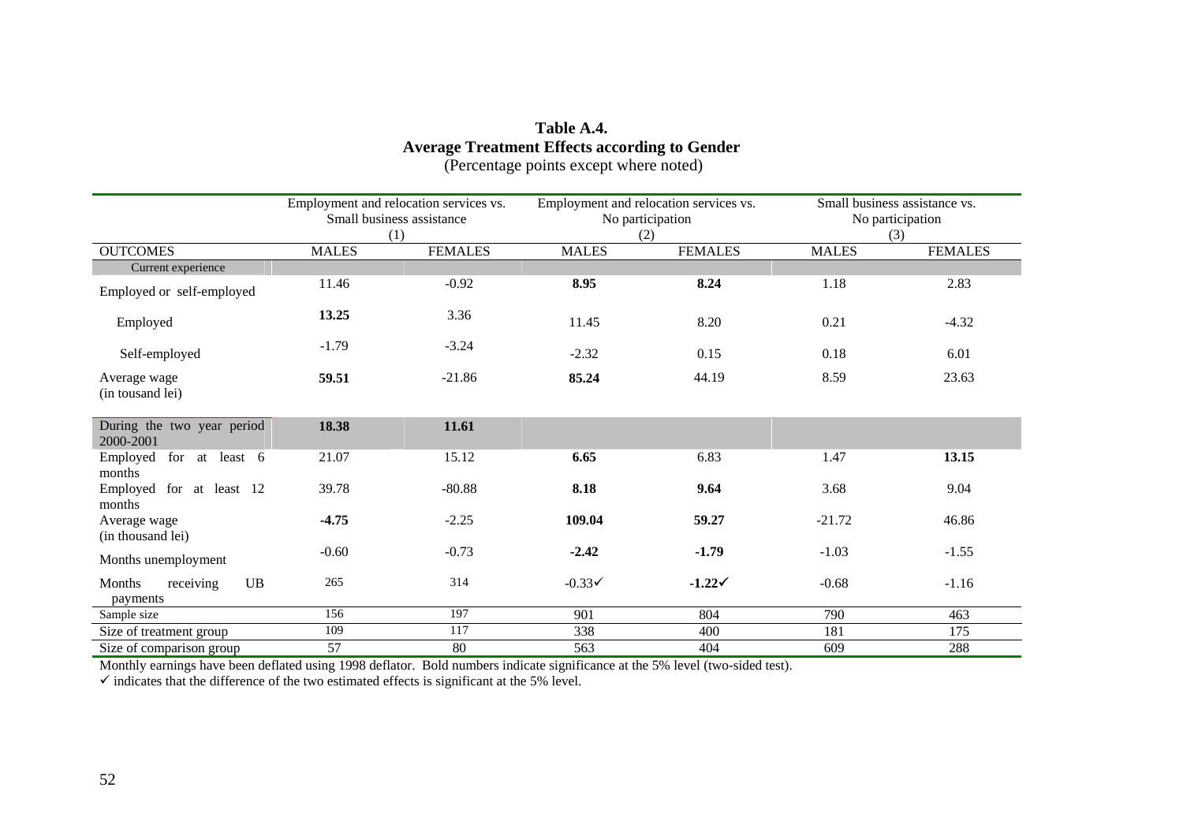**Table A.4.**
**Average Treatment Effects according to Gender**
(Percentage points except where noted)

| | Employment and relocation services vs. Small business assistance (1) | | Employment and relocation services vs. No participation (2) | | Small business assistance vs. No participation (3) | |
|---|---|---|---|---|---|---|
| OUTCOMES | MALES | FEMALES | MALES | FEMALES | MALES | FEMALES |
| Current experience | | | | | | |
| Employed or self-employed | 11.46 | -0.92 | **8.95** | **8.24** | 1.18 | 2.83 |
| Employed | **13.25** | 3.36 | 11.45 | 8.20 | 0.21 | -4.32 |
| Self-employed | -1.79 | -3.24 | -2.32 | 0.15 | 0.18 | 6.01 |
| Average wage (in tousand lei) | **59.51** | -21.86 | **85.24** | 44.19 | 8.59 | 23.63 |
| During the two year period 2000-2001 | **18.38** | **11.61** | | | | |
| Employed for at least 6 months | 21.07 | 15.12 | **6.65** | 6.83 | 1.47 | **13.15** |
| Employed for at least 12 months | 39.78 | -80.88 | **8.18** | **9.64** | 3.68 | 9.04 |
| Average wage (in thousand lei) | **-4.75** | -2.25 | **109.04** | 59.27 | -21.72 | 46.86 |
| Months unemployment | -0.60 | -0.73 | **-2.42** | **-1.79** | -1.03 | -1.55 |
| Months receiving UB payments | 265 | 314 | -0.33✓ | **-1.22✓** | -0.68 | -1.16 |
| Sample size | 156 | 197 | 901 | 804 | 790 | 463 |
| Size of treatment group | 109 | 117 | 338 | 400 | 181 | 175 |
| Size of comparison group | 57 | 80 | 563 | 404 | 609 | 288 |

Monthly earnings have been deflated using 1998 deflator. Bold numbers indicate significance at the 5% level (two-sided test).
✓ indicates that the difference of the two estimated effects is significant at the 5% level.